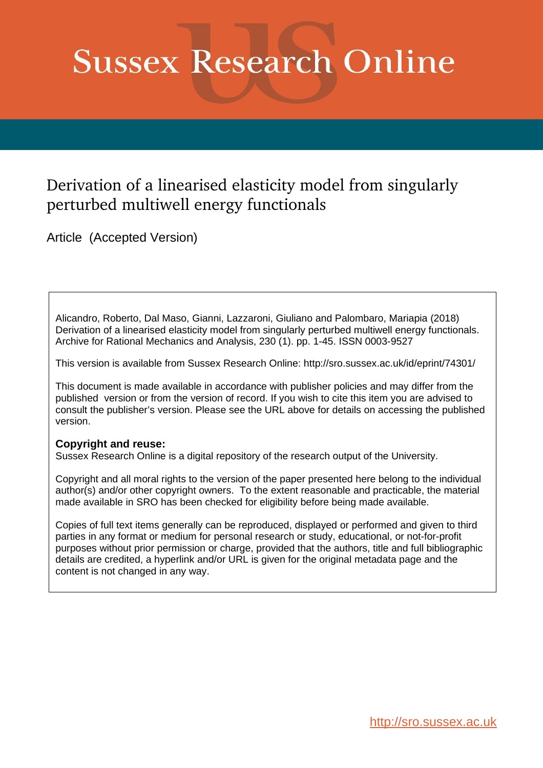# Sussex Research Online

## Derivation of a linearised elasticity model from singularly perturbed multiwell energy functionals

Article (Accepted Version)

Alicandro, Roberto, Dal Maso, Gianni, Lazzaroni, Giuliano and Palombaro, Mariapia (2018) Derivation of a linearised elasticity model from singularly perturbed multiwell energy functionals. Archive for Rational Mechanics and Analysis, 230 (1). pp. 1-45. ISSN 0003-9527

This version is available from Sussex Research Online: http://sro.sussex.ac.uk/id/eprint/74301/

This document is made available in accordance with publisher policies and may differ from the published version or from the version of record. If you wish to cite this item you are advised to consult the publisher's version. Please see the URL above for details on accessing the published version.

**Copyright and reuse:**
Sussex Research Online is a digital repository of the research output of the University.

Copyright and all moral rights to the version of the paper presented here belong to the individual author(s) and/or other copyright owners. To the extent reasonable and practicable, the material made available in SRO has been checked for eligibility before being made available.

Copies of full text items generally can be reproduced, displayed or performed and given to third parties in any format or medium for personal research or study, educational, or not-for-profit purposes without prior permission or charge, provided that the authors, title and full bibliographic details are credited, a hyperlink and/or URL is given for the original metadata page and the content is not changed in any way.

http://sro.sussex.ac.uk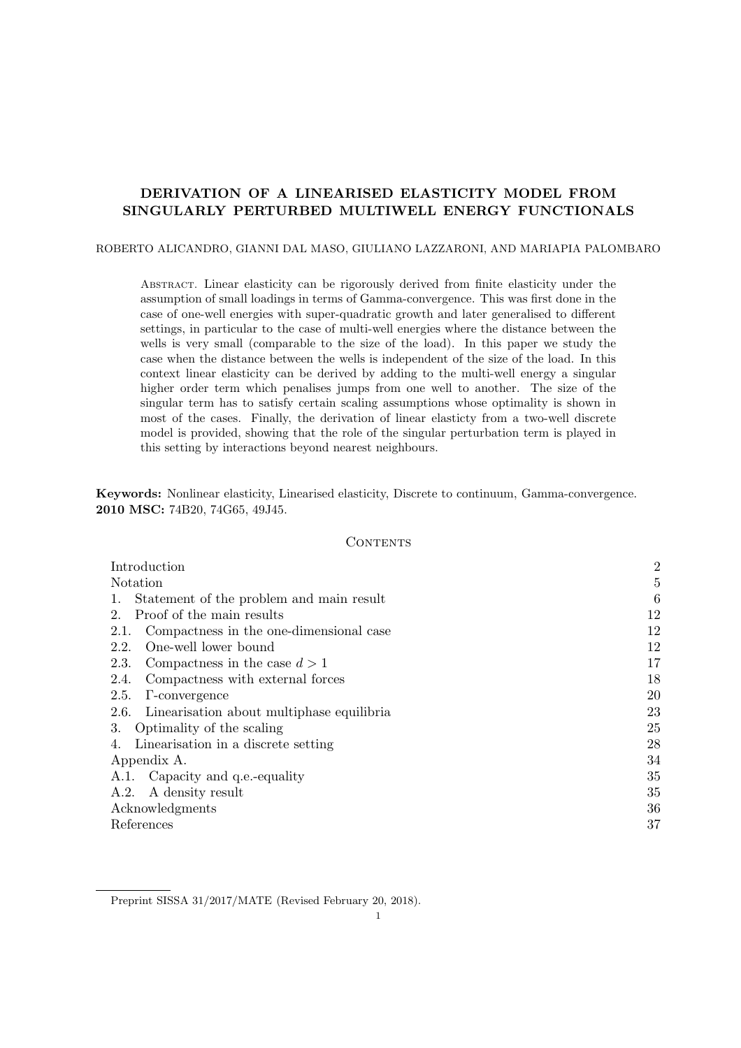# DERIVATION OF A LINEARISED ELASTICITY MODEL FROM SINGULARLY PERTURBED MULTIWELL ENERGY FUNCTIONALS

ROBERTO ALICANDRO, GIANNI DAL MASO, GIULIANO LAZZARONI, AND MARIAPIA PALOMBARO

Abstract. Linear elasticity can be rigorously derived from finite elasticity under the assumption of small loadings in terms of Gamma-convergence. This was first done in the case of one-well energies with super-quadratic growth and later generalised to different settings, in particular to the case of multi-well energies where the distance between the wells is very small (comparable to the size of the load). In this paper we study the case when the distance between the wells is independent of the size of the load. In this context linear elasticity can be derived by adding to the multi-well energy a singular higher order term which penalises jumps from one well to another. The size of the singular term has to satisfy certain scaling assumptions whose optimality is shown in most of the cases. Finally, the derivation of linear elasticty from a two-well discrete model is provided, showing that the role of the singular perturbation term is played in this setting by interactions beyond nearest neighbours.

**Keywords:** Nonlinear elasticity, Linearised elasticity, Discrete to continuum, Gamma-convergence.
**2010 MSC:** 74B20, 74G65, 49J45.

## Contents

| | |
|---|---|
| Introduction | 2 |
| Notation | 5 |
| 1. Statement of the problem and main result | 6 |
| 2. Proof of the main results | 12 |
| 2.1. Compactness in the one-dimensional case | 12 |
| 2.2. One-well lower bound | 12 |
| 2.3. Compactness in the case $d > 1$ | 17 |
| 2.4. Compactness with external forces | 18 |
| 2.5. $\Gamma$-convergence | 20 |
| 2.6. Linearisation about multiphase equilibria | 23 |
| 3. Optimality of the scaling | 25 |
| 4. Linearisation in a discrete setting | 28 |
| Appendix A. | 34 |
| A.1. Capacity and q.e.-equality | 35 |
| A.2. A density result | 35 |
| Acknowledgments | 36 |
| References | 37 |

Preprint SISSA 31/2017/MATE (Revised February 20, 2018).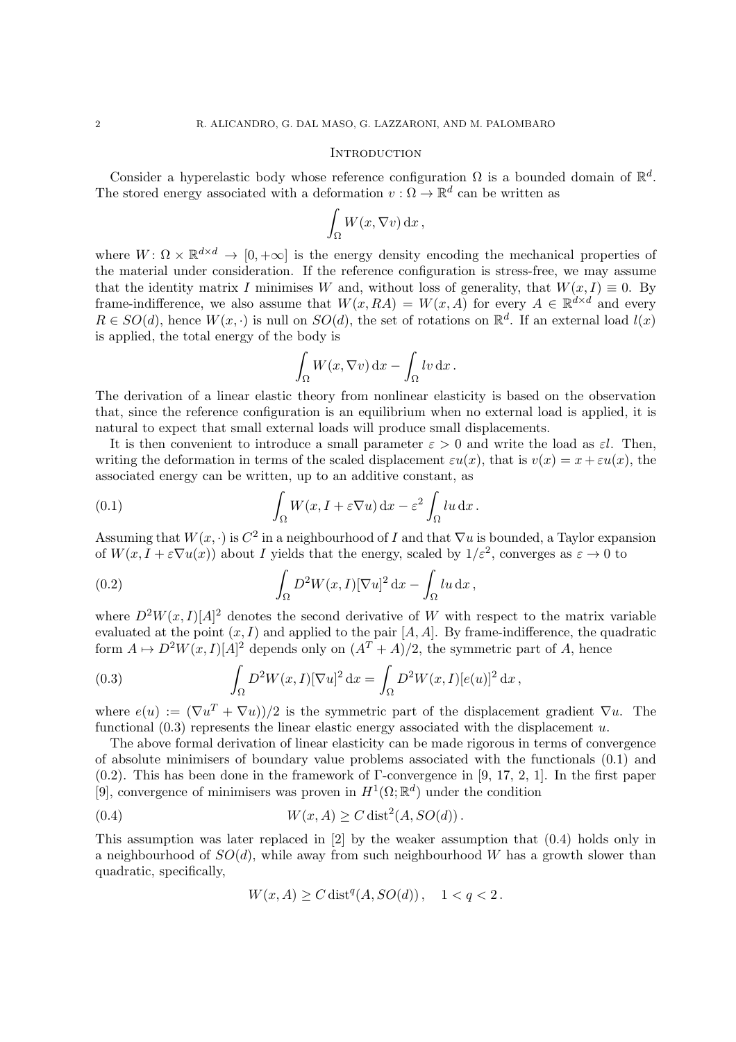## Introduction

Consider a hyperelastic body whose reference configuration $\Omega$ is a bounded domain of $\mathbb{R}^d$. The stored energy associated with a deformation $v : \Omega \to \mathbb{R}^d$ can be written as

$$\int_\Omega W(x, \nabla v)\,\mathrm{d}x\,,$$

where $W\colon \Omega \times \mathbb{R}^{d\times d} \to [0, +\infty]$ is the energy density encoding the mechanical properties of the material under consideration. If the reference configuration is stress-free, we may assume that the identity matrix $I$ minimises $W$ and, without loss of generality, that $W(x, I) \equiv 0$. By frame-indifference, we also assume that $W(x, RA) = W(x, A)$ for every $A \in \mathbb{R}^{d\times d}$ and every $R \in SO(d)$, hence $W(x, \cdot)$ is null on $SO(d)$, the set of rotations on $\mathbb{R}^d$. If an external load $l(x)$ is applied, the total energy of the body is

$$\int_\Omega W(x, \nabla v)\,\mathrm{d}x - \int_\Omega l v\,\mathrm{d}x\,.$$

The derivation of a linear elastic theory from nonlinear elasticity is based on the observation that, since the reference configuration is an equilibrium when no external load is applied, it is natural to expect that small external loads will produce small displacements.

It is then convenient to introduce a small parameter $\varepsilon > 0$ and write the load as $\varepsilon l$. Then, writing the deformation in terms of the scaled displacement $\varepsilon u(x)$, that is $v(x) = x + \varepsilon u(x)$, the associated energy can be written, up to an additive constant, as

$$\int_\Omega W(x, I + \varepsilon \nabla u)\,\mathrm{d}x - \varepsilon^2 \int_\Omega l u\,\mathrm{d}x\,. \tag{0.1}$$

Assuming that $W(x, \cdot)$ is $C^2$ in a neighbourhood of $I$ and that $\nabla u$ is bounded, a Taylor expansion of $W(x, I + \varepsilon\nabla u(x))$ about $I$ yields that the energy, scaled by $1/\varepsilon^2$, converges as $\varepsilon \to 0$ to

$$\int_\Omega D^2W(x, I)[\nabla u]^2\,\mathrm{d}x - \int_\Omega l u\,\mathrm{d}x\,, \tag{0.2}$$

where $D^2W(x, I)[A]^2$ denotes the second derivative of $W$ with respect to the matrix variable evaluated at the point $(x, I)$ and applied to the pair $[A, A]$. By frame-indifference, the quadratic form $A \mapsto D^2W(x, I)[A]^2$ depends only on $(A^T + A)/2$, the symmetric part of $A$, hence

$$\int_\Omega D^2W(x, I)[\nabla u]^2\,\mathrm{d}x = \int_\Omega D^2W(x, I)[e(u)]^2\,\mathrm{d}x\,, \tag{0.3}$$

where $e(u) := (\nabla u^T + \nabla u))/2$ is the symmetric part of the displacement gradient $\nabla u$. The functional (0.3) represents the linear elastic energy associated with the displacement $u$.

The above formal derivation of linear elasticity can be made rigorous in terms of convergence of absolute minimisers of boundary value problems associated with the functionals (0.1) and (0.2). This has been done in the framework of $\Gamma$-convergence in [9, 17, 2, 1]. In the first paper [9], convergence of minimisers was proven in $H^1(\Omega; \mathbb{R}^d)$ under the condition

$$W(x, A) \geq C \operatorname{dist}^2(A, SO(d))\,. \tag{0.4}$$

This assumption was later replaced in [2] by the weaker assumption that (0.4) holds only in a neighbourhood of $SO(d)$, while away from such neighbourhood $W$ has a growth slower than quadratic, specifically,

$$W(x, A) \geq C \operatorname{dist}^q(A, SO(d))\,, \quad 1 < q < 2\,.$$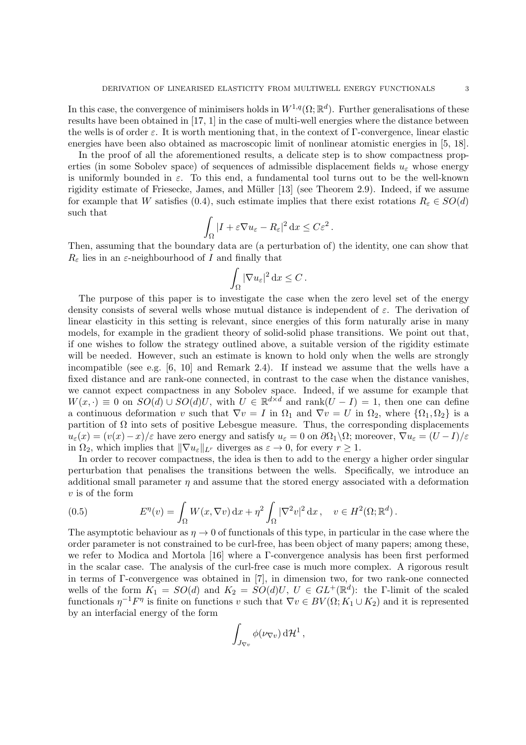In this case, the convergence of minimisers holds in $W^{1,q}(\Omega;\mathbb{R}^d)$. Further generalisations of these results have been obtained in [17, 1] in the case of multi-well energies where the distance between the wells is of order $\varepsilon$. It is worth mentioning that, in the context of $\Gamma$-convergence, linear elastic energies have been also obtained as macroscopic limit of nonlinear atomistic energies in [5, 18].

In the proof of all the aforementioned results, a delicate step is to show compactness properties (in some Sobolev space) of sequences of admissible displacement fields $u_\varepsilon$ whose energy is uniformly bounded in $\varepsilon$. To this end, a fundamental tool turns out to be the well-known rigidity estimate of Friesecke, James, and Müller [13] (see Theorem 2.9). Indeed, if we assume for example that $W$ satisfies (0.4), such estimate implies that there exist rotations $R_\varepsilon \in SO(d)$ such that

$$\int_\Omega |I + \varepsilon\nabla u_\varepsilon - R_\varepsilon|^2 \,\mathrm{d}x \le C\varepsilon^2 \,.$$

Then, assuming that the boundary data are (a perturbation of) the identity, one can show that $R_\varepsilon$ lies in an $\varepsilon$-neighbourhood of $I$ and finally that

$$\int_\Omega |\nabla u_\varepsilon|^2 \,\mathrm{d}x \le C \,.$$

The purpose of this paper is to investigate the case when the zero level set of the energy density consists of several wells whose mutual distance is independent of $\varepsilon$. The derivation of linear elasticity in this setting is relevant, since energies of this form naturally arise in many models, for example in the gradient theory of solid-solid phase transitions. We point out that, if one wishes to follow the strategy outlined above, a suitable version of the rigidity estimate will be needed. However, such an estimate is known to hold only when the wells are strongly incompatible (see e.g. [6, 10] and Remark 2.4). If instead we assume that the wells have a fixed distance and are rank-one connected, in contrast to the case when the distance vanishes, we cannot expect compactness in any Sobolev space. Indeed, if we assume for example that $W(x,\cdot) \equiv 0$ on $SO(d) \cup SO(d)U$, with $U \in \mathbb{R}^{d\times d}$ and $\operatorname{rank}(U - I) = 1$, then one can define a continuous deformation $v$ such that $\nabla v = I$ in $\Omega_1$ and $\nabla v = U$ in $\Omega_2$, where $\{\Omega_1, \Omega_2\}$ is a partition of $\Omega$ into sets of positive Lebesgue measure. Thus, the corresponding displacements $u_\varepsilon(x) = (v(x) - x)/\varepsilon$ have zero energy and satisfy $u_\varepsilon = 0$ on $\partial\Omega_1\backslash\Omega$; moreover, $\nabla u_\varepsilon = (U - I)/\varepsilon$ in $\Omega_2$, which implies that $\|\nabla u_\varepsilon\|_{L^r}$ diverges as $\varepsilon \to 0$, for every $r \ge 1$.

In order to recover compactness, the idea is then to add to the energy a higher order singular perturbation that penalises the transitions between the wells. Specifically, we introduce an additional small parameter $\eta$ and assume that the stored energy associated with a deformation $v$ is of the form

$$E^\eta(v) = \int_\Omega W(x, \nabla v)\,\mathrm{d}x + \eta^2 \int_\Omega |\nabla^2 v|^2 \,\mathrm{d}x\,, \quad v \in H^2(\Omega;\mathbb{R}^d)\,. \tag{0.5}$$

The asymptotic behaviour as $\eta \to 0$ of functionals of this type, in particular in the case where the order parameter is not constrained to be curl-free, has been object of many papers; among these, we refer to Modica and Mortola [16] where a $\Gamma$-convergence analysis has been first performed in the scalar case. The analysis of the curl-free case is much more complex. A rigorous result in terms of $\Gamma$-convergence was obtained in [7], in dimension two, for two rank-one connected wells of the form $K_1 = SO(d)$ and $K_2 = SO(d)U$, $U \in GL^+(\mathbb{R}^d)$: the $\Gamma$-limit of the scaled functionals $\eta^{-1}F^\eta$ is finite on functions $v$ such that $\nabla v \in BV(\Omega; K_1 \cup K_2)$ and it is represented by an interfacial energy of the form

$$\int_{J_{\nabla v}} \phi(\nu_{\nabla v})\,\mathrm{d}\mathcal{H}^1\,,$$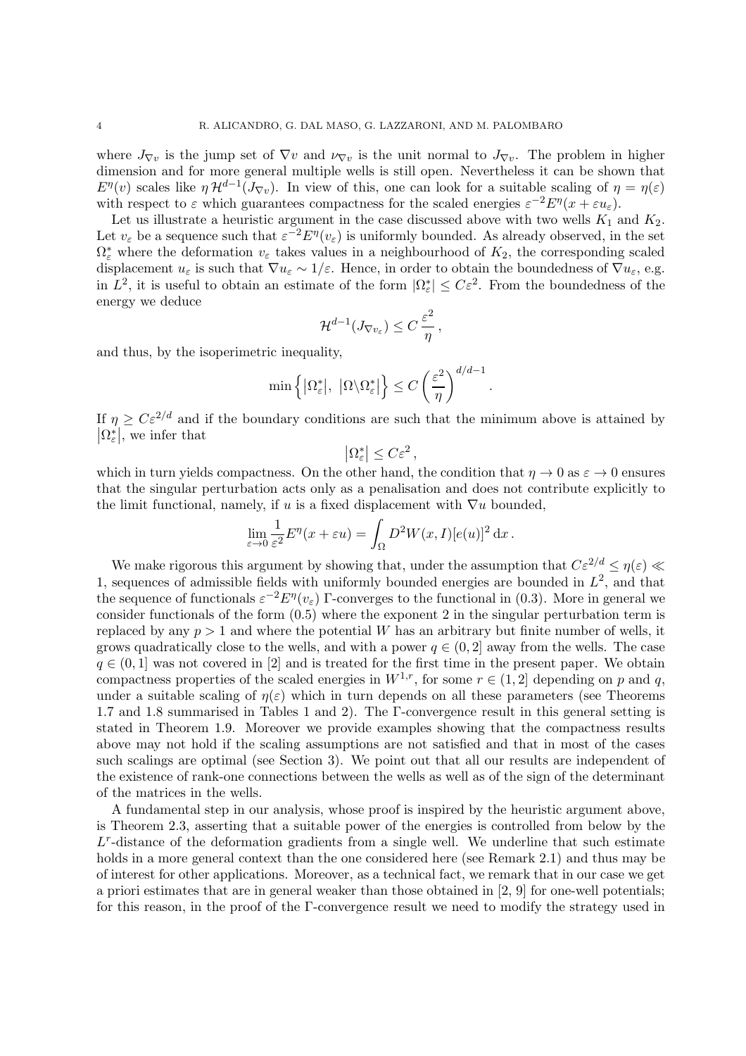where $J_{\nabla v}$ is the jump set of $\nabla v$ and $\nu_{\nabla v}$ is the unit normal to $J_{\nabla v}$. The problem in higher dimension and for more general multiple wells is still open. Nevertheless it can be shown that $E^\eta(v)$ scales like $\eta\,\mathcal{H}^{d-1}(J_{\nabla v})$. In view of this, one can look for a suitable scaling of $\eta = \eta(\varepsilon)$ with respect to $\varepsilon$ which guarantees compactness for the scaled energies $\varepsilon^{-2}E^\eta(x + \varepsilon u_\varepsilon)$.

Let us illustrate a heuristic argument in the case discussed above with two wells $K_1$ and $K_2$. Let $v_\varepsilon$ be a sequence such that $\varepsilon^{-2}E^\eta(v_\varepsilon)$ is uniformly bounded. As already observed, in the set $\Omega^*_\varepsilon$ where the deformation $v_\varepsilon$ takes values in a neighbourhood of $K_2$, the corresponding scaled displacement $u_\varepsilon$ is such that $\nabla u_\varepsilon \sim 1/\varepsilon$. Hence, in order to obtain the boundedness of $\nabla u_\varepsilon$, e.g. in $L^2$, it is useful to obtain an estimate of the form $|\Omega^*_\varepsilon| \le C\varepsilon^2$. From the boundedness of the energy we deduce

$$\mathcal{H}^{d-1}(J_{\nabla v_\varepsilon}) \le C\,\frac{\varepsilon^2}{\eta}\,,$$

and thus, by the isoperimetric inequality,

$$\min\Big\{\big|\Omega^*_\varepsilon\big|,\ \big|\Omega\backslash\Omega^*_\varepsilon\big|\Big\} \le C\left(\frac{\varepsilon^2}{\eta}\right)^{d/d-1}.$$

If $\eta \ge C\varepsilon^{2/d}$ and if the boundary conditions are such that the minimum above is attained by $\big|\Omega^*_\varepsilon\big|$, we infer that

$$\big|\Omega^*_\varepsilon\big| \le C\varepsilon^2\,,$$

which in turn yields compactness. On the other hand, the condition that $\eta \to 0$ as $\varepsilon \to 0$ ensures that the singular perturbation acts only as a penalisation and does not contribute explicitly to the limit functional, namely, if $u$ is a fixed displacement with $\nabla u$ bounded,

$$\lim_{\varepsilon\to 0}\frac{1}{\varepsilon^2}E^\eta(x+\varepsilon u) = \int_\Omega D^2W(x,I)[e(u)]^2\,\mathrm{d}x\,.$$

We make rigorous this argument by showing that, under the assumption that $C\varepsilon^{2/d} \le \eta(\varepsilon) \ll 1$, sequences of admissible fields with uniformly bounded energies are bounded in $L^2$, and that the sequence of functionals $\varepsilon^{-2}E^\eta(v_\varepsilon)$ $\Gamma$-converges to the functional in (0.3). More in general we consider functionals of the form (0.5) where the exponent 2 in the singular perturbation term is replaced by any $p > 1$ and where the potential $W$ has an arbitrary but finite number of wells, it grows quadratically close to the wells, and with a power $q \in (0, 2]$ away from the wells. The case $q \in (0, 1]$ was not covered in [2] and is treated for the first time in the present paper. We obtain compactness properties of the scaled energies in $W^{1,r}$, for some $r \in (1, 2]$ depending on $p$ and $q$, under a suitable scaling of $\eta(\varepsilon)$ which in turn depends on all these parameters (see Theorems 1.7 and 1.8 summarised in Tables 1 and 2). The $\Gamma$-convergence result in this general setting is stated in Theorem 1.9. Moreover we provide examples showing that the compactness results above may not hold if the scaling assumptions are not satisfied and that in most of the cases such scalings are optimal (see Section 3). We point out that all our results are independent of the existence of rank-one connections between the wells as well as of the sign of the determinant of the matrices in the wells.

A fundamental step in our analysis, whose proof is inspired by the heuristic argument above, is Theorem 2.3, asserting that a suitable power of the energies is controlled from below by the $L^r$-distance of the deformation gradients from a single well. We underline that such estimate holds in a more general context than the one considered here (see Remark 2.1) and thus may be of interest for other applications. Moreover, as a technical fact, we remark that in our case we get a priori estimates that are in general weaker than those obtained in [2, 9] for one-well potentials; for this reason, in the proof of the $\Gamma$-convergence result we need to modify the strategy used in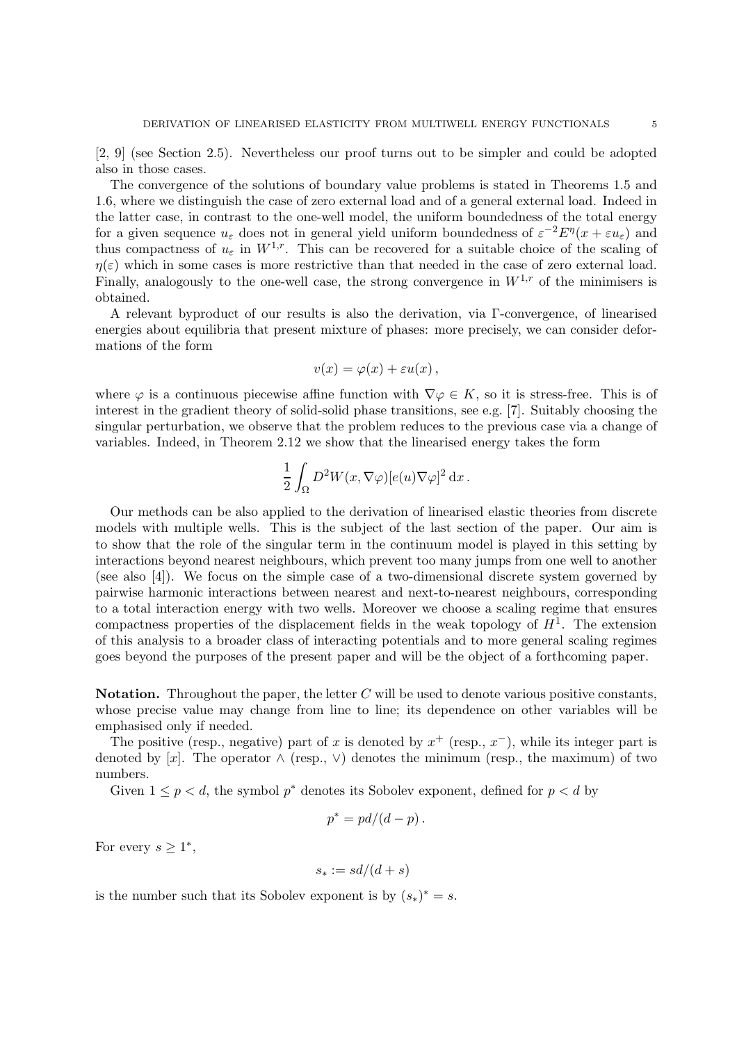[2, 9] (see Section 2.5). Nevertheless our proof turns out to be simpler and could be adopted also in those cases.

The convergence of the solutions of boundary value problems is stated in Theorems 1.5 and 1.6, where we distinguish the case of zero external load and of a general external load. Indeed in the latter case, in contrast to the one-well model, the uniform boundedness of the total energy for a given sequence $u_\varepsilon$ does not in general yield uniform boundedness of $\varepsilon^{-2}E^\eta(x+\varepsilon u_\varepsilon)$ and thus compactness of $u_\varepsilon$ in $W^{1,r}$. This can be recovered for a suitable choice of the scaling of $\eta(\varepsilon)$ which in some cases is more restrictive than that needed in the case of zero external load. Finally, analogously to the one-well case, the strong convergence in $W^{1,r}$ of the minimisers is obtained.

A relevant byproduct of our results is also the derivation, via Γ-convergence, of linearised energies about equilibria that present mixture of phases: more precisely, we can consider deformations of the form

$$v(x) = \varphi(x) + \varepsilon u(x)\,,$$

where $\varphi$ is a continuous piecewise affine function with $\nabla\varphi \in K$, so it is stress-free. This is of interest in the gradient theory of solid-solid phase transitions, see e.g. [7]. Suitably choosing the singular perturbation, we observe that the problem reduces to the previous case via a change of variables. Indeed, in Theorem 2.12 we show that the linearised energy takes the form

$$\frac{1}{2}\int_\Omega D^2W(x,\nabla\varphi)[e(u)\nabla\varphi]^2\,\mathrm{d}x\,.$$

Our methods can be also applied to the derivation of linearised elastic theories from discrete models with multiple wells. This is the subject of the last section of the paper. Our aim is to show that the role of the singular term in the continuum model is played in this setting by interactions beyond nearest neighbours, which prevent too many jumps from one well to another (see also [4]). We focus on the simple case of a two-dimensional discrete system governed by pairwise harmonic interactions between nearest and next-to-nearest neighbours, corresponding to a total interaction energy with two wells. Moreover we choose a scaling regime that ensures compactness properties of the displacement fields in the weak topology of $H^1$. The extension of this analysis to a broader class of interacting potentials and to more general scaling regimes goes beyond the purposes of the present paper and will be the object of a forthcoming paper.

**Notation.** Throughout the paper, the letter $C$ will be used to denote various positive constants, whose precise value may change from line to line; its dependence on other variables will be emphasised only if needed.

The positive (resp., negative) part of $x$ is denoted by $x^+$ (resp., $x^-$), while its integer part is denoted by $[x]$. The operator $\wedge$ (resp., $\vee$) denotes the minimum (resp., the maximum) of two numbers.

Given $1 \le p < d$, the symbol $p^*$ denotes its Sobolev exponent, defined for $p < d$ by

$$p^* = pd/(d-p)\,.$$

For every $s \ge 1^*$,

$$s_* := sd/(d+s)$$

is the number such that its Sobolev exponent is by $(s_*)^* = s$.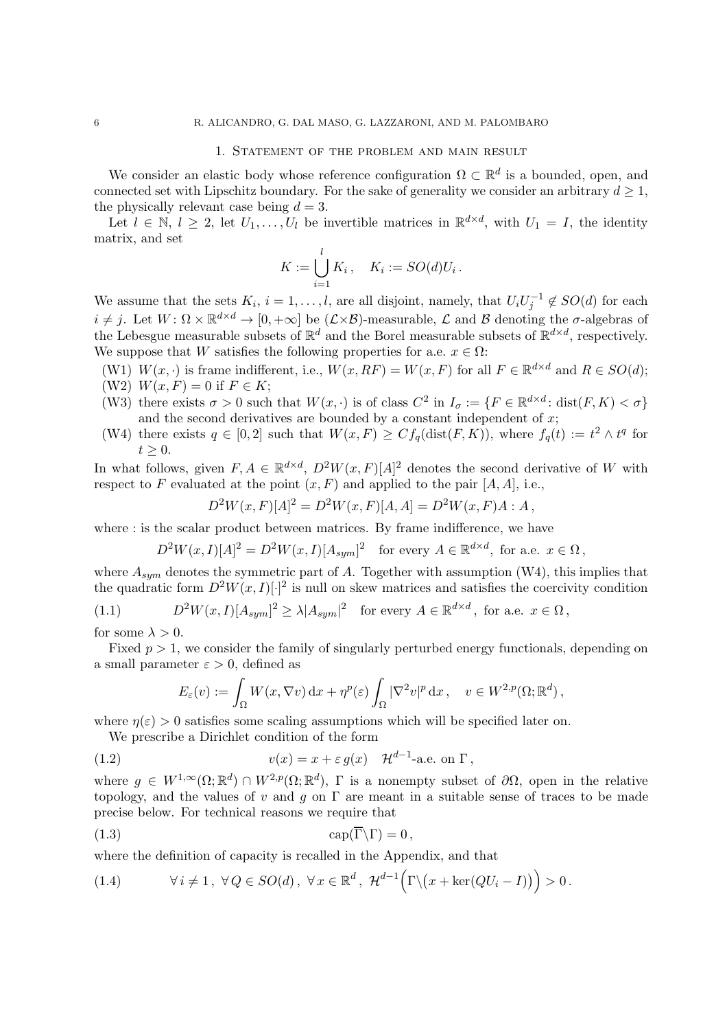## 1. Statement of the problem and main result

We consider an elastic body whose reference configuration $\Omega \subset \mathbb{R}^d$ is a bounded, open, and connected set with Lipschitz boundary. For the sake of generality we consider an arbitrary $d \geq 1$, the physically relevant case being $d = 3$.

Let $l \in \mathbb{N}$, $l \geq 2$, let $U_1, \ldots, U_l$ be invertible matrices in $\mathbb{R}^{d\times d}$, with $U_1 = I$, the identity matrix, and set

$$K := \bigcup_{i=1}^{l} K_i\,, \quad K_i := SO(d)U_i\,.$$

We assume that the sets $K_i$, $i = 1, \ldots, l$, are all disjoint, namely, that $U_iU_j^{-1} \notin SO(d)$ for each $i \neq j$. Let $W : \Omega \times \mathbb{R}^{d\times d} \to [0, +\infty]$ be $(\mathcal{L}\times\mathcal{B})$-measurable, $\mathcal{L}$ and $\mathcal{B}$ denoting the $\sigma$-algebras of the Lebesgue measurable subsets of $\mathbb{R}^d$ and the Borel measurable subsets of $\mathbb{R}^{d\times d}$, respectively. We suppose that $W$ satisfies the following properties for a.e. $x \in \Omega$:

(W1) $W(x, \cdot)$ is frame indifferent, i.e., $W(x, RF) = W(x, F)$ for all $F \in \mathbb{R}^{d\times d}$ and $R \in SO(d)$;
(W2) $W(x, F) = 0$ if $F \in K$;
(W3) there exists $\sigma > 0$ such that $W(x, \cdot)$ is of class $C^2$ in $I_\sigma := \{F \in \mathbb{R}^{d\times d} : \mathrm{dist}(F, K) < \sigma\}$ and the second derivatives are bounded by a constant independent of $x$;
(W4) there exists $q \in [0, 2]$ such that $W(x, F) \geq C f_q(\mathrm{dist}(F, K))$, where $f_q(t) := t^2 \wedge t^q$ for $t \geq 0$.

In what follows, given $F, A \in \mathbb{R}^{d\times d}$, $D^2W(x, F)[A]^2$ denotes the second derivative of $W$ with respect to $F$ evaluated at the point $(x, F)$ and applied to the pair $[A, A]$, i.e.,

$$D^2W(x, F)[A]^2 = D^2W(x, F)[A, A] = D^2W(x, F)A : A\,,$$

where $:$ is the scalar product between matrices. By frame indifference, we have

$$D^2W(x, I)[A]^2 = D^2W(x, I)[A_{sym}]^2 \quad \text{for every } A \in \mathbb{R}^{d\times d}, \text{ for a.e. } x \in \Omega\,,$$

where $A_{sym}$ denotes the symmetric part of $A$. Together with assumption (W4), this implies that the quadratic form $D^2W(x, I)[\cdot]^2$ is null on skew matrices and satisfies the coercivity condition

$$D^2W(x, I)[A_{sym}]^2 \geq \lambda |A_{sym}|^2 \quad \text{for every } A \in \mathbb{R}^{d\times d}, \text{ for a.e. } x \in \Omega\,, \tag{1.1}$$

for some $\lambda > 0$.

Fixed $p > 1$, we consider the family of singularly perturbed energy functionals, depending on a small parameter $\varepsilon > 0$, defined as

$$E_\varepsilon(v) := \int_\Omega W(x, \nabla v)\,\mathrm{d}x + \eta^p(\varepsilon) \int_\Omega |\nabla^2 v|^p\,\mathrm{d}x\,, \quad v \in W^{2,p}(\Omega; \mathbb{R}^d)\,,$$

where $\eta(\varepsilon) > 0$ satisfies some scaling assumptions which will be specified later on.

We prescribe a Dirichlet condition of the form

$$v(x) = x + \varepsilon\, g(x) \quad \mathcal{H}^{d-1}\text{-a.e. on } \Gamma\,, \tag{1.2}$$

where $g \in W^{1,\infty}(\Omega; \mathbb{R}^d) \cap W^{2,p}(\Omega; \mathbb{R}^d)$, $\Gamma$ is a nonempty subset of $\partial\Omega$, open in the relative topology, and the values of $v$ and $g$ on $\Gamma$ are meant in a suitable sense of traces to be made precise below. For technical reasons we require that

$$\mathrm{cap}(\overline{\Gamma}\backslash\Gamma) = 0\,, \tag{1.3}$$

where the definition of capacity is recalled in the Appendix, and that

$$\forall\, i \neq 1\,,\ \forall\, Q \in SO(d)\,,\ \forall\, x \in \mathbb{R}^d\,,\ \mathcal{H}^{d-1}\Big(\Gamma\backslash\big(x + \ker(QU_i - I)\big)\Big) > 0\,. \tag{1.4}$$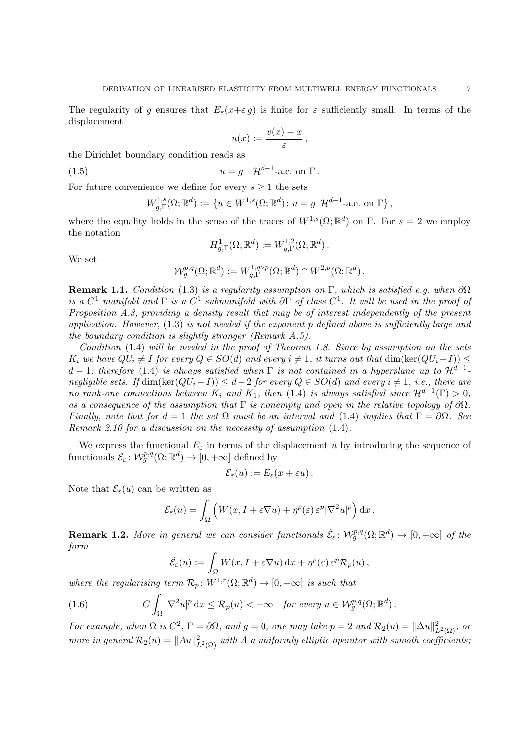The regularity of $g$ ensures that $E_\varepsilon(x+\varepsilon\, g)$ is finite for $\varepsilon$ sufficiently small. In terms of the displacement

$$u(x) := \frac{v(x) - x}{\varepsilon}\,,$$

the Dirichlet boundary condition reads as

$$u = g \quad \mathcal{H}^{d-1}\text{-a.e. on } \Gamma\,. \tag{1.5}$$

For future convenience we define for every $s \geq 1$ the sets

$$W^{1,s}_{g,\Gamma}(\Omega;\mathbb{R}^d) := \{u \in W^{1,s}(\Omega;\mathbb{R}^d) \colon u = g \ \ \mathcal{H}^{d-1}\text{-a.e. on } \Gamma\}\,,$$

where the equality holds in the sense of the traces of $W^{1,s}(\Omega;\mathbb{R}^d)$ on $\Gamma$. For $s = 2$ we employ the notation

$$H^1_{g,\Gamma}(\Omega;\mathbb{R}^d) := W^{1,2}_{g,\Gamma}(\Omega;\mathbb{R}^d)\,.$$

We set

$$\mathcal{W}^{p,q}_g(\Omega;\mathbb{R}^d) := W^{1,q\vee p}_{g,\Gamma}(\Omega;\mathbb{R}^d) \cap W^{2,p}(\Omega;\mathbb{R}^d)\,.$$

**Remark 1.1.** *Condition* (1.3) *is a regularity assumption on $\Gamma$, which is satisfied e.g. when $\partial\Omega$ is a $C^1$ manifold and $\Gamma$ is a $C^1$ submanifold with $\partial\Gamma$ of class $C^1$. It will be used in the proof of Proposition A.3, providing a density result that may be of interest independently of the present application. However,* (1.3) *is not needed if the exponent $p$ defined above is sufficiently large and the boundary condition is slightly stronger (Remark A.5).*

*Condition* (1.4) *will be needed in the proof of Theorem 1.8. Since by assumption on the sets $K_i$ we have $QU_i \neq I$ for every $Q \in SO(d)$ and every $i \neq 1$, it turns out that $\dim(\ker(QU_i - I)) \leq d-1$; therefore* (1.4) *is always satisfied when $\Gamma$ is not contained in a hyperplane up to $\mathcal{H}^{d-1}$-negligible sets. If $\dim(\ker(QU_i - I)) \leq d-2$ for every $Q \in SO(d)$ and every $i \neq 1$, i.e., there are no rank-one connections between $K_i$ and $K_1$, then* (1.4) *is always satisfied since $\mathcal{H}^{d-1}(\Gamma) > 0$, as a consequence of the assumption that $\Gamma$ is nonempty and open in the relative topology of $\partial\Omega$. Finally, note that for $d = 1$ the set $\Omega$ must be an interval and* (1.4) *implies that $\Gamma = \partial\Omega$. See Remark 2.10 for a discussion on the necessity of assumption* (1.4)*.*

We express the functional $E_\varepsilon$ in terms of the displacement $u$ by introducing the sequence of functionals $\mathcal{E}_\varepsilon \colon \mathcal{W}^{p,q}_g(\Omega;\mathbb{R}^d) \to [0,+\infty]$ defined by

$$\mathcal{E}_\varepsilon(u) := E_\varepsilon(x + \varepsilon u)\,.$$

Note that $\mathcal{E}_\varepsilon(u)$ can be written as

$$\mathcal{E}_\varepsilon(u) = \int_\Omega \Big( W(x, I + \varepsilon\nabla u) + \eta^p(\varepsilon)\,\varepsilon^p |\nabla^2 u|^p \Big)\,\mathrm{d}x\,.$$

**Remark 1.2.** *More in general we can consider functionals $\hat{\mathcal{E}}_\varepsilon \colon \mathcal{W}^{p,q}_g(\Omega;\mathbb{R}^d) \to [0,+\infty]$ of the form*

$$\hat{\mathcal{E}}_\varepsilon(u) := \int_\Omega W(x, I + \varepsilon\nabla u)\,\mathrm{d}x + \eta^p(\varepsilon)\,\varepsilon^p \mathcal{R}_p(u)\,,$$

*where the regularising term $\mathcal{R}_p \colon W^{1,r}(\Omega;\mathbb{R}^d) \to [0,+\infty]$ is such that*

$$C\int_\Omega |\nabla^2 u|^p\,\mathrm{d}x \leq \mathcal{R}_p(u) < +\infty \quad \textit{for every } u \in \mathcal{W}^{p,q}_g(\Omega;\mathbb{R}^d)\,. \tag{1.6}$$

*For example, when $\Omega$ is $C^2$, $\Gamma = \partial\Omega$, and $g = 0$, one may take $p = 2$ and $\mathcal{R}_2(u) = \|\Delta u\|^2_{L^2(\Omega)}$, or more in general $\mathcal{R}_2(u) = \|Au\|^2_{L^2(\Omega)}$ with $A$ a uniformly elliptic operator with smooth coefficients;*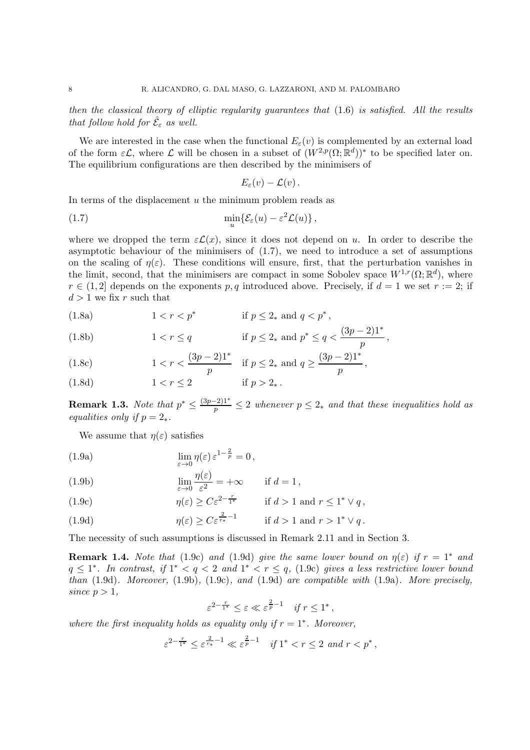*then the classical theory of elliptic regularity guarantees that* (1.6) *is satisfied. All the results that follow hold for* $\hat{\mathcal{E}}_\varepsilon$ *as well.*

We are interested in the case when the functional $E_\varepsilon(v)$ is complemented by an external load of the form $\varepsilon\mathcal{L}$, where $\mathcal{L}$ will be chosen in a subset of $(W^{2,p}(\Omega;\mathbb{R}^d))^*$ to be specified later on. The equilibrium configurations are then described by the minimisers of

$$E_\varepsilon(v) - \mathcal{L}(v)\,.$$

In terms of the displacement $u$ the minimum problem reads as

$$\min_u\{\mathcal{E}_\varepsilon(u) - \varepsilon^2\mathcal{L}(u)\}\,, \tag{1.7}$$

where we dropped the term $\varepsilon\mathcal{L}(x)$, since it does not depend on $u$. In order to describe the asymptotic behaviour of the minimisers of (1.7), we need to introduce a set of assumptions on the scaling of $\eta(\varepsilon)$. These conditions will ensure, first, that the perturbation vanishes in the limit, second, that the minimisers are compact in some Sobolev space $W^{1,r}(\Omega;\mathbb{R}^d)$, where $r \in (1,2]$ depends on the exponents $p,q$ introduced above. Precisely, if $d=1$ we set $r:=2$; if $d>1$ we fix $r$ such that

$$1<r<p^* \qquad \text{if } p\le 2_* \text{ and } q<p^*\,, \tag{1.8a}$$

$$1<r\le q \qquad \text{if } p\le 2_* \text{ and } p^*\le q<\frac{(3p-2)1^*}{p}\,, \tag{1.8b}$$

$$1<r<\frac{(3p-2)1^*}{p} \qquad \text{if } p\le 2_* \text{ and } q\ge\frac{(3p-2)1^*}{p}\,, \tag{1.8c}$$

$$1<r\le 2 \qquad \text{if } p>2_*\,. \tag{1.8d}$$

**Remark 1.3.** *Note that* $p^*\le\frac{(3p-2)1^*}{p}\le 2$ *whenever* $p\le 2_*$ *and that these inequalities hold as equalities only if* $p=2_*$.

We assume that $\eta(\varepsilon)$ satisfies

$$\lim_{\varepsilon\to0}\eta(\varepsilon)\,\varepsilon^{1-\frac{2}{p}}=0\,, \tag{1.9a}$$

$$\lim_{\varepsilon\to0}\frac{\eta(\varepsilon)}{\varepsilon^2}=+\infty \qquad \text{if } d=1\,, \tag{1.9b}$$

$$\eta(\varepsilon)\ge C\varepsilon^{2-\frac{r}{1^*}} \qquad \text{if } d>1 \text{ and } r\le 1^*\vee q\,, \tag{1.9c}$$

$$\eta(\varepsilon)\ge C\varepsilon^{\frac{2}{r_*}-1} \qquad \text{if } d>1 \text{ and } r>1^*\vee q\,. \tag{1.9d}$$

The necessity of such assumptions is discussed in Remark 2.11 and in Section 3.

**Remark 1.4.** *Note that* (1.9c) *and* (1.9d) *give the same lower bound on* $\eta(\varepsilon)$ *if* $r=1^*$ *and* $q\le 1^*$. *In contrast, if* $1^*<q<2$ *and* $1^*<r\le q$, (1.9c) *gives a less restrictive lower bound than* (1.9d). *Moreover,* (1.9b), (1.9c), *and* (1.9d) *are compatible with* (1.9a). *More precisely, since* $p>1$,

$$\varepsilon^{2-\frac{r}{1^*}}\le\varepsilon\ll\varepsilon^{\frac{2}{p}-1} \quad \text{if } r\le 1^*\,,$$

*where the first inequality holds as equality only if* $r=1^*$. *Moreover,*

$$\varepsilon^{2-\frac{r}{1^*}}\le\varepsilon^{\frac{2}{r_*}-1}\ll\varepsilon^{\frac{2}{p}-1} \quad \text{if } 1^*<r\le 2 \text{ and } r<p^*\,,$$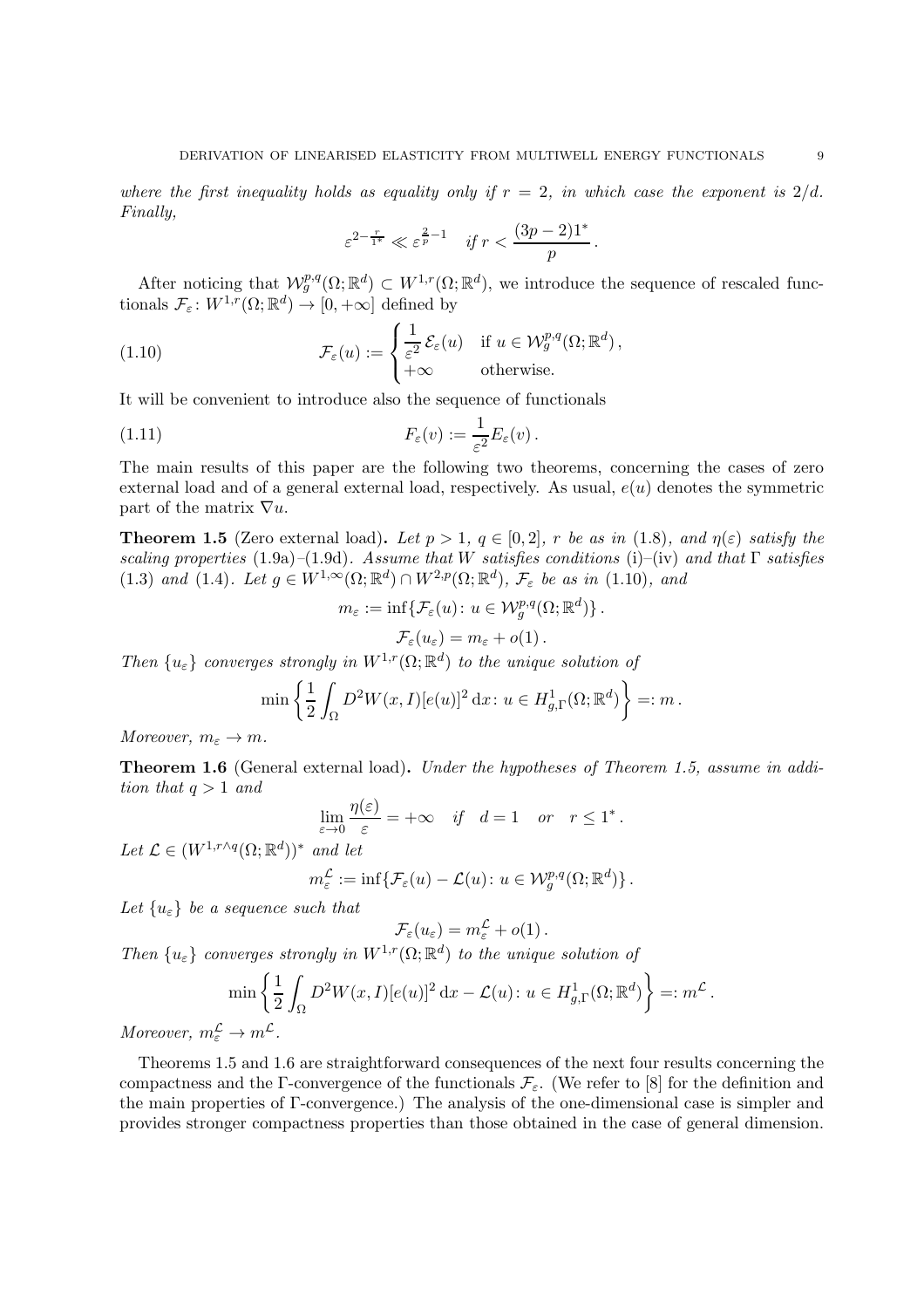*where the first inequality holds as equality only if $r = 2$, in which case the exponent is $2/d$. Finally,*

$$\varepsilon^{2-\frac{r}{1^*}} \ll \varepsilon^{\frac{2}{p}-1} \quad \text{if } r < \frac{(3p-2)1^*}{p}\,.$$

After noticing that $\mathcal{W}^{p,q}_g(\Omega;\mathbb{R}^d) \subset W^{1,r}(\Omega;\mathbb{R}^d)$, we introduce the sequence of rescaled functionals $\mathcal{F}_\varepsilon \colon W^{1,r}(\Omega;\mathbb{R}^d) \to [0,+\infty]$ defined by

$$\mathcal{F}_\varepsilon(u) := \begin{cases} \dfrac{1}{\varepsilon^2}\,\mathcal{E}_\varepsilon(u) & \text{if } u \in \mathcal{W}^{p,q}_g(\Omega;\mathbb{R}^d)\,,\\ +\infty & \text{otherwise.}\end{cases} \tag{1.10}$$

It will be convenient to introduce also the sequence of functionals

$$F_\varepsilon(v) := \frac{1}{\varepsilon^2}E_\varepsilon(v)\,. \tag{1.11}$$

The main results of this paper are the following two theorems, concerning the cases of zero external load and of a general external load, respectively. As usual, $e(u)$ denotes the symmetric part of the matrix $\nabla u$.

**Theorem 1.5** (Zero external load)**.** *Let $p > 1$, $q \in [0,2]$, $r$ be as in (1.8), and $\eta(\varepsilon)$ satisfy the scaling properties (1.9a)–(1.9d). Assume that $W$ satisfies conditions (i)–(iv) and that $\Gamma$ satisfies (1.3) and (1.4). Let $g \in W^{1,\infty}(\Omega;\mathbb{R}^d) \cap W^{2,p}(\Omega;\mathbb{R}^d)$, $\mathcal{F}_\varepsilon$ be as in (1.10), and*

$$m_\varepsilon := \inf\{\mathcal{F}_\varepsilon(u)\colon u \in \mathcal{W}^{p,q}_g(\Omega;\mathbb{R}^d)\}\,.$$

$$\mathcal{F}_\varepsilon(u_\varepsilon) = m_\varepsilon + o(1)\,.$$

*Then $\{u_\varepsilon\}$ converges strongly in $W^{1,r}(\Omega;\mathbb{R}^d)$ to the unique solution of*

$$\min\left\{\frac{1}{2}\int_\Omega D^2W(x,I)[e(u)]^2\,\mathrm{d}x\colon u \in H^1_{g,\Gamma}(\Omega;\mathbb{R}^d)\right\} =: m\,.$$

*Moreover, $m_\varepsilon \to m$.*

**Theorem 1.6** (General external load)**.** *Under the hypotheses of Theorem 1.5, assume in addition that $q > 1$ and*

$$\lim_{\varepsilon\to 0}\frac{\eta(\varepsilon)}{\varepsilon} = +\infty \quad \text{if} \quad d = 1 \quad \text{or} \quad r \le 1^*\,.$$

*Let $\mathcal{L} \in (W^{1,r\wedge q}(\Omega;\mathbb{R}^d))^*$ and let*

$$m^{\mathcal{L}}_\varepsilon := \inf\{\mathcal{F}_\varepsilon(u) - \mathcal{L}(u)\colon u \in \mathcal{W}^{p,q}_g(\Omega;\mathbb{R}^d)\}\,.$$

*Let $\{u_\varepsilon\}$ be a sequence such that*

$$\mathcal{F}_\varepsilon(u_\varepsilon) = m^{\mathcal{L}}_\varepsilon + o(1)\,.$$

*Then $\{u_\varepsilon\}$ converges strongly in $W^{1,r}(\Omega;\mathbb{R}^d)$ to the unique solution of*

$$\min\left\{\frac{1}{2}\int_\Omega D^2W(x,I)[e(u)]^2\,\mathrm{d}x - \mathcal{L}(u)\colon u \in H^1_{g,\Gamma}(\Omega;\mathbb{R}^d)\right\} =: m^{\mathcal{L}}\,.$$

*Moreover, $m^{\mathcal{L}}_\varepsilon \to m^{\mathcal{L}}$.*

Theorems 1.5 and 1.6 are straightforward consequences of the next four results concerning the compactness and the $\Gamma$-convergence of the functionals $\mathcal{F}_\varepsilon$. (We refer to [8] for the definition and the main properties of $\Gamma$-convergence.) The analysis of the one-dimensional case is simpler and provides stronger compactness properties than those obtained in the case of general dimension.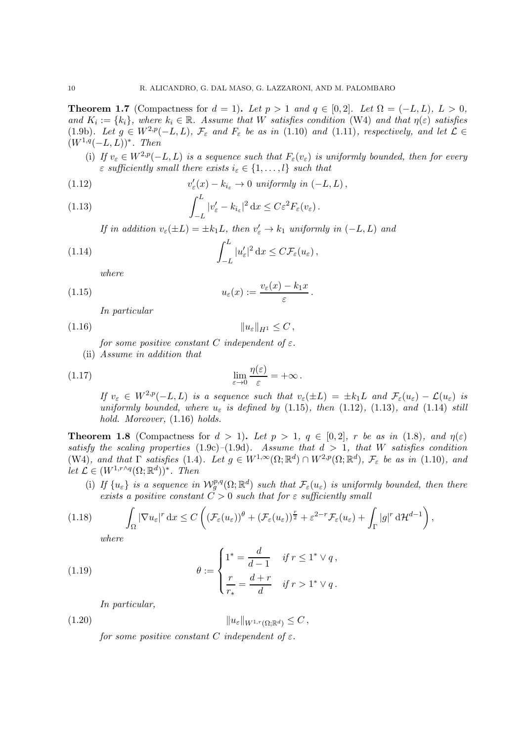**Theorem 1.7** (Compactness for $d = 1$)**.** *Let $p > 1$ and $q \in [0, 2]$. Let $\Omega = (-L, L)$, $L > 0$, and $K_i := \{k_i\}$, where $k_i \in \mathbb{R}$. Assume that $W$ satisfies condition* (W4) *and that $\eta(\varepsilon)$ satisfies* (1.9b). *Let $g \in W^{2,p}(-L, L)$, $\mathcal{F}_\varepsilon$ and $F_\varepsilon$ be as in* (1.10) *and* (1.11)*, respectively, and let $\mathcal{L} \in (W^{1,q}(-L, L))^*$. Then*

(i) *If $v_\varepsilon \in W^{2,p}(-L, L)$ is a sequence such that $F_\varepsilon(v_\varepsilon)$ is uniformly bounded, then for every $\varepsilon$ sufficiently small there exists $i_\varepsilon \in \{1, \dots, l\}$ such that*

$$v'_\varepsilon(x) - k_{i_\varepsilon} \to 0 \text{ uniformly in } (-L, L)\,, \tag{1.12}$$

$$\int_{-L}^{L} |v'_\varepsilon - k_{i_\varepsilon}|^2 \, \mathrm{d}x \leq C\varepsilon^2 F_\varepsilon(v_\varepsilon)\,. \tag{1.13}$$

*If in addition $v_\varepsilon(\pm L) = \pm k_1 L$, then $v'_\varepsilon \to k_1$ uniformly in $(-L, L)$ and*

$$\int_{-L}^{L} |u'_\varepsilon|^2 \, \mathrm{d}x \leq C\mathcal{F}_\varepsilon(u_\varepsilon)\,, \tag{1.14}$$

*where*

$$u_\varepsilon(x) := \frac{v_\varepsilon(x) - k_1 x}{\varepsilon}\,. \tag{1.15}$$

*In particular*

$$\|u_\varepsilon\|_{H^1} \leq C\,, \tag{1.16}$$

*for some positive constant $C$ independent of $\varepsilon$.*

(ii) *Assume in addition that*

$$\lim_{\varepsilon \to 0} \frac{\eta(\varepsilon)}{\varepsilon} = +\infty\,. \tag{1.17}$$

*If $v_\varepsilon \in W^{2,p}(-L, L)$ is a sequence such that $v_\varepsilon(\pm L) = \pm k_1 L$ and $\mathcal{F}_\varepsilon(u_\varepsilon) - \mathcal{L}(u_\varepsilon)$ is uniformly bounded, where $u_\varepsilon$ is defined by* (1.15)*, then* (1.12)*,* (1.13)*, and* (1.14) *still hold. Moreover,* (1.16) *holds.*

**Theorem 1.8** (Compactness for $d > 1$)**.** *Let $p > 1$, $q \in [0, 2]$, $r$ be as in* (1.8)*, and $\eta(\varepsilon)$ satisfy the scaling properties* (1.9c)–(1.9d)*. Assume that $d > 1$, that $W$ satisfies condition* (W4)*, and that $\Gamma$ satisfies* (1.4)*. Let $g \in W^{1,\infty}(\Omega; \mathbb{R}^d) \cap W^{2,p}(\Omega; \mathbb{R}^d)$, $\mathcal{F}_\varepsilon$ be as in* (1.10)*, and let $\mathcal{L} \in (W^{1, r \wedge q}(\Omega; \mathbb{R}^d))^*$. Then*

(i) *If $\{u_\varepsilon\}$ is a sequence in $\mathcal{W}^{p,q}_g(\Omega; \mathbb{R}^d)$ such that $\mathcal{F}_\varepsilon(u_\varepsilon)$ is uniformly bounded, then there exists a positive constant $C > 0$ such that for $\varepsilon$ sufficiently small*

$$\int_\Omega |\nabla u_\varepsilon|^r \, \mathrm{d}x \leq C \left( (\mathcal{F}_\varepsilon(u_\varepsilon))^\theta + (\mathcal{F}_\varepsilon(u_\varepsilon))^{\frac{r}{2}} + \varepsilon^{2-r}\mathcal{F}_\varepsilon(u_\varepsilon) + \int_\Gamma |g|^r \, \mathrm{d}\mathcal{H}^{d-1} \right), \tag{1.18}$$

*where*

$$\theta := \begin{cases} 1^* = \dfrac{d}{d-1} & \text{if } r \leq 1^* \vee q\,, \\[2ex] \dfrac{r}{r_*} = \dfrac{d+r}{d} & \text{if } r > 1^* \vee q\,. \end{cases} \tag{1.19}$$

*In particular,*

$$\|u_\varepsilon\|_{W^{1,r}(\Omega; \mathbb{R}^d)} \leq C\,, \tag{1.20}$$

*for some positive constant $C$ independent of $\varepsilon$.*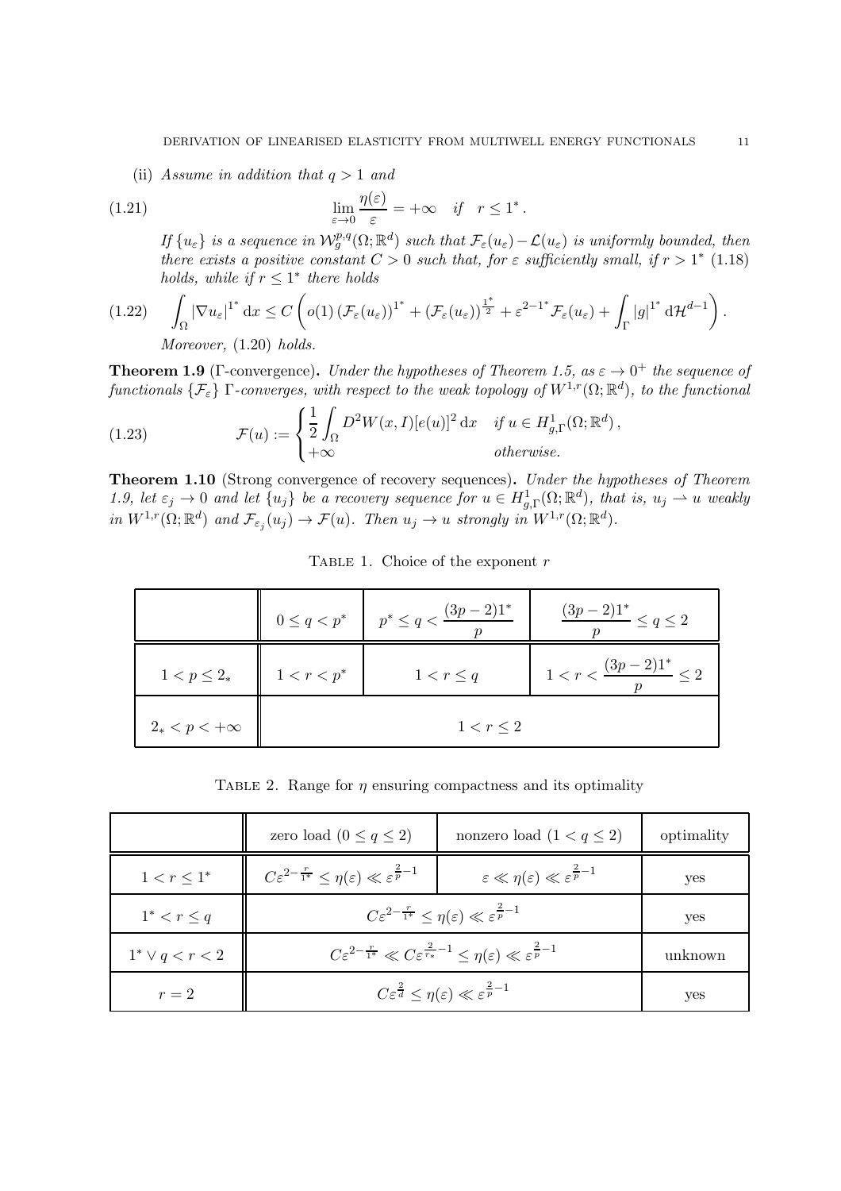(ii) *Assume in addition that* $q > 1$ *and*

$$\lim_{\varepsilon \to 0} \frac{\eta(\varepsilon)}{\varepsilon} = +\infty \quad \text{if} \quad r \leq 1^* . \tag{1.21}$$

*If* $\{u_\varepsilon\}$ *is a sequence in* $\mathcal{W}^{p,q}_g(\Omega;\mathbb{R}^d)$ *such that* $\mathcal{F}_\varepsilon(u_\varepsilon) - \mathcal{L}(u_\varepsilon)$ *is uniformly bounded, then there exists a positive constant* $C > 0$ *such that, for* $\varepsilon$ *sufficiently small, if* $r > 1^*$ (1.18) *holds, while if* $r \leq 1^*$ *there holds*

$$\int_\Omega |\nabla u_\varepsilon|^{1^*} \,\mathrm{d}x \leq C \left( o(1) \left(\mathcal{F}_\varepsilon(u_\varepsilon)\right)^{1^*} + \left(\mathcal{F}_\varepsilon(u_\varepsilon)\right)^{\frac{1^*}{2}} + \varepsilon^{2-1^*} \mathcal{F}_\varepsilon(u_\varepsilon) + \int_\Gamma |g|^{1^*} \,\mathrm{d}\mathcal{H}^{d-1} \right). \tag{1.22}$$

*Moreover,* (1.20) *holds.*

**Theorem 1.9** (Γ-convergence)**.** *Under the hypotheses of Theorem 1.5, as* $\varepsilon \to 0^+$ *the sequence of functionals* $\{\mathcal{F}_\varepsilon\}$ *Γ-converges, with respect to the weak topology of* $W^{1,r}(\Omega;\mathbb{R}^d)$*, to the functional*

$$\mathcal{F}(u) := \begin{cases} \dfrac{1}{2} \displaystyle\int_\Omega D^2 W(x, I)[e(u)]^2 \,\mathrm{d}x & \text{if } u \in H^1_{g,\Gamma}(\Omega;\mathbb{R}^d)\,, \\ +\infty & \text{otherwise.} \end{cases} \tag{1.23}$$

**Theorem 1.10** (Strong convergence of recovery sequences)**.** *Under the hypotheses of Theorem 1.9, let* $\varepsilon_j \to 0$ *and let* $\{u_j\}$ *be a recovery sequence for* $u \in H^1_{g,\Gamma}(\Omega;\mathbb{R}^d)$*, that is,* $u_j \rightharpoonup u$ *weakly in* $W^{1,r}(\Omega;\mathbb{R}^d)$ *and* $\mathcal{F}_{\varepsilon_j}(u_j) \to \mathcal{F}(u)$*. Then* $u_j \to u$ *strongly in* $W^{1,r}(\Omega;\mathbb{R}^d)$*.*

Table 1. Choice of the exponent $r$

| | $0 \leq q < p^*$ | $p^* \leq q < \frac{(3p-2)1^*}{p}$ | $\frac{(3p-2)1^*}{p} \leq q \leq 2$ |
|---|---|---|---|
| $1 < p \leq 2_*$ | $1 < r < p^*$ | $1 < r \leq q$ | $1 < r < \frac{(3p-2)1^*}{p} \leq 2$ |
| $2_* < p < +\infty$ | $1 < r \leq 2$ | | |

Table 2. Range for $\eta$ ensuring compactness and its optimality

| | zero load ($0 \leq q \leq 2$) | nonzero load ($1 < q \leq 2$) | optimality |
|---|---|---|---|
| $1 < r \leq 1^*$ | $C\varepsilon^{2-\frac{r}{1^*}} \leq \eta(\varepsilon) \ll \varepsilon^{\frac{2}{p}-1}$ | $\varepsilon \ll \eta(\varepsilon) \ll \varepsilon^{\frac{2}{p}-1}$ | yes |
| $1^* < r \leq q$ | $C\varepsilon^{2-\frac{r}{1^*}} \leq \eta(\varepsilon) \ll \varepsilon^{\frac{2}{p}-1}$ | | yes |
| $1^* \vee q < r < 2$ | $C\varepsilon^{2-\frac{r}{1^*}} \ll C\varepsilon^{\frac{2}{r_*}-1} \leq \eta(\varepsilon) \ll \varepsilon^{\frac{2}{p}-1}$ | | unknown |
| $r = 2$ | $C\varepsilon^{\frac{2}{d}} \leq \eta(\varepsilon) \ll \varepsilon^{\frac{2}{p}-1}$ | | yes |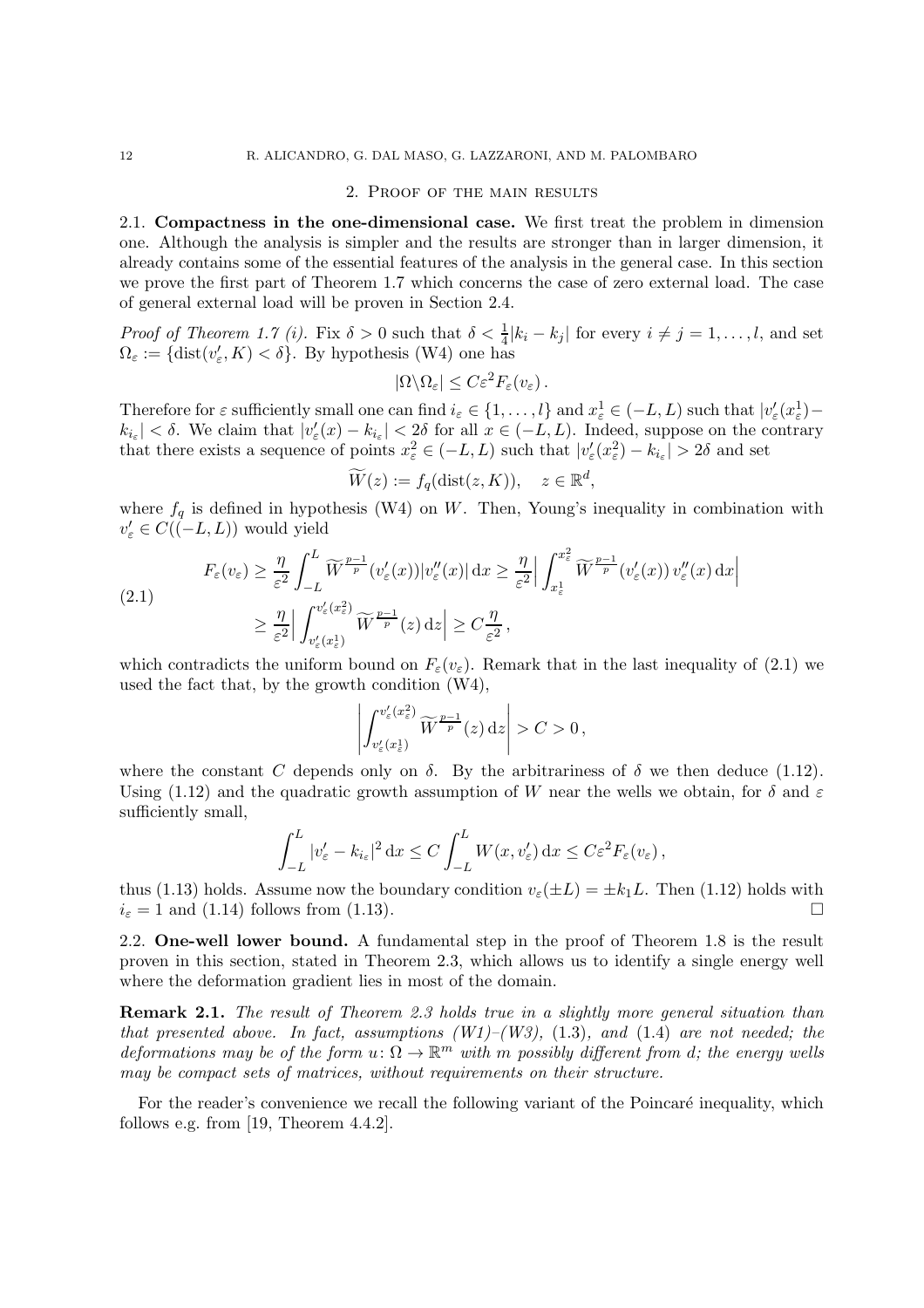## 2. Proof of the main results

### 2.1. Compactness in the one-dimensional case.

We first treat the problem in dimension one. Although the analysis is simpler and the results are stronger than in larger dimension, it already contains some of the essential features of the analysis in the general case. In this section we prove the first part of Theorem 1.7 which concerns the case of zero external load. The case of general external load will be proven in Section 2.4.

*Proof of Theorem 1.7 (i).* Fix $\delta > 0$ such that $\delta < \frac{1}{4}|k_i - k_j|$ for every $i \neq j = 1, \dots, l$, and set $\Omega_\varepsilon := \{\mathrm{dist}(v_\varepsilon', K) < \delta\}$. By hypothesis (W4) one has

$$|\Omega \backslash \Omega_\varepsilon| \leq C\varepsilon^2 F_\varepsilon(v_\varepsilon)\,.$$

Therefore for $\varepsilon$ sufficiently small one can find $i_\varepsilon \in \{1, \dots, l\}$ and $x_\varepsilon^1 \in (-L, L)$ such that $|v_\varepsilon'(x_\varepsilon^1) - k_{i_\varepsilon}| < \delta$. We claim that $|v_\varepsilon'(x) - k_{i_\varepsilon}| < 2\delta$ for all $x \in (-L, L)$. Indeed, suppose on the contrary that there exists a sequence of points $x_\varepsilon^2 \in (-L, L)$ such that $|v_\varepsilon'(x_\varepsilon^2) - k_{i_\varepsilon}| > 2\delta$ and set

$$\widetilde{W}(z) := f_q(\mathrm{dist}(z, K)), \quad z \in \mathbb{R}^d,$$

where $f_q$ is defined in hypothesis (W4) on $W$. Then, Young's inequality in combination with $v_\varepsilon' \in C((-L, L))$ would yield

$$\begin{aligned}
F_\varepsilon(v_\varepsilon) &\geq \frac{\eta}{\varepsilon^2} \int_{-L}^{L} \widetilde{W}^{\frac{p-1}{p}}(v_\varepsilon'(x)) |v_\varepsilon''(x)| \,\mathrm{d}x \geq \frac{\eta}{\varepsilon^2} \Big| \int_{x_\varepsilon^1}^{x_\varepsilon^2} \widetilde{W}^{\frac{p-1}{p}}(v_\varepsilon'(x))\, v_\varepsilon''(x) \,\mathrm{d}x \Big| \\
&\geq \frac{\eta}{\varepsilon^2} \Big| \int_{v_\varepsilon'(x_\varepsilon^1)}^{v_\varepsilon'(x_\varepsilon^2)} \widetilde{W}^{\frac{p-1}{p}}(z) \,\mathrm{d}z \Big| \geq C \frac{\eta}{\varepsilon^2}\,,
\end{aligned} \tag{2.1}$$

which contradicts the uniform bound on $F_\varepsilon(v_\varepsilon)$. Remark that in the last inequality of (2.1) we used the fact that, by the growth condition (W4),

$$\left| \int_{v_\varepsilon'(x_\varepsilon^1)}^{v_\varepsilon'(x_\varepsilon^2)} \widetilde{W}^{\frac{p-1}{p}}(z) \,\mathrm{d}z \right| > C > 0\,,$$

where the constant $C$ depends only on $\delta$. By the arbitrariness of $\delta$ we then deduce (1.12). Using (1.12) and the quadratic growth assumption of $W$ near the wells we obtain, for $\delta$ and $\varepsilon$ sufficiently small,

$$\int_{-L}^{L} |v_\varepsilon' - k_{i_\varepsilon}|^2 \,\mathrm{d}x \leq C \int_{-L}^{L} W(x, v_\varepsilon') \,\mathrm{d}x \leq C\varepsilon^2 F_\varepsilon(v_\varepsilon)\,,$$

thus (1.13) holds. Assume now the boundary condition $v_\varepsilon(\pm L) = \pm k_1 L$. Then (1.12) holds with $i_\varepsilon = 1$ and (1.14) follows from (1.13). $\square$

### 2.2. One-well lower bound.

A fundamental step in the proof of Theorem 1.8 is the result proven in this section, stated in Theorem 2.3, which allows us to identify a single energy well where the deformation gradient lies in most of the domain.

**Remark 2.1.** *The result of Theorem 2.3 holds true in a slightly more general situation than that presented above. In fact, assumptions (W1)–(W3), (1.3), and (1.4) are not needed; the deformations may be of the form $u\colon \Omega \to \mathbb{R}^m$ with $m$ possibly different from $d$; the energy wells may be compact sets of matrices, without requirements on their structure.*

For the reader's convenience we recall the following variant of the Poincaré inequality, which follows e.g. from [19, Theorem 4.4.2].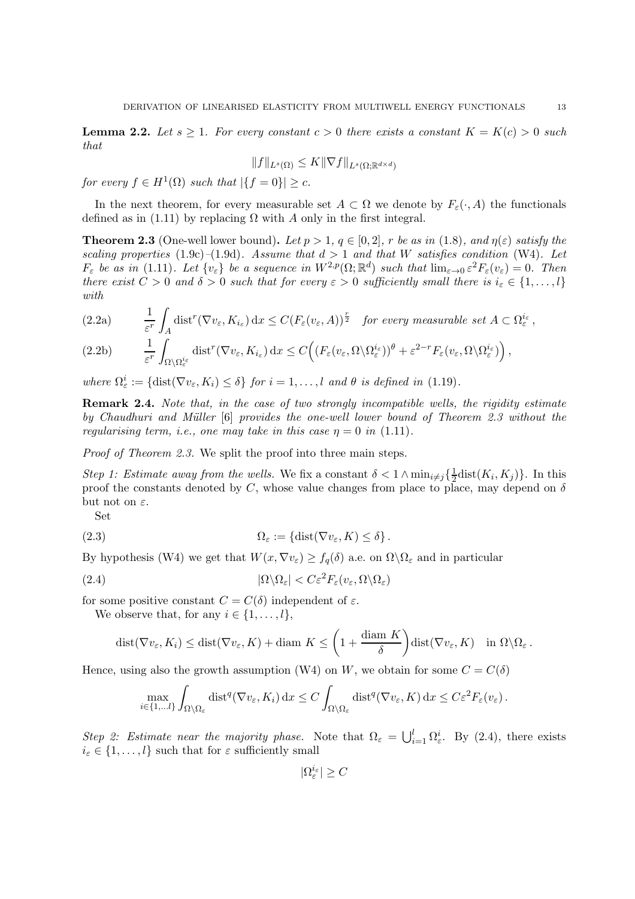**Lemma 2.2.** *Let $s \geq 1$. For every constant $c > 0$ there exists a constant $K = K(c) > 0$ such that*

$$\|f\|_{L^s(\Omega)} \leq K \|\nabla f\|_{L^s(\Omega;\mathbb{R}^{d\times d})}$$

*for every $f \in H^1(\Omega)$ such that $|\{f = 0\}| \geq c$.*

In the next theorem, for every measurable set $A \subset \Omega$ we denote by $F_\varepsilon(\cdot, A)$ the functionals defined as in (1.11) by replacing $\Omega$ with $A$ only in the first integral.

**Theorem 2.3** (One-well lower bound)**.** *Let $p > 1$, $q \in [0, 2]$, $r$ be as in (1.8), and $\eta(\varepsilon)$ satisfy the scaling properties (1.9c)–(1.9d). Assume that $d > 1$ and that $W$ satisfies condition (W4). Let $F_\varepsilon$ be as in (1.11). Let $\{v_\varepsilon\}$ be a sequence in $W^{2,p}(\Omega;\mathbb{R}^d)$ such that $\lim_{\varepsilon\to 0} \varepsilon^2 F_\varepsilon(v_\varepsilon) = 0$. Then there exist $C > 0$ and $\delta > 0$ such that for every $\varepsilon > 0$ sufficiently small there is $i_\varepsilon \in \{1, \dots, l\}$ with*

$$\frac{1}{\varepsilon^r}\int_A \mathrm{dist}^r(\nabla v_\varepsilon, K_{i_\varepsilon})\,\mathrm{d}x \leq C(F_\varepsilon(v_\varepsilon, A))^{\frac{r}{2}} \quad \textit{for every measurable set } A \subset \Omega_\varepsilon^{i_\varepsilon}, \tag{2.2a}$$

$$\frac{1}{\varepsilon^r}\int_{\Omega\setminus\Omega_\varepsilon^{i_\varepsilon}} \mathrm{dist}^r(\nabla v_\varepsilon, K_{i_\varepsilon})\,\mathrm{d}x \leq C\Big((F_\varepsilon(v_\varepsilon, \Omega\setminus\Omega_\varepsilon^{i_\varepsilon}))^\theta + \varepsilon^{2-r}F_\varepsilon(v_\varepsilon, \Omega\setminus\Omega_\varepsilon^{i_\varepsilon})\Big), \tag{2.2b}$$

*where $\Omega_\varepsilon^i := \{\mathrm{dist}(\nabla v_\varepsilon, K_i) \leq \delta\}$ for $i = 1, \dots, l$ and $\theta$ is defined in (1.19).*

**Remark 2.4.** *Note that, in the case of two strongly incompatible wells, the rigidity estimate by Chaudhuri and Müller [6] provides the one-well lower bound of Theorem 2.3 without the regularising term, i.e., one may take in this case $\eta = 0$ in (1.11).*

*Proof of Theorem 2.3.* We split the proof into three main steps.

*Step 1: Estimate away from the wells.* We fix a constant $\delta < 1 \wedge \min_{i\neq j}\{\frac{1}{2}\mathrm{dist}(K_i, K_j)\}$. In this proof the constants denoted by $C$, whose value changes from place to place, may depend on $\delta$ but not on $\varepsilon$.

Set

$$\Omega_\varepsilon := \{\mathrm{dist}(\nabla v_\varepsilon, K) \leq \delta\}\,. \tag{2.3}$$

By hypothesis (W4) we get that $W(x, \nabla v_\varepsilon) \geq f_q(\delta)$ a.e. on $\Omega\setminus\Omega_\varepsilon$ and in particular

$$|\Omega\setminus\Omega_\varepsilon| < C\varepsilon^2 F_\varepsilon(v_\varepsilon, \Omega\setminus\Omega_\varepsilon) \tag{2.4}$$

for some positive constant $C = C(\delta)$ independent of $\varepsilon$.

We observe that, for any $i \in \{1, \dots, l\}$,

$$\mathrm{dist}(\nabla v_\varepsilon, K_i) \leq \mathrm{dist}(\nabla v_\varepsilon, K) + \mathrm{diam}\, K \leq \left(1 + \frac{\mathrm{diam}\, K}{\delta}\right)\mathrm{dist}(\nabla v_\varepsilon, K) \quad \text{in } \Omega\setminus\Omega_\varepsilon\,.$$

Hence, using also the growth assumption (W4) on $W$, we obtain for some $C = C(\delta)$

$$\max_{i\in\{1,\dots l\}} \int_{\Omega\setminus\Omega_\varepsilon} \mathrm{dist}^q(\nabla v_\varepsilon, K_i)\,\mathrm{d}x \leq C\int_{\Omega\setminus\Omega_\varepsilon} \mathrm{dist}^q(\nabla v_\varepsilon, K)\,\mathrm{d}x \leq C\varepsilon^2 F_\varepsilon(v_\varepsilon)\,.$$

*Step 2: Estimate near the majority phase.* Note that $\Omega_\varepsilon = \bigcup_{i=1}^l \Omega_\varepsilon^i$. By (2.4), there exists $i_\varepsilon \in \{1, \dots, l\}$ such that for $\varepsilon$ sufficiently small

$$|\Omega_\varepsilon^{i_\varepsilon}| \geq C$$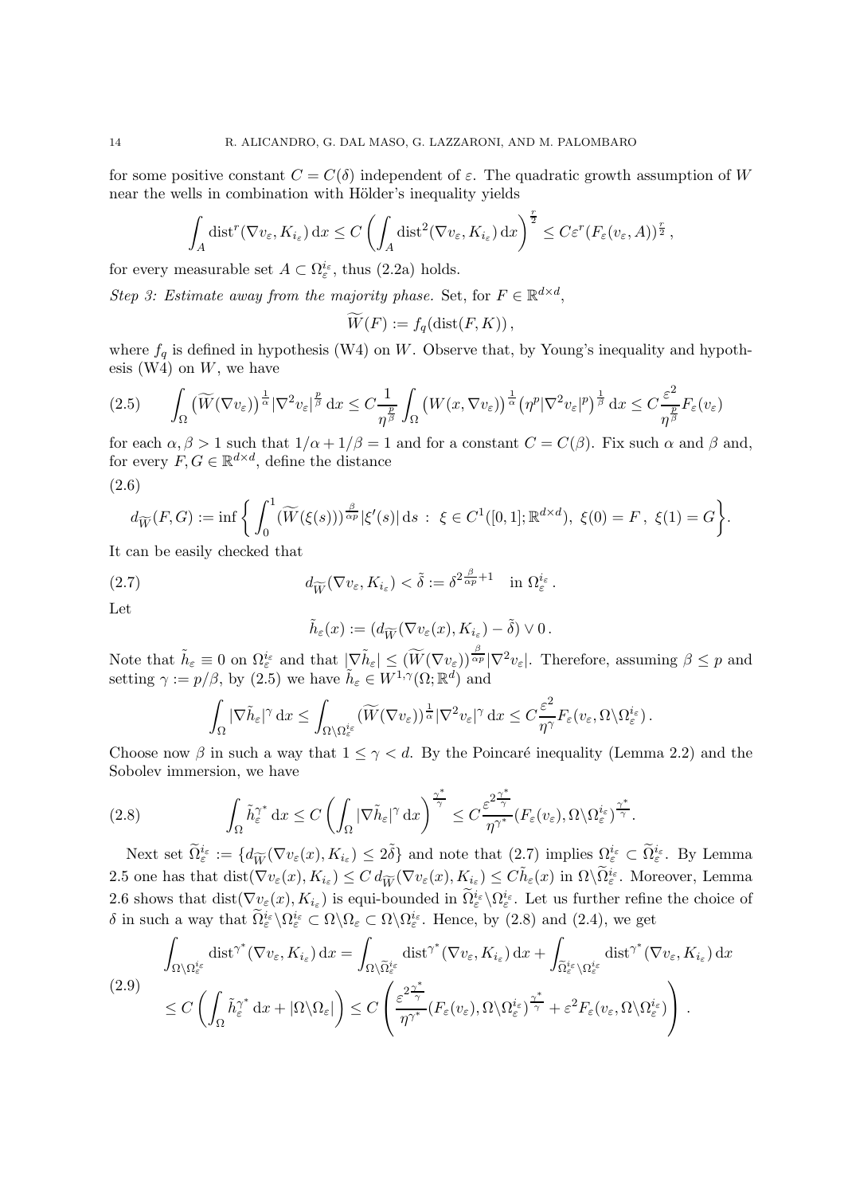for some positive constant $C = C(\delta)$ independent of $\varepsilon$. The quadratic growth assumption of $W$ near the wells in combination with Hölder's inequality yields

$$\int_A \operatorname{dist}^r(\nabla v_\varepsilon, K_{i_\varepsilon})\,\mathrm{d}x \le C\left(\int_A \operatorname{dist}^2(\nabla v_\varepsilon, K_{i_\varepsilon})\,\mathrm{d}x\right)^{\frac{r}{2}} \le C\varepsilon^r (F_\varepsilon(v_\varepsilon, A))^{\frac{r}{2}}\,,$$

for every measurable set $A \subset \Omega_\varepsilon^{i_\varepsilon}$, thus (2.2a) holds.

*Step 3: Estimate away from the majority phase.* Set, for $F \in \mathbb{R}^{d\times d}$,

$$\widetilde{W}(F) := f_q(\operatorname{dist}(F, K))\,,$$

where $f_q$ is defined in hypothesis (W4) on $W$. Observe that, by Young's inequality and hypothesis (W4) on $W$, we have

$$\int_\Omega \big(\widetilde{W}(\nabla v_\varepsilon)\big)^{\frac{1}{\alpha}} |\nabla^2 v_\varepsilon|^{\frac{p}{\beta}}\,\mathrm{d}x \le C\frac{1}{\eta^{\frac{p}{\beta}}}\int_\Omega \big(W(x,\nabla v_\varepsilon)\big)^{\frac{1}{\alpha}}\big(\eta^p|\nabla^2 v_\varepsilon|^p\big)^{\frac{1}{\beta}}\,\mathrm{d}x \le C\frac{\varepsilon^2}{\eta^{\frac{p}{\beta}}}F_\varepsilon(v_\varepsilon) \tag{2.5}$$

for each $\alpha, \beta > 1$ such that $1/\alpha + 1/\beta = 1$ and for a constant $C = C(\beta)$. Fix such $\alpha$ and $\beta$ and, for every $F, G \in \mathbb{R}^{d\times d}$, define the distance

$$d_{\widetilde{W}}(F,G) := \inf\left\{\int_0^1 (\widetilde{W}(\xi(s)))^{\frac{\beta}{\alpha p}}|\xi'(s)|\,\mathrm{d}s \,:\, \xi \in C^1([0,1];\mathbb{R}^{d\times d}),\ \xi(0) = F\,,\ \xi(1) = G\right\}. \tag{2.6}$$

It can be easily checked that

$$d_{\widetilde{W}}(\nabla v_\varepsilon, K_{i_\varepsilon}) < \tilde{\delta} := \delta^{2\frac{\beta}{\alpha p}+1} \quad \text{in } \Omega_\varepsilon^{i_\varepsilon}\,. \tag{2.7}$$

Let

$$\tilde{h}_\varepsilon(x) := (d_{\widetilde{W}}(\nabla v_\varepsilon(x), K_{i_\varepsilon}) - \tilde{\delta}) \vee 0\,.$$

Note that $\tilde{h}_\varepsilon \equiv 0$ on $\Omega_\varepsilon^{i_\varepsilon}$ and that $|\nabla \tilde{h}_\varepsilon| \le (\widetilde{W}(\nabla v_\varepsilon))^{\frac{\beta}{\alpha p}}|\nabla^2 v_\varepsilon|$. Therefore, assuming $\beta \le p$ and setting $\gamma := p/\beta$, by (2.5) we have $\tilde{h}_\varepsilon \in W^{1,\gamma}(\Omega;\mathbb{R}^d)$ and

$$\int_\Omega |\nabla \tilde{h}_\varepsilon|^\gamma\,\mathrm{d}x \le \int_{\Omega\setminus\Omega_\varepsilon^{i_\varepsilon}} (\widetilde{W}(\nabla v_\varepsilon))^{\frac{1}{\alpha}}|\nabla^2 v_\varepsilon|^\gamma\,\mathrm{d}x \le C\frac{\varepsilon^2}{\eta^\gamma}F_\varepsilon(v_\varepsilon, \Omega\setminus\Omega_\varepsilon^{i_\varepsilon})\,.$$

Choose now $\beta$ in such a way that $1 \le \gamma < d$. By the Poincaré inequality (Lemma 2.2) and the Sobolev immersion, we have

$$\int_\Omega \tilde{h}_\varepsilon^{\gamma^*}\,\mathrm{d}x \le C\left(\int_\Omega |\nabla \tilde{h}_\varepsilon|^\gamma\,\mathrm{d}x\right)^{\frac{\gamma^*}{\gamma}} \le C\frac{\varepsilon^{2\frac{\gamma^*}{\gamma}}}{\eta^{\gamma^*}}(F_\varepsilon(v_\varepsilon), \Omega\setminus\Omega_\varepsilon^{i_\varepsilon})^{\frac{\gamma^*}{\gamma}}. \tag{2.8}$$

Next set $\widetilde{\Omega}_\varepsilon^{i_\varepsilon} := \{d_{\widetilde{W}}(\nabla v_\varepsilon(x), K_{i_\varepsilon}) \le 2\tilde{\delta}\}$ and note that (2.7) implies $\Omega_\varepsilon^{i_\varepsilon} \subset \widetilde{\Omega}_\varepsilon^{i_\varepsilon}$. By Lemma 2.5 one has that $\operatorname{dist}(\nabla v_\varepsilon(x), K_{i_\varepsilon}) \le C\, d_{\widetilde{W}}(\nabla v_\varepsilon(x), K_{i_\varepsilon}) \le C\tilde{h}_\varepsilon(x)$ in $\Omega\setminus\widetilde{\Omega}_\varepsilon^{i_\varepsilon}$. Moreover, Lemma 2.6 shows that $\operatorname{dist}(\nabla v_\varepsilon(x), K_{i_\varepsilon})$ is equi-bounded in $\widetilde{\Omega}_\varepsilon^{i_\varepsilon}\setminus\Omega_\varepsilon^{i_\varepsilon}$. Let us further refine the choice of $\delta$ in such a way that $\widetilde{\Omega}_\varepsilon^{i_\varepsilon}\setminus\Omega_\varepsilon^{i_\varepsilon} \subset \Omega\setminus\Omega_\varepsilon \subset \Omega\setminus\Omega_\varepsilon^{i_\varepsilon}$. Hence, by (2.8) and (2.4), we get

$$\begin{aligned}
\int_{\Omega\setminus\Omega_\varepsilon^{i_\varepsilon}} \operatorname{dist}^{\gamma^*}(\nabla v_\varepsilon, K_{i_\varepsilon})\,\mathrm{d}x &= \int_{\Omega\setminus\widetilde{\Omega}_\varepsilon^{i_\varepsilon}} \operatorname{dist}^{\gamma^*}(\nabla v_\varepsilon, K_{i_\varepsilon})\,\mathrm{d}x + \int_{\widetilde{\Omega}_\varepsilon^{i_\varepsilon}\setminus\Omega_\varepsilon^{i_\varepsilon}} \operatorname{dist}^{\gamma^*}(\nabla v_\varepsilon, K_{i_\varepsilon})\,\mathrm{d}x \\
&\le C\left(\int_\Omega \tilde{h}_\varepsilon^{\gamma^*}\,\mathrm{d}x + |\Omega\setminus\Omega_\varepsilon|\right) \le C\left(\frac{\varepsilon^{2\frac{\gamma^*}{\gamma}}}{\eta^{\gamma^*}}(F_\varepsilon(v_\varepsilon), \Omega\setminus\Omega_\varepsilon^{i_\varepsilon})^{\frac{\gamma^*}{\gamma}} + \varepsilon^2 F_\varepsilon(v_\varepsilon, \Omega\setminus\Omega_\varepsilon^{i_\varepsilon})\right).
\end{aligned} \tag{2.9}$$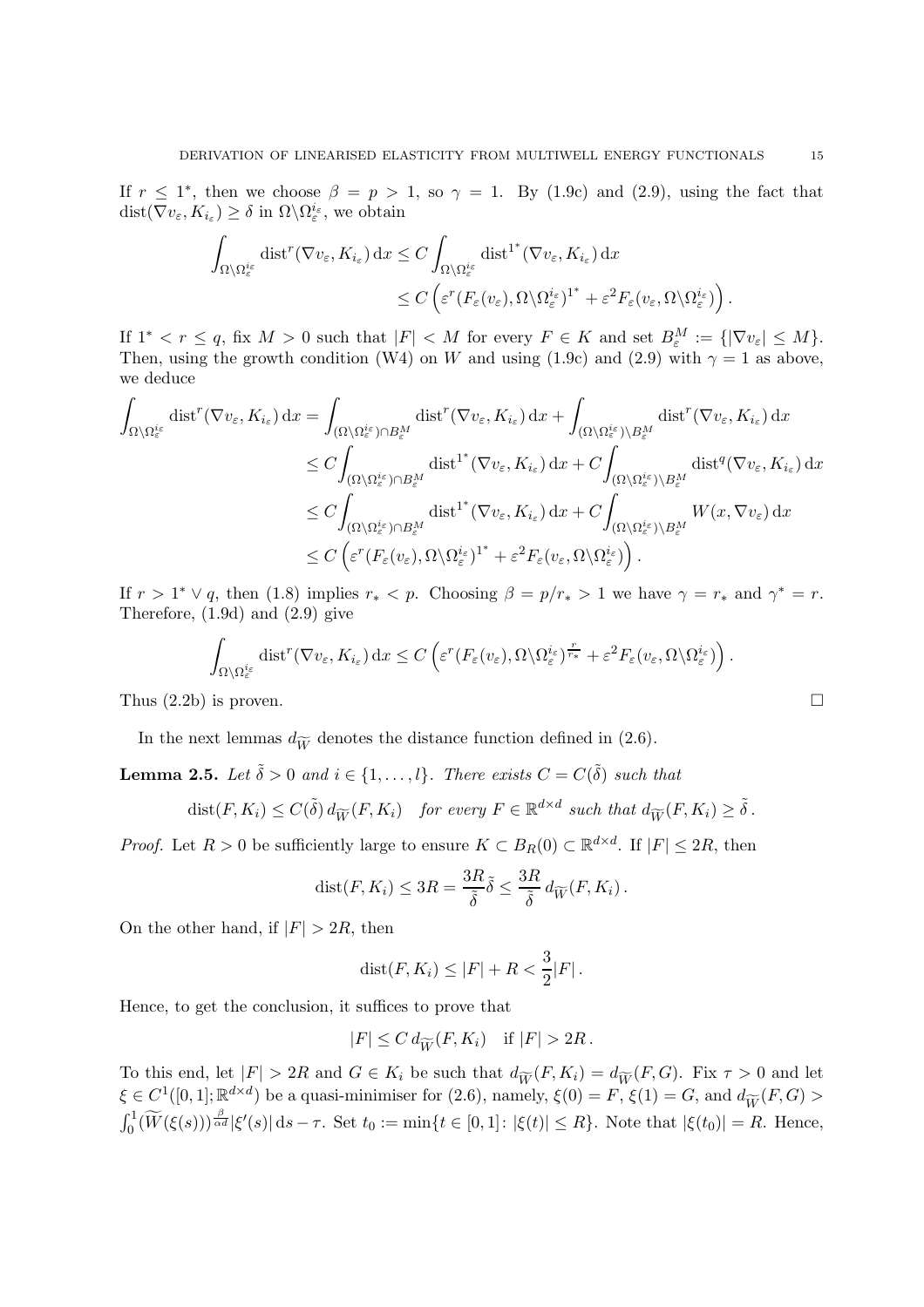If $r \leq 1^*$, then we choose $\beta = p > 1$, so $\gamma = 1$. By (1.9c) and (2.9), using the fact that $\operatorname{dist}(\nabla v_\varepsilon, K_{i_\varepsilon}) \geq \delta$ in $\Omega \backslash \Omega_\varepsilon^{i_\varepsilon}$, we obtain

$$
\begin{aligned}
\int_{\Omega \backslash \Omega_\varepsilon^{i_\varepsilon}} \operatorname{dist}^r(\nabla v_\varepsilon, K_{i_\varepsilon}) \, \mathrm{d}x &\leq C \int_{\Omega \backslash \Omega_\varepsilon^{i_\varepsilon}} \operatorname{dist}^{1^*}(\nabla v_\varepsilon, K_{i_\varepsilon}) \, \mathrm{d}x \\
&\leq C \left( \varepsilon^r (F_\varepsilon(v_\varepsilon), \Omega \backslash \Omega_\varepsilon^{i_\varepsilon})^{1^*} + \varepsilon^2 F_\varepsilon(v_\varepsilon, \Omega \backslash \Omega_\varepsilon^{i_\varepsilon}) \right).
\end{aligned}
$$

If $1^* < r \leq q$, fix $M > 0$ such that $|F| < M$ for every $F \in K$ and set $B_\varepsilon^M := \{|\nabla v_\varepsilon| \leq M\}$. Then, using the growth condition (W4) on $W$ and using (1.9c) and (2.9) with $\gamma = 1$ as above, we deduce

$$
\begin{aligned}
\int_{\Omega \backslash \Omega_\varepsilon^{i_\varepsilon}} \operatorname{dist}^r(\nabla v_\varepsilon, K_{i_\varepsilon}) \, \mathrm{d}x &= \int_{(\Omega \backslash \Omega_\varepsilon^{i_\varepsilon}) \cap B_\varepsilon^M} \operatorname{dist}^r(\nabla v_\varepsilon, K_{i_\varepsilon}) \, \mathrm{d}x + \int_{(\Omega \backslash \Omega_\varepsilon^{i_\varepsilon}) \backslash B_\varepsilon^M} \operatorname{dist}^r(\nabla v_\varepsilon, K_{i_\varepsilon}) \, \mathrm{d}x \\
&\leq C \int_{(\Omega \backslash \Omega_\varepsilon^{i_\varepsilon}) \cap B_\varepsilon^M} \operatorname{dist}^{1^*}(\nabla v_\varepsilon, K_{i_\varepsilon}) \, \mathrm{d}x + C \int_{(\Omega \backslash \Omega_\varepsilon^{i_\varepsilon}) \backslash B_\varepsilon^M} \operatorname{dist}^q(\nabla v_\varepsilon, K_{i_\varepsilon}) \, \mathrm{d}x \\
&\leq C \int_{(\Omega \backslash \Omega_\varepsilon^{i_\varepsilon}) \cap B_\varepsilon^M} \operatorname{dist}^{1^*}(\nabla v_\varepsilon, K_{i_\varepsilon}) \, \mathrm{d}x + C \int_{(\Omega \backslash \Omega_\varepsilon^{i_\varepsilon}) \backslash B_\varepsilon^M} W(x, \nabla v_\varepsilon) \, \mathrm{d}x \\
&\leq C \left( \varepsilon^r (F_\varepsilon(v_\varepsilon), \Omega \backslash \Omega_\varepsilon^{i_\varepsilon})^{1^*} + \varepsilon^2 F_\varepsilon(v_\varepsilon, \Omega \backslash \Omega_\varepsilon^{i_\varepsilon}) \right).
\end{aligned}
$$

If $r > 1^* \vee q$, then (1.8) implies $r_* < p$. Choosing $\beta = p/r_* > 1$ we have $\gamma = r_*$ and $\gamma^* = r$. Therefore, (1.9d) and (2.9) give

$$
\int_{\Omega \backslash \Omega_\varepsilon^{i_\varepsilon}} \operatorname{dist}^r(\nabla v_\varepsilon, K_{i_\varepsilon}) \, \mathrm{d}x \leq C \left( \varepsilon^r (F_\varepsilon(v_\varepsilon), \Omega \backslash \Omega_\varepsilon^{i_\varepsilon})^{\frac{r}{r_*}} + \varepsilon^2 F_\varepsilon(v_\varepsilon, \Omega \backslash \Omega_\varepsilon^{i_\varepsilon}) \right).
$$

Thus (2.2b) is proven. $\square$

In the next lemmas $d_{\widetilde{W}}$ denotes the distance function defined in (2.6).

**Lemma 2.5.** *Let $\tilde{\delta} > 0$ and $i \in \{1, \dots, l\}$. There exists $C = C(\tilde{\delta})$ such that*

$$
\operatorname{dist}(F, K_i) \leq C(\tilde{\delta}) \, d_{\widetilde{W}}(F, K_i) \quad \text{for every } F \in \mathbb{R}^{d \times d} \text{ such that } d_{\widetilde{W}}(F, K_i) \geq \tilde{\delta}\,.
$$

*Proof.* Let $R > 0$ be sufficiently large to ensure $K \subset B_R(0) \subset \mathbb{R}^{d \times d}$. If $|F| \leq 2R$, then

$$
\operatorname{dist}(F, K_i) \leq 3R = \frac{3R}{\tilde{\delta}} \tilde{\delta} \leq \frac{3R}{\tilde{\delta}} \, d_{\widetilde{W}}(F, K_i)\,.
$$

On the other hand, if $|F| > 2R$, then

$$
\operatorname{dist}(F, K_i) \leq |F| + R < \frac{3}{2} |F|\,.
$$

Hence, to get the conclusion, it suffices to prove that

$$
|F| \leq C \, d_{\widetilde{W}}(F, K_i) \quad \text{if } |F| > 2R\,.
$$

To this end, let $|F| > 2R$ and $G \in K_i$ be such that $d_{\widetilde{W}}(F, K_i) = d_{\widetilde{W}}(F, G)$. Fix $\tau > 0$ and let $\xi \in C^1([0,1]; \mathbb{R}^{d \times d})$ be a quasi-minimiser for (2.6), namely, $\xi(0) = F$, $\xi(1) = G$, and $d_{\widetilde{W}}(F, G) > \int_0^1 (\widetilde{W}(\xi(s)))^{\frac{\beta}{\alpha d}} |\xi'(s)| \, \mathrm{d}s - \tau$. Set $t_0 := \min\{t \in [0,1] \colon |\xi(t)| \leq R\}$. Note that $|\xi(t_0)| = R$. Hence,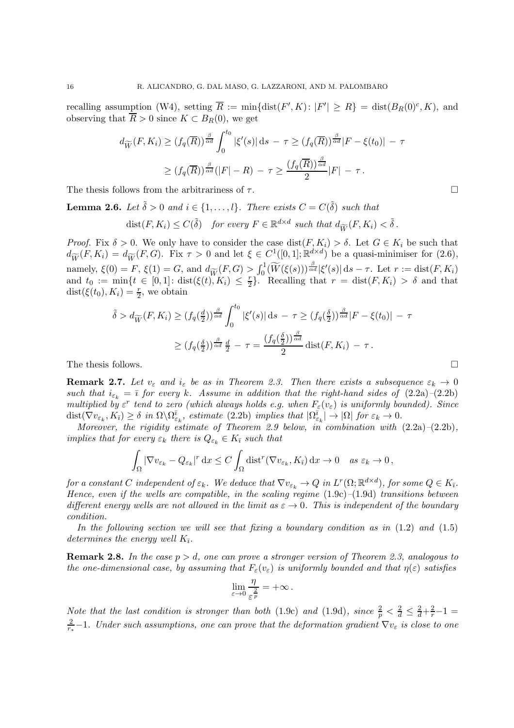recalling assumption (W4), setting $\overline{R} := \min\{\mathrm{dist}(F', K) \colon |F'| \geq R\} = \mathrm{dist}(B_R(0)^c, K)$, and observing that $\overline{R} > 0$ since $K \subset B_R(0)$, we get

$$
\begin{aligned}
d_{\widetilde{W}}(F, K_i) &\geq (f_q(\overline{R}))^{\frac{\beta}{\alpha d}} \int_0^{t_0} |\xi'(s)| \, \mathrm{d}s \, - \, \tau \geq (f_q(\overline{R}))^{\frac{\beta}{\alpha d}} |F - \xi(t_0)| \, - \, \tau \\
&\geq (f_q(\overline{R}))^{\frac{\beta}{\alpha d}} (|F| - R) \, - \, \tau \geq \frac{(f_q(\overline{R}))^{\frac{\beta}{\alpha d}}}{2} |F| \, - \, \tau \, .
\end{aligned}
$$

The thesis follows from the arbitrariness of $\tau$. $\square$

**Lemma 2.6.** *Let $\tilde{\delta} > 0$ and $i \in \{1, \ldots, l\}$. There exists $C = C(\tilde{\delta})$ such that*

$$
\mathrm{dist}(F, K_i) \leq C(\tilde{\delta}) \quad \textit{for every } F \in \mathbb{R}^{d \times d} \textit{ such that } d_{\widetilde{W}}(F, K_i) < \tilde{\delta} \, .
$$

*Proof.* Fix $\delta > 0$. We only have to consider the case $\mathrm{dist}(F, K_i) > \delta$. Let $G \in K_i$ be such that $d_{\widetilde{W}}(F, K_i) = d_{\widetilde{W}}(F, G)$. Fix $\tau > 0$ and let $\xi \in C^1([0,1]; \mathbb{R}^{d \times d})$ be a quasi-minimiser for (2.6), namely, $\xi(0) = F$, $\xi(1) = G$, and $d_{\widetilde{W}}(F, G) > \int_0^1 (\widetilde{W}(\xi(s)))^{\frac{\beta}{\alpha d}} |\xi'(s)| \, \mathrm{d}s - \tau$. Let $r := \mathrm{dist}(F, K_i)$ and $t_0 := \min\{t \in [0,1] \colon \mathrm{dist}(\xi(t), K_i) \leq \frac{r}{2}\}$. Recalling that $r = \mathrm{dist}(F, K_i) > \delta$ and that $\mathrm{dist}(\xi(t_0), K_i) = \frac{r}{2}$, we obtain

$$
\begin{aligned}
\tilde{\delta} > d_{\widetilde{W}}(F, K_i) &\geq (f_q(\tfrac{d}{2}))^{\frac{\beta}{\alpha d}} \int_0^{t_0} |\xi'(s)| \, \mathrm{d}s \, - \, \tau \geq (f_q(\tfrac{\delta}{2}))^{\frac{\beta}{\alpha d}} |F - \xi(t_0)| \, - \, \tau \\
&\geq (f_q(\tfrac{\delta}{2}))^{\frac{\beta}{\alpha d}} \, \tfrac{d}{2} \, - \, \tau = \frac{(f_q(\frac{\delta}{2}))^{\frac{\beta}{\alpha d}}}{2} \, \mathrm{dist}(F, K_i) \, - \, \tau \, .
\end{aligned}
$$

The thesis follows. $\square$

**Remark 2.7.** *Let $v_\varepsilon$ and $i_\varepsilon$ be as in Theorem 2.3. Then there exists a subsequence $\varepsilon_k \to 0$ such that $i_{\varepsilon_k} = \bar{\imath}$ for every $k$. Assume in addition that the right-hand sides of (2.2a)–(2.2b) multiplied by $\varepsilon^r$ tend to zero (which always holds e.g. when $F_\varepsilon(v_\varepsilon)$ is uniformly bounded). Since $\mathrm{dist}(\nabla v_{\varepsilon_k}, K_{\bar{\imath}}) \geq \delta$ in $\Omega \backslash \Omega^{\bar{\imath}}_{\varepsilon_k}$, estimate (2.2b) implies that $|\Omega^{\bar{\imath}}_{\varepsilon_k}| \to |\Omega|$ for $\varepsilon_k \to 0$.*

*Moreover, the rigidity estimate of Theorem 2.9 below, in combination with (2.2a)–(2.2b), implies that for every $\varepsilon_k$ there is $Q_{\varepsilon_k} \in K_{\bar{\imath}}$ such that*

$$
\int_\Omega |\nabla v_{\varepsilon_k} - Q_{\varepsilon_k}|^r \, \mathrm{d}x \leq C \int_\Omega \mathrm{dist}^r(\nabla v_{\varepsilon_k}, K_{\bar{\imath}}) \, \mathrm{d}x \to 0 \quad \textit{as } \varepsilon_k \to 0 \, ,
$$

*for a constant $C$ independent of $\varepsilon_k$. We deduce that $\nabla v_{\varepsilon_k} \to Q$ in $L^r(\Omega; \mathbb{R}^{d \times d})$, for some $Q \in K_{\bar{\imath}}$. Hence, even if the wells are compatible, in the scaling regime (1.9c)–(1.9d) transitions between different energy wells are not allowed in the limit as $\varepsilon \to 0$. This is independent of the boundary condition.*

*In the following section we will see that fixing a boundary condition as in (1.2) and (1.5) determines the energy well $K_{\bar{\imath}}$.*

**Remark 2.8.** *In the case $p > d$, one can prove a stronger version of Theorem 2.3, analogous to the one-dimensional case, by assuming that $F_\varepsilon(v_\varepsilon)$ is uniformly bounded and that $\eta(\varepsilon)$ satisfies*

$$
\lim_{\varepsilon \to 0} \frac{\eta}{\varepsilon^{\frac{2}{p}}} = +\infty \, .
$$

*Note that the last condition is stronger than both (1.9c) and (1.9d), since $\frac{2}{p} < \frac{2}{d} \leq \frac{2}{d} + \frac{2}{r} - 1 = \frac{2}{r_*} - 1$. Under such assumptions, one can prove that the deformation gradient $\nabla v_\varepsilon$ is close to one*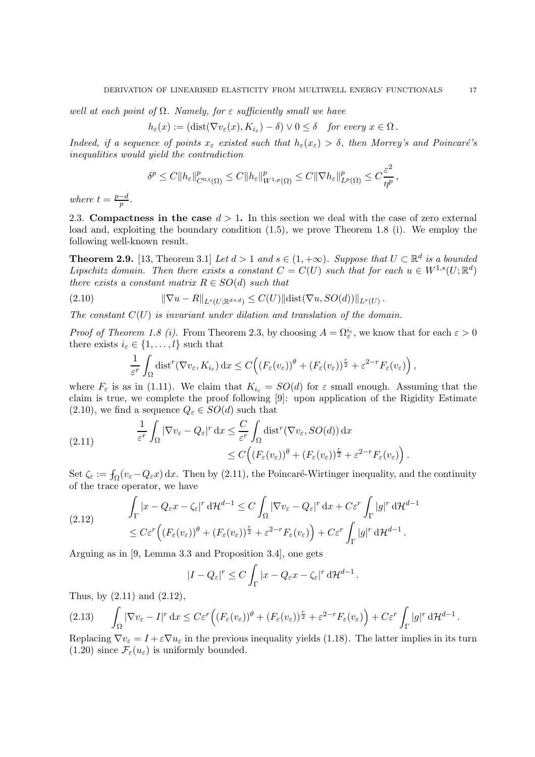*well at each point of $\Omega$. Namely, for $\varepsilon$ sufficiently small we have*

$$h_\varepsilon(x) := (\mathrm{dist}(\nabla v_\varepsilon(x), K_{i_\varepsilon}) - \delta) \vee 0 \leq \delta \quad \text{for every } x \in \Omega\,.$$

*Indeed, if a sequence of points $x_\varepsilon$ existed such that $h_\varepsilon(x_\varepsilon) > \delta$, then Morrey's and Poincaré's inequalities would yield the contradiction*

$$\delta^p \leq C\|h_\varepsilon\|^p_{C^{0,t}(\Omega)} \leq C\|h_\varepsilon\|^p_{W^{1,p}(\Omega)} \leq C\|\nabla h_\varepsilon\|^p_{L^p(\Omega)} \leq C\frac{\varepsilon^2}{\eta^p}\,,$$

*where $t = \frac{p-d}{p}$.*

### 2.3. Compactness in the case $d > 1$.

In this section we deal with the case of zero external load and, exploiting the boundary condition (1.5), we prove Theorem 1.8 (i). We employ the following well-known result.

**Theorem 2.9.** [13, Theorem 3.1] *Let $d > 1$ and $s \in (1, +\infty)$. Suppose that $U \subset \mathbb{R}^d$ is a bounded Lipschitz domain. Then there exists a constant $C = C(U)$ such that for each $u \in W^{1,s}(U;\mathbb{R}^d)$ there exists a constant matrix $R \in SO(d)$ such that*

$$\|\nabla u - R\|_{L^s(U;\mathbb{R}^{d\times d})} \leq C(U)\|\mathrm{dist}(\nabla u, SO(d))\|_{L^s(U)}\,. \tag{2.10}$$

*The constant $C(U)$ is invariant under dilation and translation of the domain.*

*Proof of Theorem 1.8 (i).* From Theorem 2.3, by choosing $A = \Omega^{i_\varepsilon}_\varepsilon$, we know that for each $\varepsilon > 0$ there exists $i_\varepsilon \in \{1, \dots, l\}$ such that

$$\frac{1}{\varepsilon^r}\int_\Omega \mathrm{dist}^r(\nabla v_\varepsilon, K_{i_\varepsilon})\,\mathrm{d}x \leq C\Big((F_\varepsilon(v_\varepsilon))^\theta + (F_\varepsilon(v_\varepsilon))^{\frac{r}{2}} + \varepsilon^{2-r}F_\varepsilon(v_\varepsilon)\Big)\,,$$

where $F_\varepsilon$ is as in (1.11). We claim that $K_{i_\varepsilon} = SO(d)$ for $\varepsilon$ small enough. Assuming that the claim is true, we complete the proof following [9]: upon application of the Rigidity Estimate (2.10), we find a sequence $Q_\varepsilon \in SO(d)$ such that

$$\begin{aligned}\frac{1}{\varepsilon^r}\int_\Omega |\nabla v_\varepsilon - Q_\varepsilon|^r\,\mathrm{d}x &\leq \frac{C}{\varepsilon^r}\int_\Omega \mathrm{dist}^r(\nabla v_\varepsilon, SO(d))\,\mathrm{d}x \\ &\leq C\Big((F_\varepsilon(v_\varepsilon))^\theta + (F_\varepsilon(v_\varepsilon))^{\frac{r}{2}} + \varepsilon^{2-r}F_\varepsilon(v_\varepsilon)\Big)\,.\end{aligned} \tag{2.11}$$

Set $\zeta_\varepsilon := \fint_\Omega (v_\varepsilon - Q_\varepsilon x)\,\mathrm{d}x$. Then by (2.11), the Poincaré-Wirtinger inequality, and the continuity of the trace operator, we have

$$\begin{aligned}&\int_\Gamma |x - Q_\varepsilon x - \zeta_\varepsilon|^r\,\mathrm{d}\mathcal{H}^{d-1} \leq C\int_\Omega |\nabla v_\varepsilon - Q_\varepsilon|^r\,\mathrm{d}x + C\varepsilon^r\int_\Gamma |g|^r\,\mathrm{d}\mathcal{H}^{d-1} \\ &\leq C\varepsilon^r\Big((F_\varepsilon(v_\varepsilon))^\theta + (F_\varepsilon(v_\varepsilon))^{\frac{r}{2}} + \varepsilon^{2-r}F_\varepsilon(v_\varepsilon)\Big) + C\varepsilon^r\int_\Gamma |g|^r\,\mathrm{d}\mathcal{H}^{d-1}\,.\end{aligned} \tag{2.12}$$

Arguing as in [9, Lemma 3.3 and Proposition 3.4], one gets

$$|I - Q_\varepsilon|^r \leq C\int_\Gamma |x - Q_\varepsilon x - \zeta_\varepsilon|^r\,\mathrm{d}\mathcal{H}^{d-1}\,.$$

Thus, by (2.11) and (2.12),

$$\int_\Omega |\nabla v_\varepsilon - I|^r\,\mathrm{d}x \leq C\varepsilon^r\Big((F_\varepsilon(v_\varepsilon))^\theta + (F_\varepsilon(v_\varepsilon))^{\frac{r}{2}} + \varepsilon^{2-r}F_\varepsilon(v_\varepsilon)\Big) + C\varepsilon^r\int_\Gamma |g|^r\,\mathrm{d}\mathcal{H}^{d-1}\,. \tag{2.13}$$

Replacing $\nabla v_\varepsilon = I + \varepsilon\nabla u_\varepsilon$ in the previous inequality yields (1.18). The latter implies in its turn (1.20) since $\mathcal{F}_\varepsilon(u_\varepsilon)$ is uniformly bounded.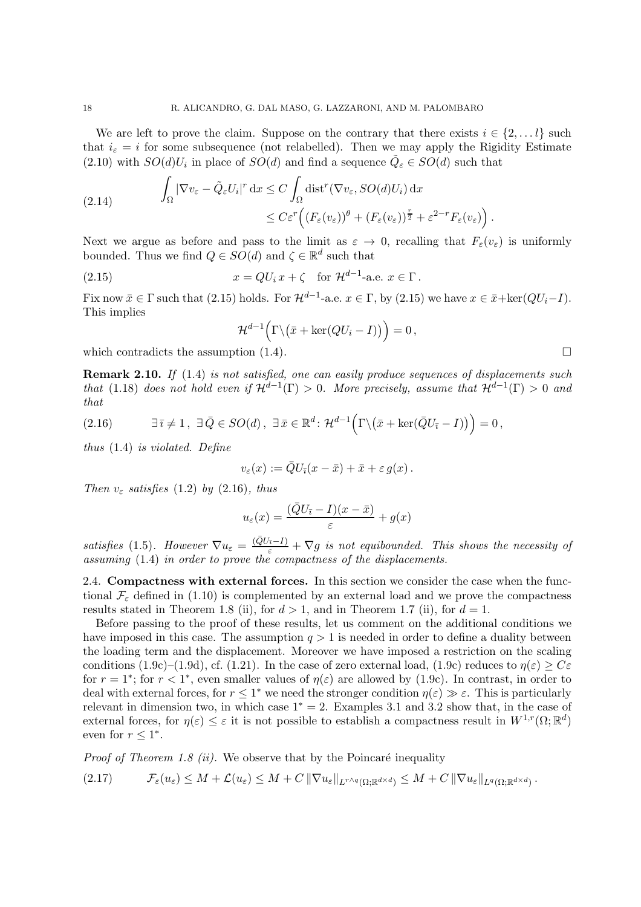We are left to prove the claim. Suppose on the contrary that there exists $i \in \{2, \dots l\}$ such that $i_\varepsilon = i$ for some subsequence (not relabelled). Then we may apply the Rigidity Estimate (2.10) with $SO(d)U_i$ in place of $SO(d)$ and find a sequence $\tilde{Q}_\varepsilon \in SO(d)$ such that

$$
\begin{aligned}
\int_\Omega |\nabla v_\varepsilon - \tilde{Q}_\varepsilon U_i|^r \,\mathrm{d}x &\le C \int_\Omega \operatorname{dist}^r(\nabla v_\varepsilon, SO(d)U_i)\,\mathrm{d}x \\
&\le C\varepsilon^r \Big( (F_\varepsilon(v_\varepsilon))^\theta + (F_\varepsilon(v_\varepsilon))^{\frac{r}{2}} + \varepsilon^{2-r} F_\varepsilon(v_\varepsilon) \Big)\,.
\end{aligned} \tag{2.14}
$$

Next we argue as before and pass to the limit as $\varepsilon \to 0$, recalling that $F_\varepsilon(v_\varepsilon)$ is uniformly bounded. Thus we find $Q \in SO(d)$ and $\zeta \in \mathbb{R}^d$ such that

$$
x = QU_i\, x + \zeta \quad \text{for } \mathcal{H}^{d-1}\text{-a.e. } x \in \Gamma\,. \tag{2.15}
$$

Fix now $\bar{x} \in \Gamma$ such that (2.15) holds. For $\mathcal{H}^{d-1}$-a.e. $x \in \Gamma$, by (2.15) we have $x \in \bar{x} + \ker(QU_i - I)$. This implies

$$
\mathcal{H}^{d-1}\Big(\Gamma \backslash \big(\bar{x} + \ker(QU_i - I)\big)\Big) = 0\,,
$$

which contradicts the assumption (1.4). $\square$

**Remark 2.10.** *If* (1.4) *is not satisfied, one can easily produce sequences of displacements such that* (1.18) *does not hold even if* $\mathcal{H}^{d-1}(\Gamma) > 0$*. More precisely, assume that* $\mathcal{H}^{d-1}(\Gamma) > 0$ *and that*

$$
\exists\, \bar{\imath} \neq 1\,,\ \exists\, \bar{Q} \in SO(d)\,,\ \exists\, \bar{x} \in \mathbb{R}^d \colon \mathcal{H}^{d-1}\Big(\Gamma \backslash \big(\bar{x} + \ker(\bar{Q}U_{\bar{\imath}} - I)\big)\Big) = 0\,, \tag{2.16}
$$

*thus* (1.4) *is violated. Define*

$$
v_\varepsilon(x) := \bar{Q}U_{\bar{\imath}}(x - \bar{x}) + \bar{x} + \varepsilon\, g(x)\,.
$$

*Then* $v_\varepsilon$ *satisfies* (1.2) *by* (2.16)*, thus*

$$
u_\varepsilon(x) = \frac{(\bar{Q}U_{\bar{\imath}} - I)(x - \bar{x})}{\varepsilon} + g(x)
$$

*satisfies* (1.5)*. However* $\nabla u_\varepsilon = \frac{(\bar{Q}U_{\bar{\imath}} - I)}{\varepsilon} + \nabla g$ *is not equibounded. This shows the necessity of assuming* (1.4) *in order to prove the compactness of the displacements.*

### 2.4. Compactness with external forces.

In this section we consider the case when the functional $\mathcal{F}_\varepsilon$ defined in (1.10) is complemented by an external load and we prove the compactness results stated in Theorem 1.8 (ii), for $d > 1$, and in Theorem 1.7 (ii), for $d = 1$.

Before passing to the proof of these results, let us comment on the additional conditions we have imposed in this case. The assumption $q > 1$ is needed in order to define a duality between the loading term and the displacement. Moreover we have imposed a restriction on the scaling conditions (1.9c)–(1.9d), cf. (1.21). In the case of zero external load, (1.9c) reduces to $\eta(\varepsilon) \ge C\varepsilon$ for $r = 1^*$; for $r < 1^*$, even smaller values of $\eta(\varepsilon)$ are allowed by (1.9c). In contrast, in order to deal with external forces, for $r \le 1^*$ we need the stronger condition $\eta(\varepsilon) \gg \varepsilon$. This is particularly relevant in dimension two, in which case $1^* = 2$. Examples 3.1 and 3.2 show that, in the case of external forces, for $\eta(\varepsilon) \le \varepsilon$ it is not possible to establish a compactness result in $W^{1,r}(\Omega;\mathbb{R}^d)$ even for $r \le 1^*$.

*Proof of Theorem 1.8 (ii).* We observe that by the Poincaré inequality

$$
\mathcal{F}_\varepsilon(u_\varepsilon) \le M + \mathcal{L}(u_\varepsilon) \le M + C\,\|\nabla u_\varepsilon\|_{L^{r\wedge q}(\Omega;\mathbb{R}^{d\times d})} \le M + C\,\|\nabla u_\varepsilon\|_{L^q(\Omega;\mathbb{R}^{d\times d})}\,. \tag{2.17}
$$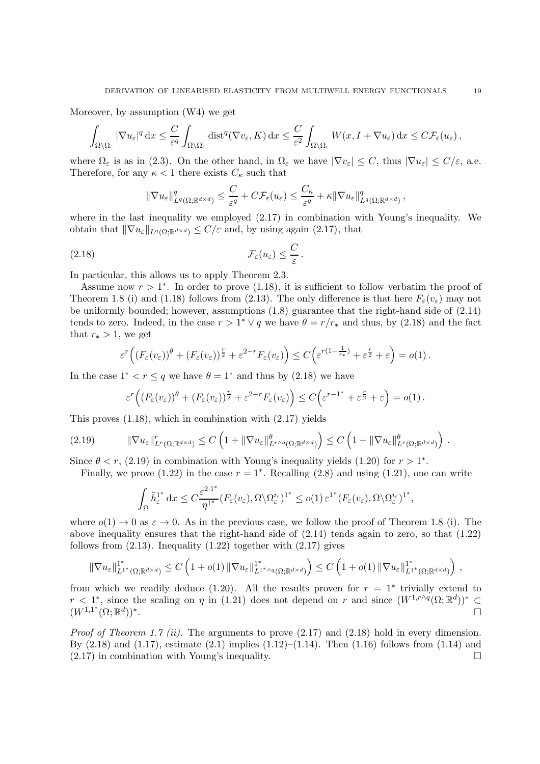Moreover, by assumption (W4) we get

$$
\int_{\Omega\setminus\Omega_\varepsilon} |\nabla u_\varepsilon|^q \,\mathrm{d}x \le \frac{C}{\varepsilon^q}\int_{\Omega\setminus\Omega_\varepsilon} \mathrm{dist}^q(\nabla v_\varepsilon, K)\,\mathrm{d}x \le \frac{C}{\varepsilon^2}\int_{\Omega\setminus\Omega_\varepsilon} W(x, I+\nabla u_\varepsilon)\,\mathrm{d}x \le C\mathcal{F}_\varepsilon(u_\varepsilon)\,,
$$

where $\Omega_\varepsilon$ is as in (2.3). On the other hand, in $\Omega_\varepsilon$ we have $|\nabla v_\varepsilon| \le C$, thus $|\nabla u_\varepsilon| \le C/\varepsilon$, a.e. Therefore, for any $\kappa < 1$ there exists $C_\kappa$ such that

$$
\|\nabla u_\varepsilon\|^q_{L^q(\Omega;\mathbb{R}^{d\times d})} \le \frac{C}{\varepsilon^q} + C\mathcal{F}_\varepsilon(u_\varepsilon) \le \frac{C_\kappa}{\varepsilon^q} + \kappa\|\nabla u_\varepsilon\|^q_{L^q(\Omega;\mathbb{R}^{d\times d})}\,,
$$

where in the last inequality we employed (2.17) in combination with Young's inequality. We obtain that $\|\nabla u_\varepsilon\|_{L^q(\Omega;\mathbb{R}^{d\times d})} \le C/\varepsilon$ and, by using again (2.17), that

$$
\mathcal{F}_\varepsilon(u_\varepsilon) \le \frac{C}{\varepsilon}\,. \tag{2.18}
$$

In particular, this allows us to apply Theorem 2.3.

Assume now $r > 1^*$. In order to prove (1.18), it is sufficient to follow verbatim the proof of Theorem 1.8 (i) and (1.18) follows from (2.13). The only difference is that here $F_\varepsilon(v_\varepsilon)$ may not be uniformly bounded; however, assumptions (1.8) guarantee that the right-hand side of (2.14) tends to zero. Indeed, in the case $r > 1^* \vee q$ we have $\theta = r/r_*$ and thus, by (2.18) and the fact that $r_* > 1$, we get

$$
\varepsilon^r\Big((F_\varepsilon(v_\varepsilon))^\theta + (F_\varepsilon(v_\varepsilon))^{\frac{r}{2}} + \varepsilon^{2-r}F_\varepsilon(v_\varepsilon)\Big) \le C\Big(\varepsilon^{r(1-\frac{1}{r_*})} + \varepsilon^{\frac{r}{2}} + \varepsilon\Big) = o(1)\,.
$$

In the case $1^* < r \le q$ we have $\theta = 1^*$ and thus by (2.18) we have

$$
\varepsilon^r\Big((F_\varepsilon(v_\varepsilon))^\theta + (F_\varepsilon(v_\varepsilon))^{\frac{r}{2}} + \varepsilon^{2-r}F_\varepsilon(v_\varepsilon)\Big) \le C\Big(\varepsilon^{r-1^*} + \varepsilon^{\frac{r}{2}} + \varepsilon\Big) = o(1)\,.
$$

This proves (1.18), which in combination with (2.17) yields

$$
\|\nabla u_\varepsilon\|^r_{L^r(\Omega;\mathbb{R}^{d\times d})} \le C\left(1 + \|\nabla u_\varepsilon\|^\theta_{L^{r\wedge q}(\Omega;\mathbb{R}^{d\times d})}\right) \le C\left(1 + \|\nabla u_\varepsilon\|^\theta_{L^r(\Omega;\mathbb{R}^{d\times d})}\right)\,. \tag{2.19}
$$

Since $\theta < r$, (2.19) in combination with Young's inequality yields (1.20) for $r > 1^*$.

Finally, we prove (1.22) in the case $r = 1^*$. Recalling (2.8) and using (1.21), one can write

$$
\int_\Omega \tilde h_\varepsilon^{1^*}\,\mathrm{d}x \le C\frac{\varepsilon^{2\cdot 1^*}}{\eta^{1^*}}(F_\varepsilon(v_\varepsilon), \Omega\setminus\Omega_\varepsilon^{i_\varepsilon})^{1^*} \le o(1)\,\varepsilon^{1^*}(F_\varepsilon(v_\varepsilon), \Omega\setminus\Omega_\varepsilon^{i_\varepsilon})^{1^*},
$$

where $o(1) \to 0$ as $\varepsilon \to 0$. As in the previous case, we follow the proof of Theorem 1.8 (i). The above inequality ensures that the right-hand side of (2.14) tends again to zero, so that (1.22) follows from (2.13). Inequality (1.22) together with (2.17) gives

$$
\|\nabla u_\varepsilon\|^{1^*}_{L^{1^*}(\Omega;\mathbb{R}^{d\times d})} \le C\left(1 + o(1)\,\|\nabla u_\varepsilon\|^{1^*}_{L^{1^*\wedge q}(\Omega;\mathbb{R}^{d\times d})}\right) \le C\left(1 + o(1)\,\|\nabla u_\varepsilon\|^{1^*}_{L^{1^*}(\Omega;\mathbb{R}^{d\times d})}\right)\,,
$$

from which we readily deduce (1.20). All the results proven for $r = 1^*$ trivially extend to $r < 1^*$, since the scaling on $\eta$ in (1.21) does not depend on $r$ and since $(W^{1,r\wedge q}(\Omega;\mathbb{R}^d))^* \subset (W^{1,1^*}(\Omega;\mathbb{R}^d))^*$. $\square$

*Proof of Theorem 1.7 (ii).* The arguments to prove (2.17) and (2.18) hold in every dimension. By (2.18) and (1.17), estimate (2.1) implies (1.12)–(1.14). Then (1.16) follows from (1.14) and (2.17) in combination with Young's inequality. $\square$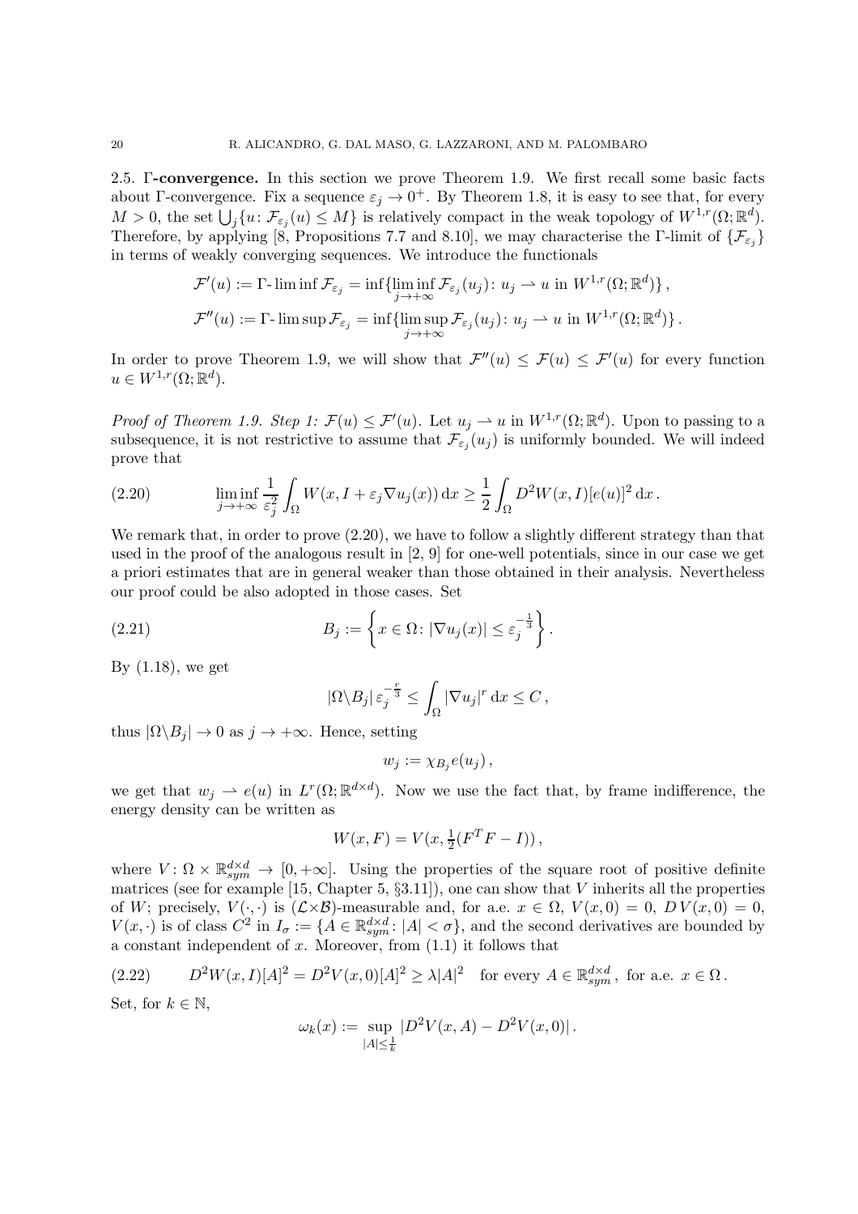**2.5. Γ-convergence.** In this section we prove Theorem 1.9. We first recall some basic facts about Γ-convergence. Fix a sequence $\varepsilon_j \to 0^+$. By Theorem 1.8, it is easy to see that, for every $M > 0$, the set $\bigcup_j \{u \colon \mathcal{F}_{\varepsilon_j}(u) \leq M\}$ is relatively compact in the weak topology of $W^{1,r}(\Omega;\mathbb{R}^d)$. Therefore, by applying [8, Propositions 7.7 and 8.10], we may characterise the Γ-limit of $\{\mathcal{F}_{\varepsilon_j}\}$ in terms of weakly converging sequences. We introduce the functionals

$$
\mathcal{F}'(u) := \Gamma\text{-}\liminf \mathcal{F}_{\varepsilon_j} = \inf\{\liminf_{j\to+\infty} \mathcal{F}_{\varepsilon_j}(u_j) \colon u_j \rightharpoonup u \text{ in } W^{1,r}(\Omega;\mathbb{R}^d)\}\,,
$$

$$
\mathcal{F}''(u) := \Gamma\text{-}\limsup \mathcal{F}_{\varepsilon_j} = \inf\{\limsup_{j\to+\infty} \mathcal{F}_{\varepsilon_j}(u_j) \colon u_j \rightharpoonup u \text{ in } W^{1,r}(\Omega;\mathbb{R}^d)\}\,.
$$

In order to prove Theorem 1.9, we will show that $\mathcal{F}''(u) \leq \mathcal{F}(u) \leq \mathcal{F}'(u)$ for every function $u \in W^{1,r}(\Omega;\mathbb{R}^d)$.

*Proof of Theorem 1.9. Step 1: $\mathcal{F}(u) \leq \mathcal{F}'(u)$.* Let $u_j \rightharpoonup u$ in $W^{1,r}(\Omega;\mathbb{R}^d)$. Upon to passing to a subsequence, it is not restrictive to assume that $\mathcal{F}_{\varepsilon_j}(u_j)$ is uniformly bounded. We will indeed prove that

$$
\liminf_{j\to+\infty} \frac{1}{\varepsilon_j^2}\int_\Omega W(x, I + \varepsilon_j \nabla u_j(x))\,\mathrm{d}x \geq \frac{1}{2}\int_\Omega D^2W(x,I)[e(u)]^2\,\mathrm{d}x\,. \tag{2.20}
$$

We remark that, in order to prove (2.20), we have to follow a slightly different strategy than that used in the proof of the analogous result in [2, 9] for one-well potentials, since in our case we get a priori estimates that are in general weaker than those obtained in their analysis. Nevertheless our proof could be also adopted in those cases. Set

$$
B_j := \left\{x \in \Omega \colon |\nabla u_j(x)| \leq \varepsilon_j^{-\frac{1}{3}}\right\}. \tag{2.21}
$$

By (1.18), we get

$$
|\Omega\backslash B_j|\,\varepsilon_j^{-\frac{r}{3}} \leq \int_\Omega |\nabla u_j|^r\,\mathrm{d}x \leq C\,,
$$

thus $|\Omega\backslash B_j| \to 0$ as $j \to +\infty$. Hence, setting

$$
w_j := \chi_{B_j} e(u_j)\,,
$$

we get that $w_j \rightharpoonup e(u)$ in $L^r(\Omega;\mathbb{R}^{d\times d})$. Now we use the fact that, by frame indifference, the energy density can be written as

$$
W(x,F) = V(x, \tfrac{1}{2}(F^TF - I))\,,
$$

where $V \colon \Omega \times \mathbb{R}^{d\times d}_{sym} \to [0,+\infty]$. Using the properties of the square root of positive definite matrices (see for example [15, Chapter 5, §3.11]), one can show that $V$ inherits all the properties of $W$; precisely, $V(\cdot,\cdot)$ is $(\mathcal{L}\times\mathcal{B})$-measurable and, for a.e. $x \in \Omega$, $V(x,0) = 0$, $DV(x,0) = 0$, $V(x,\cdot)$ is of class $C^2$ in $I_\sigma := \{A \in \mathbb{R}^{d\times d}_{sym} \colon |A| < \sigma\}$, and the second derivatives are bounded by a constant independent of $x$. Moreover, from (1.1) it follows that

$$
D^2W(x,I)[A]^2 = D^2V(x,0)[A]^2 \geq \lambda|A|^2 \quad \text{for every } A \in \mathbb{R}^{d\times d}_{sym}\,, \text{ for a.e. } x \in \Omega\,. \tag{2.22}
$$

Set, for $k \in \mathbb{N}$,

$$
\omega_k(x) := \sup_{|A|\leq\frac{1}{k}} |D^2V(x,A) - D^2V(x,0)|\,.
$$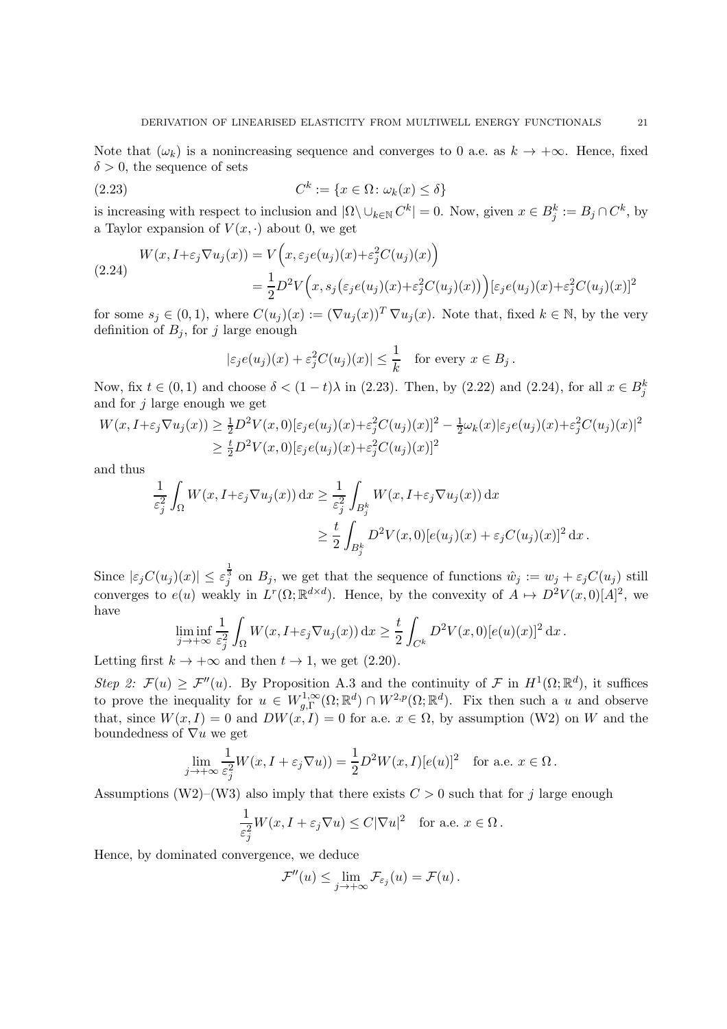Note that $(\omega_k)$ is a nonincreasing sequence and converges to 0 a.e. as $k \to +\infty$. Hence, fixed $\delta > 0$, the sequence of sets

$$C^k := \{x \in \Omega \colon \omega_k(x) \leq \delta\} \tag{2.23}$$

is increasing with respect to inclusion and $|\Omega \setminus \cup_{k\in\mathbb{N}} C^k| = 0$. Now, given $x \in B_j^k := B_j \cap C^k$, by a Taylor expansion of $V(x, \cdot)$ about 0, we get

$$\begin{aligned} W(x, I+\varepsilon_j \nabla u_j(x)) &= V\Big(x, \varepsilon_j e(u_j)(x) + \varepsilon_j^2 C(u_j)(x)\Big) \\ &= \frac{1}{2} D^2 V\Big(x, s_j\big(\varepsilon_j e(u_j)(x) + \varepsilon_j^2 C(u_j)(x)\big)\Big)[\varepsilon_j e(u_j)(x) + \varepsilon_j^2 C(u_j)(x)]^2 \end{aligned} \tag{2.24}$$

for some $s_j \in (0,1)$, where $C(u_j)(x) := (\nabla u_j(x))^T \nabla u_j(x)$. Note that, fixed $k \in \mathbb{N}$, by the very definition of $B_j$, for $j$ large enough

$$|\varepsilon_j e(u_j)(x) + \varepsilon_j^2 C(u_j)(x)| \leq \frac{1}{k} \quad \text{for every } x \in B_j\,.$$

Now, fix $t \in (0,1)$ and choose $\delta < (1-t)\lambda$ in (2.23). Then, by (2.22) and (2.24), for all $x \in B_j^k$ and for $j$ large enough we get

$$\begin{aligned} W(x, I+\varepsilon_j \nabla u_j(x)) &\geq \tfrac{1}{2} D^2 V(x,0)[\varepsilon_j e(u_j)(x) + \varepsilon_j^2 C(u_j)(x)]^2 - \tfrac{1}{2}\omega_k(x)|\varepsilon_j e(u_j)(x) + \varepsilon_j^2 C(u_j)(x)|^2 \\ &\geq \tfrac{t}{2} D^2 V(x,0)[\varepsilon_j e(u_j)(x) + \varepsilon_j^2 C(u_j)(x)]^2 \end{aligned}$$

and thus

$$\begin{aligned} \frac{1}{\varepsilon_j^2} \int_\Omega W(x, I+\varepsilon_j \nabla u_j(x))\,\mathrm{d}x &\geq \frac{1}{\varepsilon_j^2} \int_{B_j^k} W(x, I+\varepsilon_j \nabla u_j(x))\,\mathrm{d}x \\ &\geq \frac{t}{2} \int_{B_j^k} D^2 V(x,0)[e(u_j)(x) + \varepsilon_j C(u_j)(x)]^2\,\mathrm{d}x\,. \end{aligned}$$

Since $|\varepsilon_j C(u_j)(x)| \leq \varepsilon_j^{\frac{1}{3}}$ on $B_j$, we get that the sequence of functions $\hat{w}_j := w_j + \varepsilon_j C(u_j)$ still converges to $e(u)$ weakly in $L^r(\Omega; \mathbb{R}^{d\times d})$. Hence, by the convexity of $A \mapsto D^2 V(x,0)[A]^2$, we have

$$\liminf_{j\to+\infty} \frac{1}{\varepsilon_j^2} \int_\Omega W(x, I+\varepsilon_j \nabla u_j(x))\,\mathrm{d}x \geq \frac{t}{2} \int_{C^k} D^2 V(x,0)[e(u)(x)]^2\,\mathrm{d}x\,.$$

Letting first $k \to +\infty$ and then $t \to 1$, we get (2.20).

*Step 2: $\mathcal{F}(u) \geq \mathcal{F}''(u)$.* By Proposition A.3 and the continuity of $\mathcal{F}$ in $H^1(\Omega;\mathbb{R}^d)$, it suffices to prove the inequality for $u \in W^{1,\infty}_{g,\Gamma}(\Omega;\mathbb{R}^d) \cap W^{2,p}(\Omega;\mathbb{R}^d)$. Fix then such a $u$ and observe that, since $W(x,I) = 0$ and $DW(x,I) = 0$ for a.e. $x \in \Omega$, by assumption (W2) on $W$ and the boundedness of $\nabla u$ we get

$$\lim_{j\to+\infty} \frac{1}{\varepsilon_j^2} W(x, I + \varepsilon_j \nabla u)) = \frac{1}{2} D^2 W(x,I)[e(u)]^2 \quad \text{for a.e. } x \in \Omega\,.$$

Assumptions (W2)–(W3) also imply that there exists $C > 0$ such that for $j$ large enough

$$\frac{1}{\varepsilon_j^2} W(x, I + \varepsilon_j \nabla u) \leq C|\nabla u|^2 \quad \text{for a.e. } x \in \Omega\,.$$

Hence, by dominated convergence, we deduce

$$\mathcal{F}''(u) \leq \lim_{j\to+\infty} \mathcal{F}_{\varepsilon_j}(u) = \mathcal{F}(u)\,.$$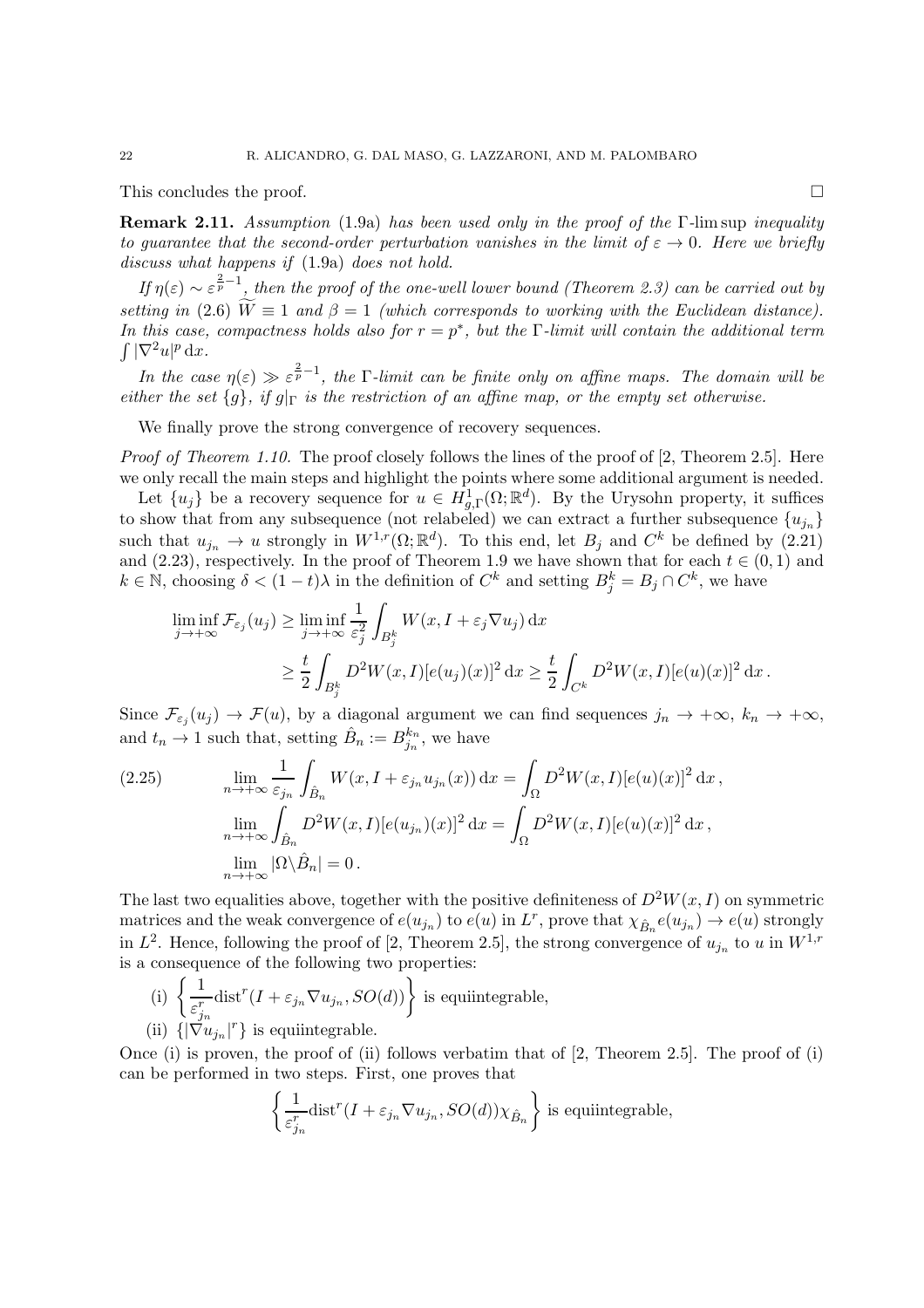This concludes the proof. $\square$

**Remark 2.11.** *Assumption* (1.9a) *has been used only in the proof of the* Γ-lim sup *inequality to guarantee that the second-order perturbation vanishes in the limit of* $\varepsilon \to 0$. *Here we briefly discuss what happens if* (1.9a) *does not hold.*

*If* $\eta(\varepsilon) \sim \varepsilon^{\frac{2}{p}-1}$, *then the proof of the one-well lower bound (Theorem 2.3) can be carried out by setting in* (2.6) $\widetilde{W} \equiv 1$ *and* $\beta = 1$ *(which corresponds to working with the Euclidean distance). In this case, compactness holds also for* $r = p^*$, *but the* Γ*-limit will contain the additional term* $\int |\nabla^2 u|^p \,\mathrm{d}x$.

*In the case* $\eta(\varepsilon) \gg \varepsilon^{\frac{2}{p}-1}$, *the* Γ*-limit can be finite only on affine maps. The domain will be either the set* $\{g\}$, *if* $g|_\Gamma$ *is the restriction of an affine map, or the empty set otherwise.*

We finally prove the strong convergence of recovery sequences.

*Proof of Theorem 1.10.* The proof closely follows the lines of the proof of [2, Theorem 2.5]. Here we only recall the main steps and highlight the points where some additional argument is needed.

Let $\{u_j\}$ be a recovery sequence for $u \in H^1_{g,\Gamma}(\Omega;\mathbb{R}^d)$. By the Urysohn property, it suffices to show that from any subsequence (not relabeled) we can extract a further subsequence $\{u_{j_n}\}$ such that $u_{j_n} \to u$ strongly in $W^{1,r}(\Omega;\mathbb{R}^d)$. To this end, let $B_j$ and $C^k$ be defined by (2.21) and (2.23), respectively. In the proof of Theorem 1.9 we have shown that for each $t \in (0,1)$ and $k \in \mathbb{N}$, choosing $\delta < (1-t)\lambda$ in the definition of $C^k$ and setting $B^k_j = B_j \cap C^k$, we have

$$
\begin{aligned}
\liminf_{j\to+\infty} \mathcal{F}_{\varepsilon_j}(u_j) &\geq \liminf_{j\to+\infty} \frac{1}{\varepsilon_j^2}\int_{B^k_j} W(x, I+\varepsilon_j\nabla u_j)\,\mathrm{d}x \\
&\geq \frac{t}{2}\int_{B^k_j} D^2W(x,I)[e(u_j)(x)]^2\,\mathrm{d}x \geq \frac{t}{2}\int_{C^k} D^2W(x,I)[e(u)(x)]^2\,\mathrm{d}x\,.
\end{aligned}
$$

Since $\mathcal{F}_{\varepsilon_j}(u_j) \to \mathcal{F}(u)$, by a diagonal argument we can find sequences $j_n \to +\infty$, $k_n \to +\infty$, and $t_n \to 1$ such that, setting $\hat{B}_n := B^{k_n}_{j_n}$, we have

$$
\begin{aligned}
&\lim_{n\to+\infty} \frac{1}{\varepsilon_{j_n}}\int_{\hat{B}_n} W(x, I+\varepsilon_{j_n} u_{j_n}(x))\,\mathrm{d}x = \int_\Omega D^2W(x,I)[e(u)(x)]^2\,\mathrm{d}x\,, \\
&\lim_{n\to+\infty} \int_{\hat{B}_n} D^2W(x,I)[e(u_{j_n})(x)]^2\,\mathrm{d}x = \int_\Omega D^2W(x,I)[e(u)(x)]^2\,\mathrm{d}x\,, \\
&\lim_{n\to+\infty} |\Omega\backslash\hat{B}_n| = 0\,.
\end{aligned}
\tag{2.25}
$$

The last two equalities above, together with the positive definiteness of $D^2W(x,I)$ on symmetric matrices and the weak convergence of $e(u_{j_n})$ to $e(u)$ in $L^r$, prove that $\chi_{\hat{B}_n} e(u_{j_n}) \to e(u)$ strongly in $L^2$. Hence, following the proof of [2, Theorem 2.5], the strong convergence of $u_{j_n}$ to $u$ in $W^{1,r}$ is a consequence of the following two properties:

(i) $\left\{ \dfrac{1}{\varepsilon^r_{j_n}} \mathrm{dist}^r(I+\varepsilon_{j_n}\nabla u_{j_n}, SO(d)) \right\}$ is equiintegrable,

(ii) $\{|\nabla u_{j_n}|^r\}$ is equiintegrable.

Once (i) is proven, the proof of (ii) follows verbatim that of [2, Theorem 2.5]. The proof of (i) can be performed in two steps. First, one proves that

$$
\left\{ \frac{1}{\varepsilon^r_{j_n}} \mathrm{dist}^r(I+\varepsilon_{j_n}\nabla u_{j_n}, SO(d))\chi_{\hat{B}_n} \right\} \text{ is equiintegrable,}
$$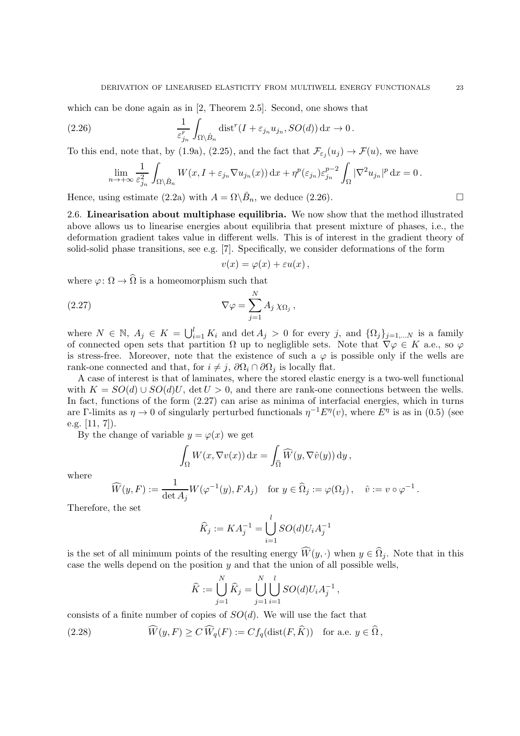which can be done again as in [2, Theorem 2.5]. Second, one shows that

$$\frac{1}{\varepsilon_{j_n}^r}\int_{\Omega\setminus\hat{B}_n}\operatorname{dist}^r(I+\varepsilon_{j_n}u_{j_n},SO(d))\,\mathrm{d}x\to 0\,. \tag{2.26}$$

To this end, note that, by (1.9a), (2.25), and the fact that $\mathcal{F}_{\varepsilon_j}(u_j)\to\mathcal{F}(u)$, we have

$$\lim_{n\to+\infty}\frac{1}{\varepsilon_{j_n}^2}\int_{\Omega\setminus\hat{B}_n}W(x,I+\varepsilon_{j_n}\nabla u_{j_n}(x))\,\mathrm{d}x+\eta^p(\varepsilon_{j_n})\varepsilon_{j_n}^{p-2}\int_\Omega|\nabla^2 u_{j_n}|^p\,\mathrm{d}x=0\,.$$

Hence, using estimate (2.2a) with $A=\Omega\setminus\hat{B}_n$, we deduce (2.26). □

## 2.6. Linearisation about multiphase equilibria.

We now show that the method illustrated above allows us to linearise energies about equilibria that present mixture of phases, i.e., the deformation gradient takes value in different wells. This is of interest in the gradient theory of solid-solid phase transitions, see e.g. [7]. Specifically, we consider deformations of the form

$$v(x)=\varphi(x)+\varepsilon u(x)\,,$$

where $\varphi\colon\Omega\to\widehat{\Omega}$ is a homeomorphism such that

$$\nabla\varphi=\sum_{j=1}^N A_j\,\chi_{\Omega_j}\,, \tag{2.27}$$

where $N\in\mathbb{N}$, $A_j\in K=\bigcup_{i=1}^l K_i$ and $\det A_j>0$ for every $j$, and $\{\Omega_j\}_{j=1,\dots N}$ is a family of connected open sets that partition $\Omega$ up to negliglible sets. Note that $\nabla\varphi\in K$ a.e., so $\varphi$ is stress-free. Moreover, note that the existence of such a $\varphi$ is possible only if the wells are rank-one connected and that, for $i\neq j$, $\partial\Omega_i\cap\partial\Omega_j$ is locally flat.

A case of interest is that of laminates, where the stored elastic energy is a two-well functional with $K=SO(d)\cup SO(d)U$, $\det U>0$, and there are rank-one connections between the wells. In fact, functions of the form (2.27) can arise as minima of interfacial energies, which in turns are Γ-limits as $\eta\to 0$ of singularly perturbed functionals $\eta^{-1}E^\eta(v)$, where $E^\eta$ is as in (0.5) (see e.g. [11, 7]).

By the change of variable $y=\varphi(x)$ we get

$$\int_\Omega W(x,\nabla v(x))\,\mathrm{d}x=\int_{\widehat{\Omega}}\widehat{W}(y,\nabla\hat{v}(y))\,\mathrm{d}y\,,$$

where

$$\widehat{W}(y,F):=\frac{1}{\det A_j}W(\varphi^{-1}(y),FA_j)\quad\text{for } y\in\widehat{\Omega}_j:=\varphi(\Omega_j)\,,\quad \hat{v}:=v\circ\varphi^{-1}\,.$$

Therefore, the set

$$\widehat{K}_j:=KA_j^{-1}=\bigcup_{i=1}^l SO(d)U_iA_j^{-1}$$

is the set of all minimum points of the resulting energy $\widehat{W}(y,\cdot)$ when $y\in\widehat{\Omega}_j$. Note that in this case the wells depend on the position $y$ and that the union of all possible wells,

$$\widehat{K}:=\bigcup_{j=1}^N\widehat{K}_j=\bigcup_{j=1}^N\bigcup_{i=1}^l SO(d)U_iA_j^{-1}\,,$$

consists of a finite number of copies of $SO(d)$. We will use the fact that

$$\widehat{W}(y,F)\geq C\,\widehat{W}_q(F):=Cf_q(\operatorname{dist}(F,\widehat{K}))\quad\text{for a.e. } y\in\widehat{\Omega}\,, \tag{2.28}$$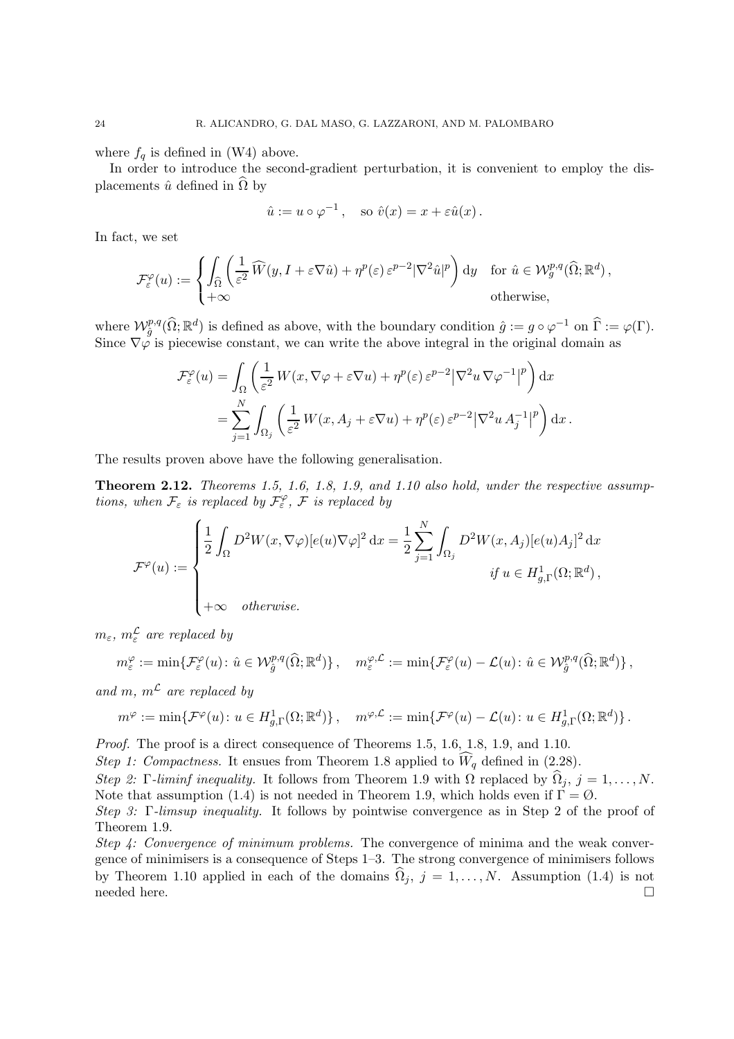where $f_q$ is defined in (W4) above.

In order to introduce the second-gradient perturbation, it is convenient to employ the displacements $\hat{u}$ defined in $\widehat{\Omega}$ by

$$
\hat{u} := u \circ \varphi^{-1}\,, \quad \text{so } \hat{v}(x) = x + \varepsilon \hat{u}(x)\,.
$$

In fact, we set

$$
\mathcal{F}^{\varphi}_{\varepsilon}(u) := \begin{cases} \displaystyle\int_{\widehat{\Omega}} \left( \frac{1}{\varepsilon^2}\, \widehat{W}(y, I + \varepsilon \nabla \hat{u}) + \eta^p(\varepsilon)\, \varepsilon^{p-2} |\nabla^2 \hat{u}|^p \right) \mathrm{d}y & \text{for } \hat{u} \in \mathcal{W}^{p,q}_{g}(\widehat{\Omega}; \mathbb{R}^d)\,, \\ +\infty & \text{otherwise,} \end{cases}
$$

where $\mathcal{W}^{p,q}_{\hat{g}}(\widehat{\Omega}; \mathbb{R}^d)$ is defined as above, with the boundary condition $\hat{g} := g \circ \varphi^{-1}$ on $\widehat{\Gamma} := \varphi(\Gamma)$. Since $\nabla \varphi$ is piecewise constant, we can write the above integral in the original domain as

$$
\begin{aligned}
\mathcal{F}^{\varphi}_{\varepsilon}(u) &= \int_{\Omega} \left( \frac{1}{\varepsilon^2}\, W(x, \nabla \varphi + \varepsilon \nabla u) + \eta^p(\varepsilon)\, \varepsilon^{p-2} \big| \nabla^2 u\, \nabla \varphi^{-1} \big|^p \right) \mathrm{d}x \\
&= \sum_{j=1}^{N} \int_{\Omega_j} \left( \frac{1}{\varepsilon^2}\, W(x, A_j + \varepsilon \nabla u) + \eta^p(\varepsilon)\, \varepsilon^{p-2} \big| \nabla^2 u\, A_j^{-1} \big|^p \right) \mathrm{d}x\,.
\end{aligned}
$$

The results proven above have the following generalisation.

**Theorem 2.12.** *Theorems 1.5, 1.6, 1.8, 1.9, and 1.10 also hold, under the respective assumptions, when $\mathcal{F}_\varepsilon$ is replaced by $\mathcal{F}^{\varphi}_{\varepsilon}$, $\mathcal{F}$ is replaced by*

$$
\mathcal{F}^{\varphi}(u) := \begin{cases} \displaystyle\frac{1}{2} \int_{\Omega} D^2 W(x, \nabla \varphi)[e(u) \nabla \varphi]^2 \,\mathrm{d}x = \frac{1}{2} \sum_{j=1}^{N} \int_{\Omega_j} D^2 W(x, A_j)[e(u) A_j]^2 \,\mathrm{d}x \\ \qquad\qquad\qquad\qquad\qquad\qquad\qquad\qquad\qquad \textit{if } u \in H^1_{g,\Gamma}(\Omega; \mathbb{R}^d)\,, \\ +\infty \quad \textit{otherwise.} \end{cases}
$$

*$m_\varepsilon$, $m^{\mathcal{L}}_\varepsilon$ are replaced by*

$$
m^{\varphi}_{\varepsilon} := \min\{\mathcal{F}^{\varphi}_{\varepsilon}(u) \colon \hat{u} \in \mathcal{W}^{p,q}_{\hat{g}}(\widehat{\Omega}; \mathbb{R}^d)\}\,, \quad m^{\varphi, \mathcal{L}}_{\varepsilon} := \min\{\mathcal{F}^{\varphi}_{\varepsilon}(u) - \mathcal{L}(u) \colon \hat{u} \in \mathcal{W}^{p,q}_{\hat{g}}(\widehat{\Omega}; \mathbb{R}^d)\}\,,
$$

*and $m$, $m^{\mathcal{L}}$ are replaced by*

$$
m^{\varphi} := \min\{\mathcal{F}^{\varphi}(u) \colon u \in H^1_{g,\Gamma}(\Omega; \mathbb{R}^d)\}\,, \quad m^{\varphi, \mathcal{L}} := \min\{\mathcal{F}^{\varphi}(u) - \mathcal{L}(u) \colon u \in H^1_{g,\Gamma}(\Omega; \mathbb{R}^d)\}\,.
$$

*Proof.* The proof is a direct consequence of Theorems 1.5, 1.6, 1.8, 1.9, and 1.10.

*Step 1: Compactness.* It ensues from Theorem 1.8 applied to $\widehat{W}_q$ defined in (2.28).

*Step 2: $\Gamma$-liminf inequality.* It follows from Theorem 1.9 with $\Omega$ replaced by $\widehat{\Omega}_j$, $j = 1, \ldots, N$. Note that assumption (1.4) is not needed in Theorem 1.9, which holds even if $\Gamma = \emptyset$.

*Step 3: $\Gamma$-limsup inequality.* It follows by pointwise convergence as in Step 2 of the proof of Theorem 1.9.

*Step 4: Convergence of minimum problems.* The convergence of minima and the weak convergence of minimisers is a consequence of Steps 1–3. The strong convergence of minimisers follows by Theorem 1.10 applied in each of the domains $\widehat{\Omega}_j$, $j = 1, \ldots, N$. Assumption (1.4) is not needed here. $\square$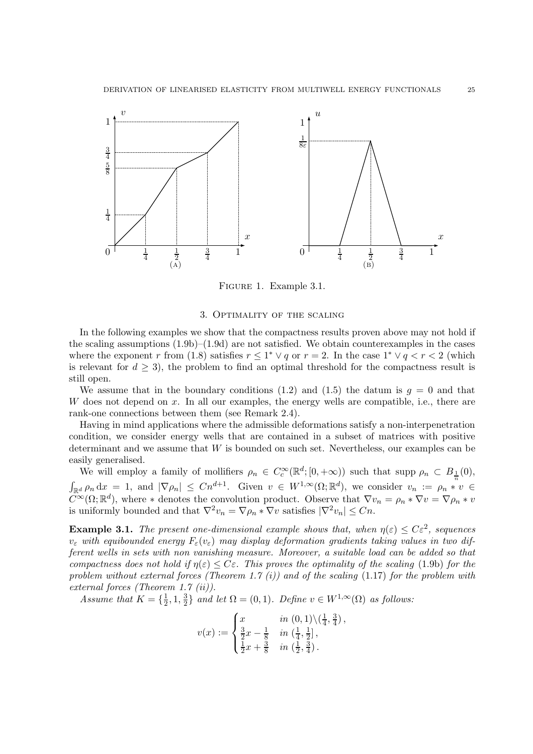Figure 1. Example 3.1.

## 3. Optimality of the scaling

In the following examples we show that the compactness results proven above may not hold if the scaling assumptions (1.9b)–(1.9d) are not satisfied. We obtain counterexamples in the cases where the exponent $r$ from (1.8) satisfies $r \leq 1^* \vee q$ or $r = 2$. In the case $1^* \vee q < r < 2$ (which is relevant for $d \geq 3$), the problem to find an optimal threshold for the compactness result is still open.

We assume that in the boundary conditions (1.2) and (1.5) the datum is $g = 0$ and that $W$ does not depend on $x$. In all our examples, the energy wells are compatible, i.e., there are rank-one connections between them (see Remark 2.4).

Having in mind applications where the admissible deformations satisfy a non-interpenetration condition, we consider energy wells that are contained in a subset of matrices with positive determinant and we assume that $W$ is bounded on such set. Nevertheless, our examples can be easily generalised.

We will employ a family of mollifiers $\rho_n \in C_c^\infty(\mathbb{R}^d; [0, +\infty))$ such that $\operatorname{supp} \rho_n \subset B_{\frac{1}{n}}(0)$, $\int_{\mathbb{R}^d} \rho_n \, \mathrm{d}x = 1$, and $|\nabla \rho_n| \leq C n^{d+1}$. Given $v \in W^{1,\infty}(\Omega; \mathbb{R}^d)$, we consider $v_n := \rho_n * v \in C^\infty(\Omega; \mathbb{R}^d)$, where $*$ denotes the convolution product. Observe that $\nabla v_n = \rho_n * \nabla v = \nabla \rho_n * v$ is uniformly bounded and that $\nabla^2 v_n = \nabla \rho_n * \nabla v$ satisfies $|\nabla^2 v_n| \leq C n$.

**Example 3.1.** *The present one-dimensional example shows that, when $\eta(\varepsilon) \leq C\varepsilon^2$, sequences $v_\varepsilon$ with equibounded energy $F_\varepsilon(v_\varepsilon)$ may display deformation gradients taking values in two different wells in sets with non vanishing measure. Moreover, a suitable load can be added so that compactness does not hold if $\eta(\varepsilon) \leq C\varepsilon$. This proves the optimality of the scaling* (1.9b) *for the problem without external forces (Theorem 1.7 (i)) and of the scaling* (1.17) *for the problem with external forces (Theorem 1.7 (ii)).*

*Assume that $K = \{\frac{1}{2}, 1, \frac{3}{2}\}$ and let $\Omega = (0,1)$. Define $v \in W^{1,\infty}(\Omega)$ as follows:*

$$v(x) := \begin{cases} x & \text{in } (0,1) \setminus (\frac{1}{4}, \frac{3}{4}), \\ \frac{3}{2}x - \frac{1}{8} & \text{in } (\frac{1}{4}, \frac{1}{2}], \\ \frac{1}{2}x + \frac{3}{8} & \text{in } (\frac{1}{2}, \frac{3}{4}). \end{cases}$$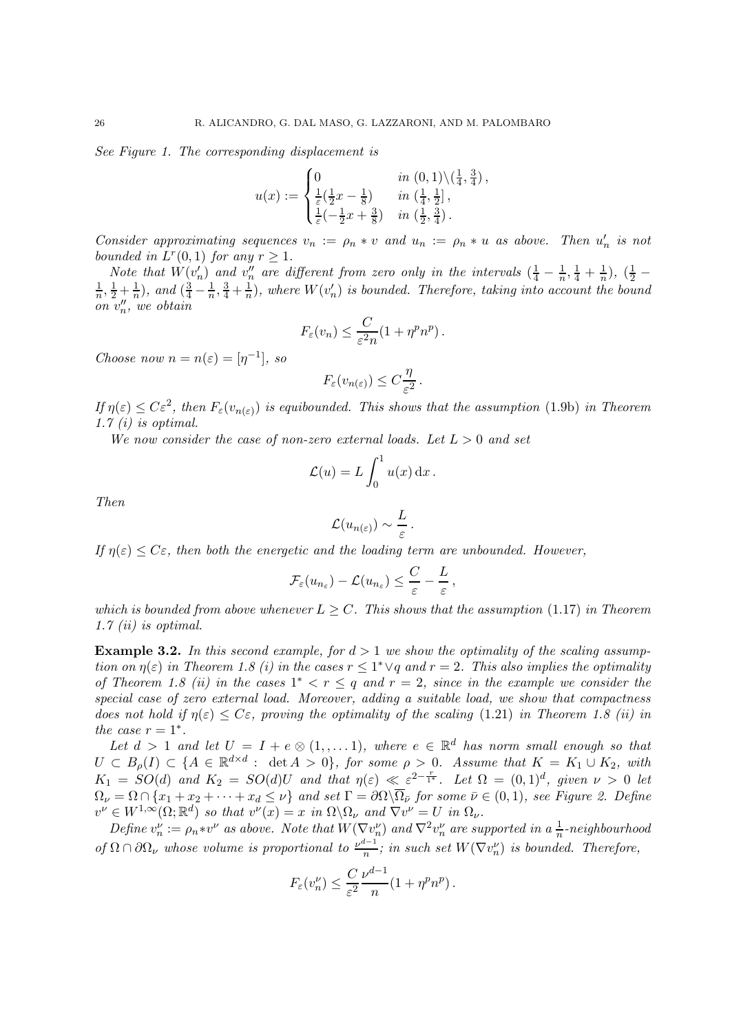*See Figure 1. The corresponding displacement is*

$$
u(x) := \begin{cases} 0 & \text{in } (0,1)\backslash(\frac{1}{4},\frac{3}{4})\,, \\ \frac{1}{\varepsilon}(\frac{1}{2}x - \frac{1}{8}) & \text{in } (\frac{1}{4},\frac{1}{2}]\,, \\ \frac{1}{\varepsilon}(-\frac{1}{2}x + \frac{3}{8}) & \text{in } (\frac{1}{2},\frac{3}{4})\,. \end{cases}
$$

*Consider approximating sequences $v_n := \rho_n * v$ and $u_n := \rho_n * u$ as above. Then $u_n'$ is not bounded in $L^r(0,1)$ for any $r \geq 1$.*

*Note that $W(v_n')$ and $v_n''$ are different from zero only in the intervals $(\frac{1}{4}-\frac{1}{n},\frac{1}{4}+\frac{1}{n})$, $(\frac{1}{2}-\frac{1}{n},\frac{1}{2}+\frac{1}{n})$, and $(\frac{3}{4}-\frac{1}{n},\frac{3}{4}+\frac{1}{n})$, where $W(v_n')$ is bounded. Therefore, taking into account the bound on $v_n''$, we obtain*

$$
F_\varepsilon(v_n) \leq \frac{C}{\varepsilon^2 n}(1 + \eta^p n^p)\,.
$$

*Choose now $n = n(\varepsilon) = [\eta^{-1}]$, so*

$$
F_\varepsilon(v_{n(\varepsilon)}) \leq C\frac{\eta}{\varepsilon^2}\,.
$$

*If $\eta(\varepsilon) \leq C\varepsilon^2$, then $F_\varepsilon(v_{n(\varepsilon)})$ is equibounded. This shows that the assumption* (1.9b) *in Theorem 1.7 (i) is optimal.*

*We now consider the case of non-zero external loads. Let $L > 0$ and set*

$$
\mathcal{L}(u) = L\int_0^1 u(x)\,\mathrm{d}x\,.
$$

*Then*

$$
\mathcal{L}(u_{n(\varepsilon)}) \sim \frac{L}{\varepsilon}\,.
$$

*If $\eta(\varepsilon) \leq C\varepsilon$, then both the energetic and the loading term are unbounded. However,*

$$
\mathcal{F}_\varepsilon(u_{n_\varepsilon}) - \mathcal{L}(u_{n_\varepsilon}) \leq \frac{C}{\varepsilon} - \frac{L}{\varepsilon}\,,
$$

*which is bounded from above whenever $L \geq C$. This shows that the assumption* (1.17) *in Theorem 1.7 (ii) is optimal.*

**Example 3.2.** *In this second example, for $d > 1$ we show the optimality of the scaling assumption on $\eta(\varepsilon)$ in Theorem 1.8 (i) in the cases $r \leq 1^* \vee q$ and $r = 2$. This also implies the optimality of Theorem 1.8 (ii) in the cases $1^* < r \leq q$ and $r = 2$, since in the example we consider the special case of zero external load. Moreover, adding a suitable load, we show that compactness does not hold if $\eta(\varepsilon) \leq C\varepsilon$, proving the optimality of the scaling* (1.21) *in Theorem 1.8 (ii) in the case $r = 1^*$.*

*Let $d > 1$ and let $U = I + e \otimes (1,\ldots 1)$, where $e \in \mathbb{R}^d$ has norm small enough so that $U \subset B_\rho(I) \subset \{A \in \mathbb{R}^{d\times d} :\ \det A > 0\}$, for some $\rho > 0$. Assume that $K = K_1 \cup K_2$, with $K_1 = SO(d)$ and $K_2 = SO(d)U$ and that $\eta(\varepsilon) \ll \varepsilon^{2-\frac{r}{1^*}}$. Let $\Omega = (0,1)^d$, given $\nu > 0$ let $\Omega_\nu = \Omega \cap \{x_1 + x_2 + \cdots + x_d \leq \nu\}$ and set $\Gamma = \partial\Omega\backslash\overline{\Omega}_{\bar\nu}$ for some $\bar\nu \in (0,1)$, see Figure 2. Define $v^\nu \in W^{1,\infty}(\Omega;\mathbb{R}^d)$ so that $v^\nu(x) = x$ in $\Omega\backslash\Omega_\nu$ and $\nabla v^\nu = U$ in $\Omega_\nu$.*

*Define $v_n^\nu := \rho_n * v^\nu$ as above. Note that $W(\nabla v_n^\nu)$ and $\nabla^2 v_n^\nu$ are supported in a $\frac{1}{n}$-neighbourhood of $\Omega \cap \partial\Omega_\nu$ whose volume is proportional to $\frac{\nu^{d-1}}{n}$; in such set $W(\nabla v_n^\nu)$ is bounded. Therefore,*

$$
F_\varepsilon(v_n^\nu) \leq \frac{C}{\varepsilon^2}\frac{\nu^{d-1}}{n}(1 + \eta^p n^p)\,.
$$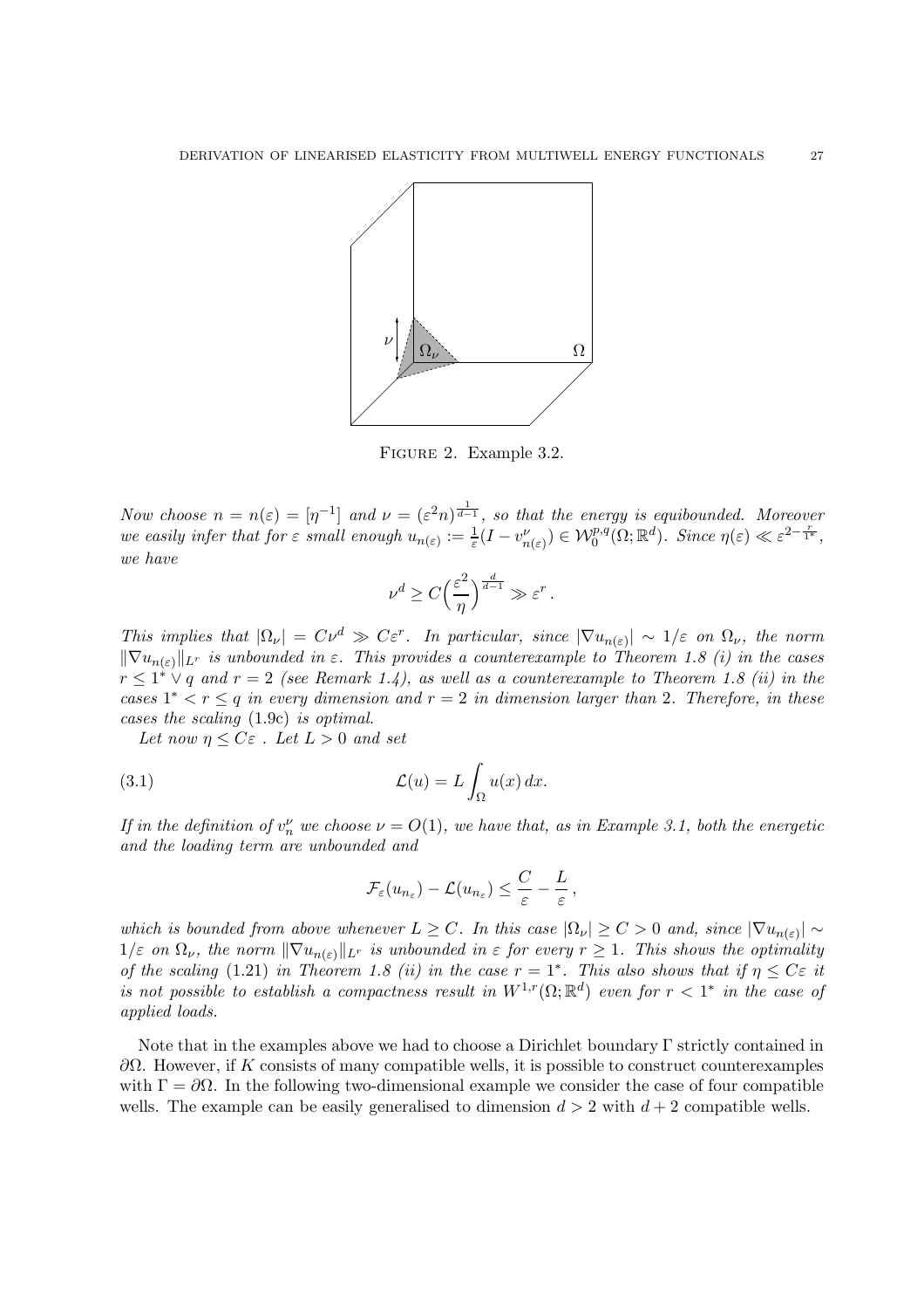Figure 2. Example 3.2.

*Now choose $n = n(\varepsilon) = [\eta^{-1}]$ and $\nu = (\varepsilon^2 n)^{\frac{1}{d-1}}$, so that the energy is equibounded. Moreover we easily infer that for $\varepsilon$ small enough $u_{n(\varepsilon)} := \frac{1}{\varepsilon}(I - v^{\nu}_{n(\varepsilon)}) \in \mathcal{W}^{p,q}_0(\Omega;\mathbb{R}^d)$. Since $\eta(\varepsilon) \ll \varepsilon^{2-\frac{r}{1^*}}$, we have*

$$\nu^d \geq C\Big(\frac{\varepsilon^2}{\eta}\Big)^{\frac{d}{d-1}} \gg \varepsilon^r\,.$$

*This implies that $|\Omega_\nu| = C\nu^d \gg C\varepsilon^r$. In particular, since $|\nabla u_{n(\varepsilon)}| \sim 1/\varepsilon$ on $\Omega_\nu$, the norm $\|\nabla u_{n(\varepsilon)}\|_{L^r}$ is unbounded in $\varepsilon$. This provides a counterexample to Theorem 1.8 (i) in the cases $r \leq 1^* \vee q$ and $r = 2$ (see Remark 1.4), as well as a counterexample to Theorem 1.8 (ii) in the cases $1^* < r \leq q$ in every dimension and $r = 2$ in dimension larger than 2. Therefore, in these cases the scaling* (1.9c) *is optimal.*

*Let now $\eta \leq C\varepsilon$ . Let $L > 0$ and set*

$$\mathcal{L}(u) = L\int_\Omega u(x)\,dx. \tag{3.1}$$

*If in the definition of $v^\nu_n$ we choose $\nu = O(1)$, we have that, as in Example 3.1, both the energetic and the loading term are unbounded and*

$$\mathcal{F}_\varepsilon(u_{n_\varepsilon}) - \mathcal{L}(u_{n_\varepsilon}) \leq \frac{C}{\varepsilon} - \frac{L}{\varepsilon}\,,$$

*which is bounded from above whenever $L \geq C$. In this case $|\Omega_\nu| \geq C > 0$ and, since $|\nabla u_{n(\varepsilon)}| \sim 1/\varepsilon$ on $\Omega_\nu$, the norm $\|\nabla u_{n(\varepsilon)}\|_{L^r}$ is unbounded in $\varepsilon$ for every $r \geq 1$. This shows the optimality of the scaling* (1.21) *in Theorem 1.8 (ii) in the case $r = 1^*$. This also shows that if $\eta \leq C\varepsilon$ it is not possible to establish a compactness result in $W^{1,r}(\Omega;\mathbb{R}^d)$ even for $r < 1^*$ in the case of applied loads.*

Note that in the examples above we had to choose a Dirichlet boundary $\Gamma$ strictly contained in $\partial\Omega$. However, if $K$ consists of many compatible wells, it is possible to construct counterexamples with $\Gamma = \partial\Omega$. In the following two-dimensional example we consider the case of four compatible wells. The example can be easily generalised to dimension $d > 2$ with $d + 2$ compatible wells.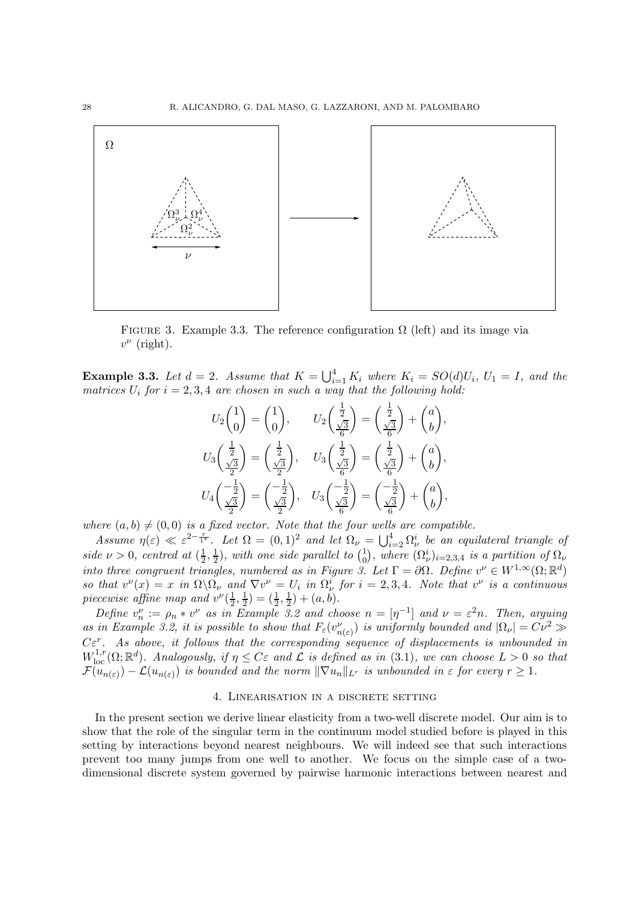FIGURE 3. Example 3.3. The reference configuration $\Omega$ (left) and its image via $v^\nu$ (right).

**Example 3.3.** *Let $d = 2$. Assume that $K = \bigcup_{i=1}^4 K_i$ where $K_i = SO(d)U_i$, $U_1 = I$, and the matrices $U_i$ for $i = 2, 3, 4$ are chosen in such a way that the following hold:*

$$
U_2\begin{pmatrix}1\\0\end{pmatrix} = \begin{pmatrix}1\\0\end{pmatrix}, \qquad U_2\begin{pmatrix}\frac{1}{2}\\\frac{\sqrt{3}}{6}\end{pmatrix} = \begin{pmatrix}\frac{1}{2}\\\frac{\sqrt{3}}{6}\end{pmatrix} + \begin{pmatrix}a\\b\end{pmatrix},
$$

$$
U_3\begin{pmatrix}\frac{1}{2}\\\frac{\sqrt{3}}{2}\end{pmatrix} = \begin{pmatrix}\frac{1}{2}\\\frac{\sqrt{3}}{2}\end{pmatrix}, \quad U_3\begin{pmatrix}\frac{1}{2}\\\frac{\sqrt{3}}{6}\end{pmatrix} = \begin{pmatrix}\frac{1}{2}\\\frac{\sqrt{3}}{6}\end{pmatrix} + \begin{pmatrix}a\\b\end{pmatrix},
$$

$$
U_4\begin{pmatrix}-\frac{1}{2}\\\frac{\sqrt{3}}{2}\end{pmatrix} = \begin{pmatrix}-\frac{1}{2}\\\frac{\sqrt{3}}{2}\end{pmatrix}, \quad U_3\begin{pmatrix}-\frac{1}{2}\\\frac{\sqrt{3}}{6}\end{pmatrix} = \begin{pmatrix}-\frac{1}{2}\\\frac{\sqrt{3}}{6}\end{pmatrix} + \begin{pmatrix}a\\b\end{pmatrix},
$$

*where $(a, b) \neq (0, 0)$ is a fixed vector. Note that the four wells are compatible.*

*Assume $\eta(\varepsilon) \ll \varepsilon^{2-\frac{r}{1^*}}$. Let $\Omega = (0, 1)^2$ and let $\Omega_\nu = \bigcup_{i=2}^4 \Omega_\nu^i$ be an equilateral triangle of side $\nu > 0$, centred at $(\frac{1}{2}, \frac{1}{2})$, with one side parallel to $\binom{1}{0}$, where $(\Omega_\nu^i)_{i=2,3,4}$ is a partition of $\Omega_\nu$ into three congruent triangles, numbered as in Figure 3. Let $\Gamma = \partial\Omega$. Define $v^\nu \in W^{1,\infty}(\Omega; \mathbb{R}^d)$ so that $v^\nu(x) = x$ in $\Omega \backslash \Omega_\nu$ and $\nabla v^\nu = U_i$ in $\Omega_\nu^i$ for $i = 2, 3, 4$. Note that $v^\nu$ is a continuous piecewise affine map and $v^\nu(\frac{1}{2}, \frac{1}{2}) = (\frac{1}{2}, \frac{1}{2}) + (a, b)$.*

*Define $v_n^\nu := \rho_n * v^\nu$ as in Example 3.2 and choose $n = [\eta^{-1}]$ and $\nu = \varepsilon^2 n$. Then, arguing as in Example 3.2, it is possible to show that $F_\varepsilon(v_{n(\varepsilon)}^\nu)$ is uniformly bounded and $|\Omega_\nu| = C\nu^2 \gg C\varepsilon^r$. As above, it follows that the corresponding sequence of displacements is unbounded in $W^{1,r}_{\rm loc}(\Omega; \mathbb{R}^d)$. Analogously, if $\eta \leq C\varepsilon$ and $\mathcal{L}$ is defined as in (3.1), we can choose $L > 0$ so that $\mathcal{F}(u_{n(\varepsilon)}) - \mathcal{L}(u_{n(\varepsilon)})$ is bounded and the norm $\|\nabla u_n\|_{L^r}$ is unbounded in $\varepsilon$ for every $r \geq 1$.*

## 4. Linearisation in a discrete setting

In the present section we derive linear elasticity from a two-well discrete model. Our aim is to show that the role of the singular term in the continuum model studied before is played in this setting by interactions beyond nearest neighbours. We will indeed see that such interactions prevent too many jumps from one well to another. We focus on the simple case of a two-dimensional discrete system governed by pairwise harmonic interactions between nearest and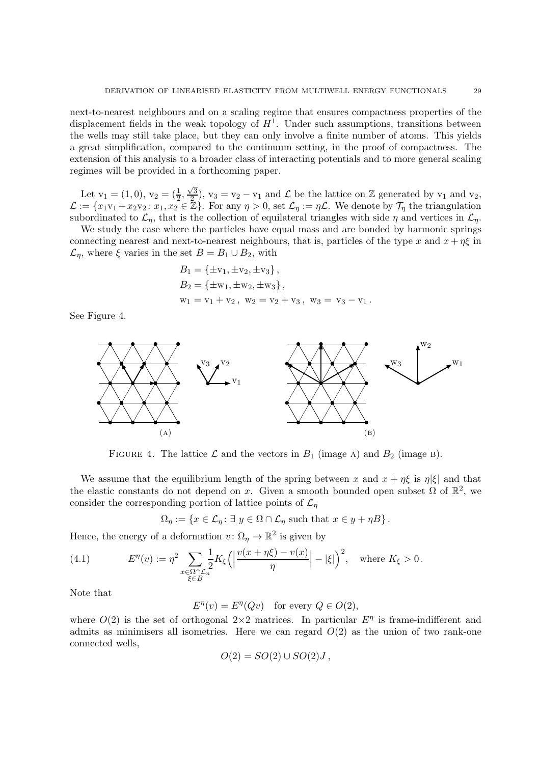next-to-nearest neighbours and on a scaling regime that ensures compactness properties of the displacement fields in the weak topology of $H^1$. Under such assumptions, transitions between the wells may still take place, but they can only involve a finite number of atoms. This yields a great simplification, compared to the continuum setting, in the proof of compactness. The extension of this analysis to a broader class of interacting potentials and to more general scaling regimes will be provided in a forthcoming paper.

Let $\mathrm{v}_1 = (1,0)$, $\mathrm{v}_2 = (\frac{1}{2}, \frac{\sqrt{3}}{2})$, $\mathrm{v}_3 = \mathrm{v}_2 - \mathrm{v}_1$ and $\mathcal{L}$ be the lattice on $\mathbb{Z}$ generated by $\mathrm{v}_1$ and $\mathrm{v}_2$, $\mathcal{L} := \{x_1\mathrm{v}_1 + x_2\mathrm{v}_2 \colon x_1, x_2 \in \mathbb{Z}\}$. For any $\eta > 0$, set $\mathcal{L}_\eta := \eta\mathcal{L}$. We denote by $\mathcal{T}_\eta$ the triangulation subordinated to $\mathcal{L}_\eta$, that is the collection of equilateral triangles with side $\eta$ and vertices in $\mathcal{L}_\eta$.

We study the case where the particles have equal mass and are bonded by harmonic springs connecting nearest and next-to-nearest neighbours, that is, particles of the type $x$ and $x + \eta\xi$ in $\mathcal{L}_\eta$, where $\xi$ varies in the set $B = B_1 \cup B_2$, with

$$
\begin{aligned}
&B_1 = \{\pm\mathrm{v}_1, \pm\mathrm{v}_2, \pm\mathrm{v}_3\}\,,\\
&B_2 = \{\pm\mathrm{w}_1, \pm\mathrm{w}_2, \pm\mathrm{w}_3\}\,,\\
&\mathrm{w}_1 = \mathrm{v}_1 + \mathrm{v}_2\,,\ \mathrm{w}_2 = \mathrm{v}_2 + \mathrm{v}_3\,,\ \mathrm{w}_3 = \mathrm{v}_3 - \mathrm{v}_1\,.
\end{aligned}
$$

See Figure 4.

Figure 4. The lattice $\mathcal{L}$ and the vectors in $B_1$ (image A) and $B_2$ (image B).

We assume that the equilibrium length of the spring between $x$ and $x + \eta\xi$ is $\eta|\xi|$ and that the elastic constants do not depend on $x$. Given a smooth bounded open subset $\Omega$ of $\mathbb{R}^2$, we consider the corresponding portion of lattice points of $\mathcal{L}_\eta$

$$
\Omega_\eta := \{x \in \mathcal{L}_\eta \colon \exists\ y \in \Omega \cap \mathcal{L}_\eta \text{ such that } x \in y + \eta B\}\,.
$$

Hence, the energy of a deformation $v \colon \Omega_\eta \to \mathbb{R}^2$ is given by

$$
E^\eta(v) := \eta^2 \sum_{\substack{x \in \Omega\cap\mathcal{L}_\eta \\ \xi \in B}} \frac{1}{2} K_\xi \Big( \Big| \frac{v(x+\eta\xi) - v(x)}{\eta} \Big| - |\xi| \Big)^2, \quad \text{where } K_\xi > 0\,. \tag{4.1}
$$

Note that

$$
E^\eta(v) = E^\eta(Qv) \quad \text{for every } Q \in O(2),
$$

where $O(2)$ is the set of orthogonal $2\times 2$ matrices. In particular $E^\eta$ is frame-indifferent and admits as minimisers all isometries. Here we can regard $O(2)$ as the union of two rank-one connected wells,

$$
O(2) = SO(2) \cup SO(2)J\,,
$$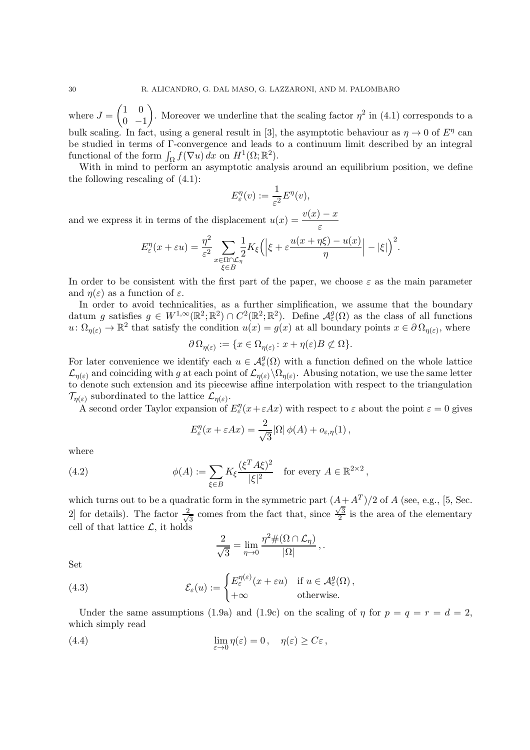where $J = \begin{pmatrix} 1 & 0 \\ 0 & -1 \end{pmatrix}$. Moreover we underline that the scaling factor $\eta^2$ in (4.1) corresponds to a bulk scaling. In fact, using a general result in [3], the asymptotic behaviour as $\eta \to 0$ of $E^\eta$ can be studied in terms of $\Gamma$-convergence and leads to a continuum limit described by an integral functional of the form $\int_\Omega f(\nabla u)\,dx$ on $H^1(\Omega;\mathbb{R}^2)$.

With in mind to perform an asymptotic analysis around an equilibrium position, we define the following rescaling of (4.1):

$$E^\eta_\varepsilon(v) := \frac{1}{\varepsilon^2} E^\eta(v),$$

and we express it in terms of the displacement $u(x) = \dfrac{v(x) - x}{\varepsilon}$

$$E^\eta_\varepsilon(x + \varepsilon u) = \frac{\eta^2}{\varepsilon^2} \sum_{\substack{x \in \Omega \cap \mathcal{L}_\eta \\ \xi \in B}} \frac{1}{2} K_\xi \Big( \Big| \xi + \varepsilon \frac{u(x + \eta\xi) - u(x)}{\eta} \Big| - |\xi| \Big)^2.$$

In order to be consistent with the first part of the paper, we choose $\varepsilon$ as the main parameter and $\eta(\varepsilon)$ as a function of $\varepsilon$.

In order to avoid technicalities, as a further simplification, we assume that the boundary datum $g$ satisfies $g \in W^{1,\infty}(\mathbb{R}^2;\mathbb{R}^2) \cap C^2(\mathbb{R}^2;\mathbb{R}^2)$. Define $\mathcal{A}^g_\varepsilon(\Omega)$ as the class of all functions $u\colon \Omega_{\eta(\varepsilon)} \to \mathbb{R}^2$ that satisfy the condition $u(x) = g(x)$ at all boundary points $x \in \partial\,\Omega_{\eta(\varepsilon)}$, where

$$\partial\,\Omega_{\eta(\varepsilon)} := \{x \in \Omega_{\eta(\varepsilon)} : x + \eta(\varepsilon) B \not\subset \Omega\}.$$

For later convenience we identify each $u \in \mathcal{A}^g_\varepsilon(\Omega)$ with a function defined on the whole lattice $\mathcal{L}_{\eta(\varepsilon)}$ and coinciding with $g$ at each point of $\mathcal{L}_{\eta(\varepsilon)} \setminus \Omega_{\eta(\varepsilon)}$. Abusing notation, we use the same letter to denote such extension and its piecewise affine interpolation with respect to the triangulation $\mathcal{T}_{\eta(\varepsilon)}$ subordinated to the lattice $\mathcal{L}_{\eta(\varepsilon)}$.

A second order Taylor expansion of $E^\eta_\varepsilon(x + \varepsilon A x)$ with respect to $\varepsilon$ about the point $\varepsilon = 0$ gives

$$E^\eta_\varepsilon(x + \varepsilon A x) = \frac{2}{\sqrt{3}} |\Omega|\, \phi(A) + o_{\varepsilon,\eta}(1)\,,$$

where

$$\phi(A) := \sum_{\xi \in B} K_\xi \frac{(\xi^T A \xi)^2}{|\xi|^2} \quad \text{for every } A \in \mathbb{R}^{2\times 2}\,, \tag{4.2}$$

which turns out to be a quadratic form in the symmetric part $(A + A^T)/2$ of $A$ (see, e.g., [5, Sec. 2] for details). The factor $\frac{2}{\sqrt{3}}$ comes from the fact that, since $\frac{\sqrt{3}}{2}$ is the area of the elementary cell of that lattice $\mathcal{L}$, it holds

$$\frac{2}{\sqrt{3}} = \lim_{\eta \to 0} \frac{\eta^2 \#(\Omega \cap \mathcal{L}_\eta)}{|\Omega|}\,, .$$

Set

$$\mathcal{E}_\varepsilon(u) := \begin{cases} E^{\eta(\varepsilon)}_\varepsilon(x + \varepsilon u) & \text{if } u \in \mathcal{A}^g_\varepsilon(\Omega)\,, \\ +\infty & \text{otherwise.} \end{cases} \tag{4.3}$$

Under the same assumptions (1.9a) and (1.9c) on the scaling of $\eta$ for $p = q = r = d = 2$, which simply read

$$\lim_{\varepsilon \to 0} \eta(\varepsilon) = 0\,, \quad \eta(\varepsilon) \geq C\varepsilon\,, \tag{4.4}$$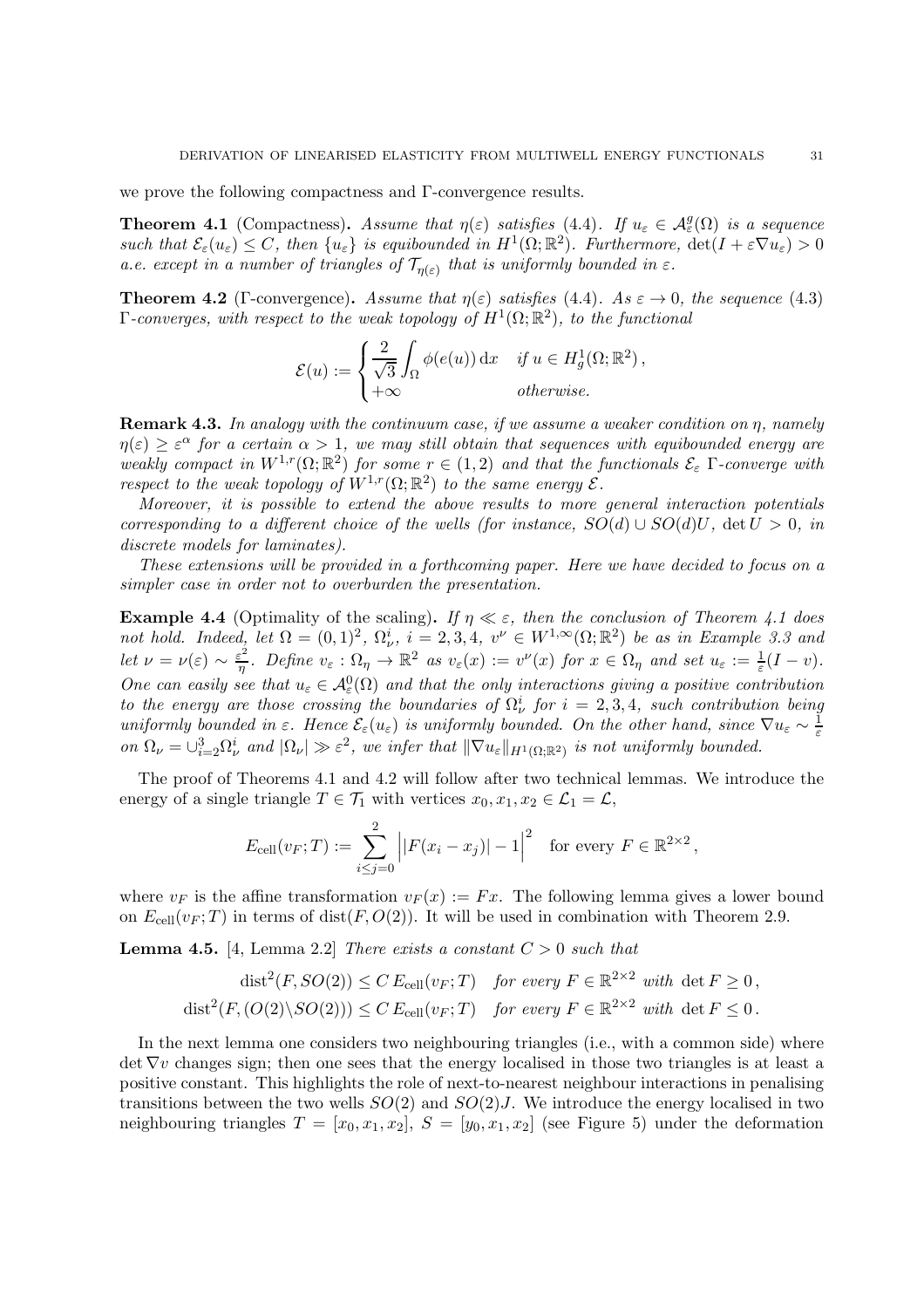we prove the following compactness and Γ-convergence results.

**Theorem 4.1** (Compactness)**.** *Assume that $\eta(\varepsilon)$ satisfies (4.4). If $u_\varepsilon \in \mathcal{A}^g_\varepsilon(\Omega)$ is a sequence such that $\mathcal{E}_\varepsilon(u_\varepsilon) \leq C$, then $\{u_\varepsilon\}$ is equibounded in $H^1(\Omega;\mathbb{R}^2)$. Furthermore, $\det(I + \varepsilon\nabla u_\varepsilon) > 0$ a.e. except in a number of triangles of $\mathcal{T}_{\eta(\varepsilon)}$ that is uniformly bounded in $\varepsilon$.*

**Theorem 4.2** (Γ-convergence)**.** *Assume that $\eta(\varepsilon)$ satisfies (4.4). As $\varepsilon \to 0$, the sequence (4.3) Γ-converges, with respect to the weak topology of $H^1(\Omega;\mathbb{R}^2)$, to the functional*

$$
\mathcal{E}(u) := \begin{cases} \dfrac{2}{\sqrt{3}} \displaystyle\int_\Omega \phi(e(u))\,\mathrm{d}x & \text{if } u \in H^1_g(\Omega;\mathbb{R}^2)\,, \\ +\infty & \text{otherwise.} \end{cases}
$$

**Remark 4.3.** *In analogy with the continuum case, if we assume a weaker condition on $\eta$, namely $\eta(\varepsilon) \geq \varepsilon^\alpha$ for a certain $\alpha > 1$, we may still obtain that sequences with equibounded energy are weakly compact in $W^{1,r}(\Omega;\mathbb{R}^2)$ for some $r \in (1,2)$ and that the functionals $\mathcal{E}_\varepsilon$ Γ-converge with respect to the weak topology of $W^{1,r}(\Omega;\mathbb{R}^2)$ to the same energy $\mathcal{E}$.*

*Moreover, it is possible to extend the above results to more general interaction potentials corresponding to a different choice of the wells (for instance, $SO(d) \cup SO(d)U$, $\det U > 0$, in discrete models for laminates).*

*These extensions will be provided in a forthcoming paper. Here we have decided to focus on a simpler case in order not to overburden the presentation.*

**Example 4.4** (Optimality of the scaling)**.** *If $\eta \ll \varepsilon$, then the conclusion of Theorem 4.1 does not hold. Indeed, let $\Omega = (0,1)^2$, $\Omega^i_\nu$, $i = 2,3,4$, $v^\nu \in W^{1,\infty}(\Omega;\mathbb{R}^2)$ be as in Example 3.3 and let $\nu = \nu(\varepsilon) \sim \frac{\varepsilon^2}{\eta}$. Define $v_\varepsilon : \Omega_\eta \to \mathbb{R}^2$ as $v_\varepsilon(x) := v^\nu(x)$ for $x \in \Omega_\eta$ and set $u_\varepsilon := \frac{1}{\varepsilon}(I - v)$. One can easily see that $u_\varepsilon \in \mathcal{A}^0_\varepsilon(\Omega)$ and that the only interactions giving a positive contribution to the energy are those crossing the boundaries of $\Omega^i_\nu$ for $i = 2,3,4$, such contribution being uniformly bounded in $\varepsilon$. Hence $\mathcal{E}_\varepsilon(u_\varepsilon)$ is uniformly bounded. On the other hand, since $\nabla u_\varepsilon \sim \frac{1}{\varepsilon}$ on $\Omega_\nu = \cup^3_{i=2}\Omega^i_\nu$ and $|\Omega_\nu| \gg \varepsilon^2$, we infer that $\|\nabla u_\varepsilon\|_{H^1(\Omega;\mathbb{R}^2)}$ is not uniformly bounded.*

The proof of Theorems 4.1 and 4.2 will follow after two technical lemmas. We introduce the energy of a single triangle $T \in \mathcal{T}_1$ with vertices $x_0, x_1, x_2 \in \mathcal{L}_1 = \mathcal{L}$,

$$
E_{\mathrm{cell}}(v_F;T) := \sum_{i\leq j=0}^{2} \Big| |F(x_i - x_j)| - 1 \Big|^2 \quad \text{for every } F \in \mathbb{R}^{2\times 2}\,,
$$

where $v_F$ is the affine transformation $v_F(x) := Fx$. The following lemma gives a lower bound on $E_{\mathrm{cell}}(v_F;T)$ in terms of $\mathrm{dist}(F, O(2))$. It will be used in combination with Theorem 2.9.

**Lemma 4.5.** [4, Lemma 2.2] *There exists a constant $C > 0$ such that*

$$
\begin{aligned}
\mathrm{dist}^2(F, SO(2)) &\leq C\, E_{\mathrm{cell}}(v_F;T) \quad \textit{for every } F \in \mathbb{R}^{2\times 2} \textit{ with } \det F \geq 0\,, \\
\mathrm{dist}^2(F, (O(2)\backslash SO(2))) &\leq C\, E_{\mathrm{cell}}(v_F;T) \quad \textit{for every } F \in \mathbb{R}^{2\times 2} \textit{ with } \det F \leq 0\,.
\end{aligned}
$$

In the next lemma one considers two neighbouring triangles (i.e., with a common side) where $\det \nabla v$ changes sign; then one sees that the energy localised in those two triangles is at least a positive constant. This highlights the role of next-to-nearest neighbour interactions in penalising transitions between the two wells $SO(2)$ and $SO(2)J$. We introduce the energy localised in two neighbouring triangles $T = [x_0, x_1, x_2]$, $S = [y_0, x_1, x_2]$ (see Figure 5) under the deformation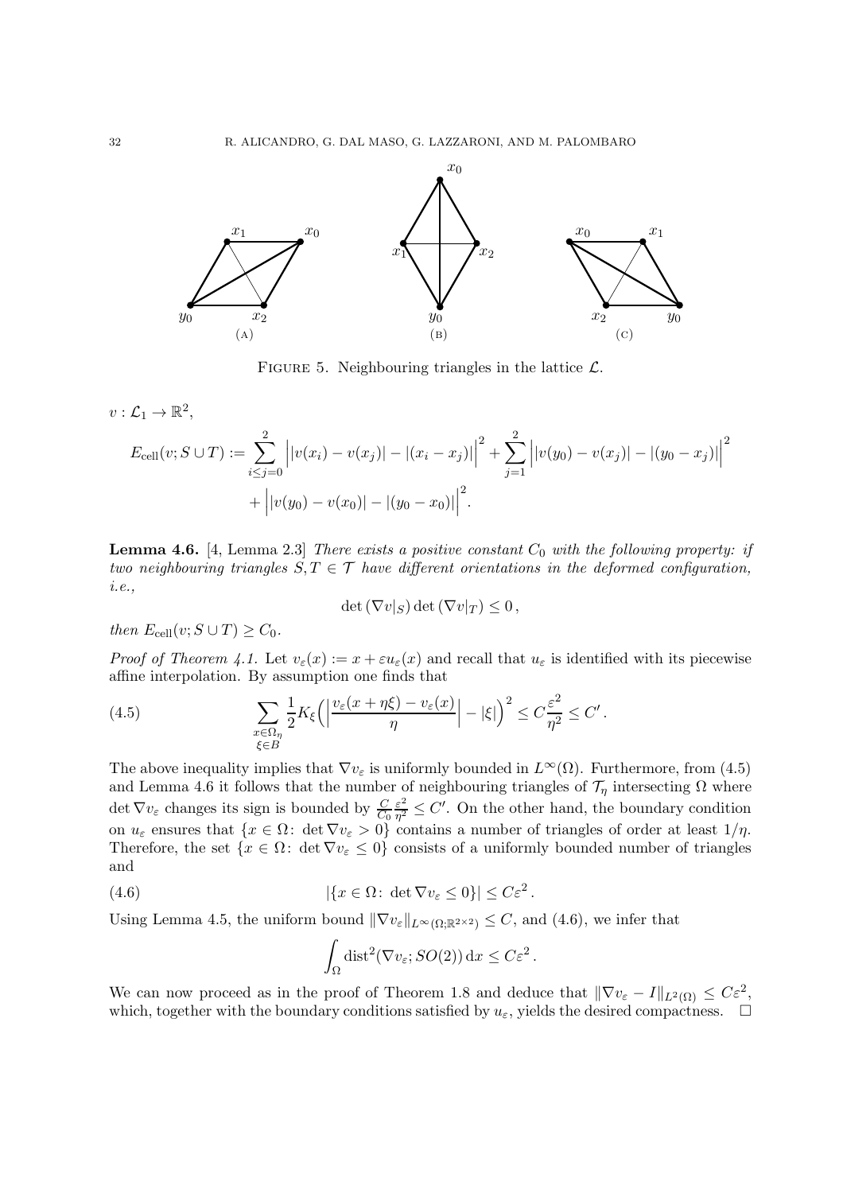FIGURE 5. Neighbouring triangles in the lattice $\mathcal{L}$.

$v : \mathcal{L}_1 \to \mathbb{R}^2$,

$$E_{\rm cell}(v; S \cup T) := \sum_{i \leq j=0}^{2} \Big| |v(x_i) - v(x_j)| - |(x_i - x_j)| \Big|^2 + \sum_{j=1}^{2} \Big| |v(y_0) - v(x_j)| - |(y_0 - x_j)| \Big|^2 + \Big| |v(y_0) - v(x_0)| - |(y_0 - x_0)| \Big|^2 .$$

**Lemma 4.6.** [4, Lemma 2.3] *There exists a positive constant $C_0$ with the following property: if two neighbouring triangles $S, T \in \mathcal{T}$ have different orientations in the deformed configuration, i.e.,*

$$\det(\nabla v|_S) \det(\nabla v|_T) \leq 0 ,$$

*then $E_{\rm cell}(v; S \cup T) \geq C_0$.*

*Proof of Theorem 4.1.* Let $v_\varepsilon(x) := x + \varepsilon u_\varepsilon(x)$ and recall that $u_\varepsilon$ is identified with its piecewise affine interpolation. By assumption one finds that

$$\sum_{\substack{x \in \Omega_\eta \\ \xi \in B}} \frac{1}{2} K_\xi \Big( \Big| \frac{v_\varepsilon(x + \eta\xi) - v_\varepsilon(x)}{\eta} \Big| - |\xi| \Big)^2 \leq C \frac{\varepsilon^2}{\eta^2} \leq C' . \tag{4.5}$$

The above inequality implies that $\nabla v_\varepsilon$ is uniformly bounded in $L^\infty(\Omega)$. Furthermore, from (4.5) and Lemma 4.6 it follows that the number of neighbouring triangles of $\mathcal{T}_\eta$ intersecting $\Omega$ where $\det \nabla v_\varepsilon$ changes its sign is bounded by $\frac{C}{C_0} \frac{\varepsilon^2}{\eta^2} \leq C'$. On the other hand, the boundary condition on $u_\varepsilon$ ensures that $\{x \in \Omega \colon \det \nabla v_\varepsilon > 0\}$ contains a number of triangles of order at least $1/\eta$. Therefore, the set $\{x \in \Omega \colon \det \nabla v_\varepsilon \leq 0\}$ consists of a uniformly bounded number of triangles and

$$|\{x \in \Omega \colon \det \nabla v_\varepsilon \leq 0\}| \leq C \varepsilon^2 . \tag{4.6}$$

Using Lemma 4.5, the uniform bound $\|\nabla v_\varepsilon\|_{L^\infty(\Omega;\mathbb{R}^{2\times 2})} \leq C$, and (4.6), we infer that

$$\int_\Omega \mathrm{dist}^2(\nabla v_\varepsilon; SO(2))\, \mathrm{d}x \leq C \varepsilon^2 .$$

We can now proceed as in the proof of Theorem 1.8 and deduce that $\|\nabla v_\varepsilon - I\|_{L^2(\Omega)} \leq C\varepsilon^2$, which, together with the boundary conditions satisfied by $u_\varepsilon$, yields the desired compactness. $\square$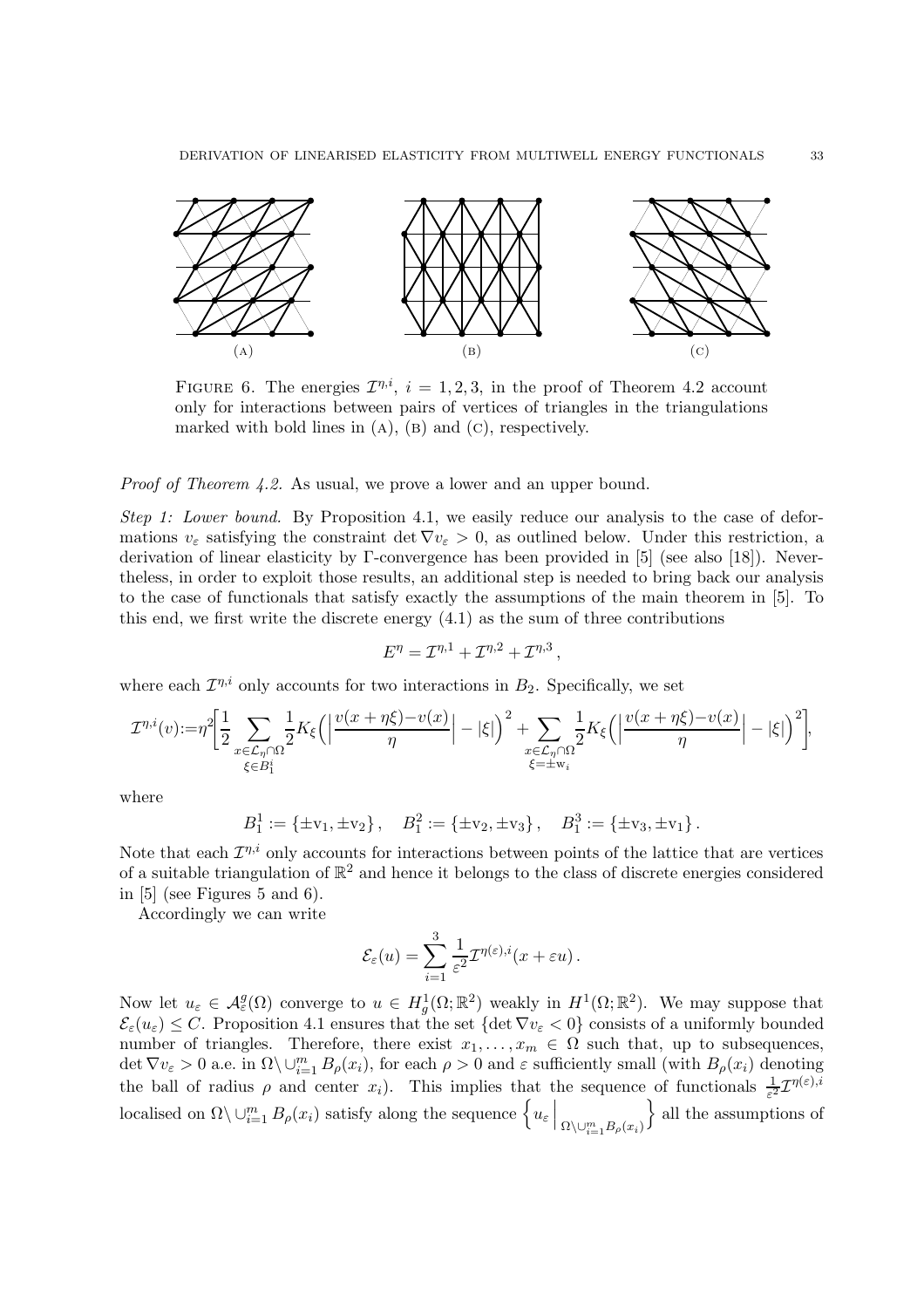FIGURE 6. The energies $\mathcal{I}^{\eta,i}$, $i = 1, 2, 3$, in the proof of Theorem 4.2 account only for interactions between pairs of vertices of triangles in the triangulations marked with bold lines in (A), (B) and (C), respectively.

*Proof of Theorem 4.2.* As usual, we prove a lower and an upper bound.

*Step 1: Lower bound.* By Proposition 4.1, we easily reduce our analysis to the case of deformations $v_\varepsilon$ satisfying the constraint $\det \nabla v_\varepsilon > 0$, as outlined below. Under this restriction, a derivation of linear elasticity by Γ-convergence has been provided in [5] (see also [18]). Nevertheless, in order to exploit those results, an additional step is needed to bring back our analysis to the case of functionals that satisfy exactly the assumptions of the main theorem in [5]. To this end, we first write the discrete energy (4.1) as the sum of three contributions

$$E^\eta = \mathcal{I}^{\eta,1} + \mathcal{I}^{\eta,2} + \mathcal{I}^{\eta,3},$$

where each $\mathcal{I}^{\eta,i}$ only accounts for two interactions in $B_2$. Specifically, we set

$$\mathcal{I}^{\eta,i}(v) := \eta^2 \Bigg[ \frac{1}{2} \sum_{\substack{x \in \mathcal{L}_\eta \cap \Omega \\ \xi \in B_1^i}} \frac{1}{2} K_\xi \Big( \Big| \frac{v(x+\eta\xi) - v(x)}{\eta} \Big| - |\xi| \Big)^2 + \sum_{\substack{x \in \mathcal{L}_\eta \cap \Omega \\ \xi = \pm \mathrm{w}_i}} \frac{1}{2} K_\xi \Big( \Big| \frac{v(x+\eta\xi) - v(x)}{\eta} \Big| - |\xi| \Big)^2 \Bigg],$$

where

$$B_1^1 := \{\pm \mathrm{v}_1, \pm \mathrm{v}_2\}, \quad B_1^2 := \{\pm \mathrm{v}_2, \pm \mathrm{v}_3\}, \quad B_1^3 := \{\pm \mathrm{v}_3, \pm \mathrm{v}_1\}.$$

Note that each $\mathcal{I}^{\eta,i}$ only accounts for interactions between points of the lattice that are vertices of a suitable triangulation of $\mathbb{R}^2$ and hence it belongs to the class of discrete energies considered in [5] (see Figures 5 and 6).

Accordingly we can write

$$\mathcal{E}_\varepsilon(u) = \sum_{i=1}^{3} \frac{1}{\varepsilon^2} \mathcal{I}^{\eta(\varepsilon),i}(x + \varepsilon u).$$

Now let $u_\varepsilon \in \mathcal{A}_\varepsilon^g(\Omega)$ converge to $u \in H_g^1(\Omega; \mathbb{R}^2)$ weakly in $H^1(\Omega; \mathbb{R}^2)$. We may suppose that $\mathcal{E}_\varepsilon(u_\varepsilon) \le C$. Proposition 4.1 ensures that the set $\{\det \nabla v_\varepsilon < 0\}$ consists of a uniformly bounded number of triangles. Therefore, there exist $x_1, \ldots, x_m \in \Omega$ such that, up to subsequences, $\det \nabla v_\varepsilon > 0$ a.e. in $\Omega \setminus \cup_{i=1}^m B_\rho(x_i)$, for each $\rho > 0$ and $\varepsilon$ sufficiently small (with $B_\rho(x_i)$ denoting the ball of radius $\rho$ and center $x_i$). This implies that the sequence of functionals $\frac{1}{\varepsilon^2}\mathcal{I}^{\eta(\varepsilon),i}$ localised on $\Omega \setminus \cup_{i=1}^m B_\rho(x_i)$ satisfy along the sequence $\Big\{ u_\varepsilon \Big|_{\Omega \setminus \cup_{i=1}^m B_\rho(x_i)} \Big\}$ all the assumptions of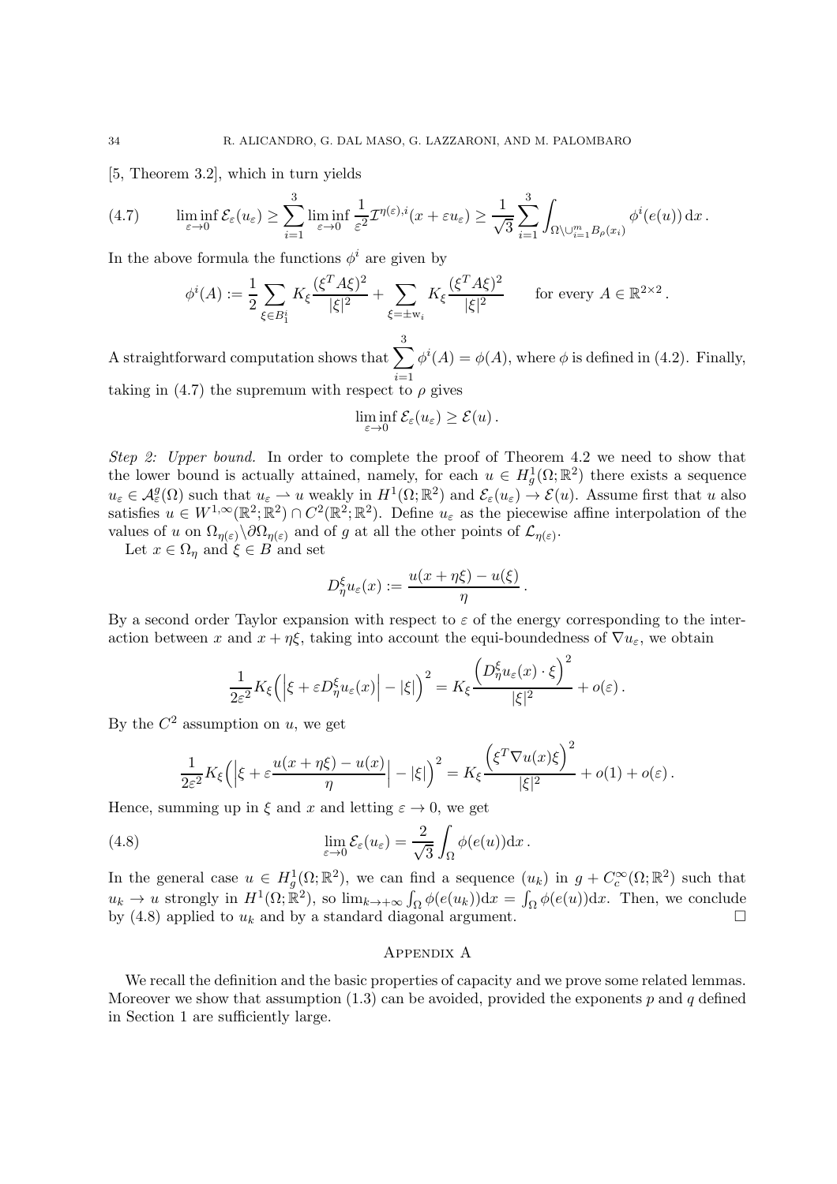[5, Theorem 3.2], which in turn yields

$$
\liminf_{\varepsilon\to 0} \mathcal{E}_\varepsilon(u_\varepsilon) \geq \sum_{i=1}^{3} \liminf_{\varepsilon\to 0} \frac{1}{\varepsilon^2} \mathcal{I}^{\eta(\varepsilon),i}(x+\varepsilon u_\varepsilon) \geq \frac{1}{\sqrt{3}} \sum_{i=1}^{3} \int_{\Omega\setminus\cup_{i=1}^m B_\rho(x_i)} \phi^i(e(u))\,\mathrm{d}x\,. \tag{4.7}
$$

In the above formula the functions $\phi^i$ are given by

$$
\phi^i(A) := \frac{1}{2}\sum_{\xi\in B_1^i} K_\xi \frac{(\xi^T A\xi)^2}{|\xi|^2} + \sum_{\xi=\pm \mathrm{w}_i} K_\xi \frac{(\xi^T A\xi)^2}{|\xi|^2} \qquad \text{for every } A\in\mathbb{R}^{2\times 2}\,.
$$

A straightforward computation shows that $\displaystyle\sum_{i=1}^{3}\phi^i(A) = \phi(A)$, where $\phi$ is defined in (4.2). Finally, taking in (4.7) the supremum with respect to $\rho$ gives

$$
\liminf_{\varepsilon\to 0} \mathcal{E}_\varepsilon(u_\varepsilon) \geq \mathcal{E}(u)\,.
$$

*Step 2: Upper bound.* In order to complete the proof of Theorem 4.2 we need to show that the lower bound is actually attained, namely, for each $u\in H^1_g(\Omega;\mathbb{R}^2)$ there exists a sequence $u_\varepsilon\in\mathcal{A}^g_\varepsilon(\Omega)$ such that $u_\varepsilon\rightharpoonup u$ weakly in $H^1(\Omega;\mathbb{R}^2)$ and $\mathcal{E}_\varepsilon(u_\varepsilon)\to\mathcal{E}(u)$. Assume first that $u$ also satisfies $u\in W^{1,\infty}(\mathbb{R}^2;\mathbb{R}^2)\cap C^2(\mathbb{R}^2;\mathbb{R}^2)$. Define $u_\varepsilon$ as the piecewise affine interpolation of the values of $u$ on $\Omega_{\eta(\varepsilon)}\setminus\partial\Omega_{\eta(\varepsilon)}$ and of $g$ at all the other points of $\mathcal{L}_{\eta(\varepsilon)}$.

Let $x\in\Omega_\eta$ and $\xi\in B$ and set

$$
D^\xi_\eta u_\varepsilon(x) := \frac{u(x+\eta\xi)-u(\xi)}{\eta}\,.
$$

By a second order Taylor expansion with respect to $\varepsilon$ of the energy corresponding to the interaction between $x$ and $x+\eta\xi$, taking into account the equi-boundedness of $\nabla u_\varepsilon$, we obtain

$$
\frac{1}{2\varepsilon^2}K_\xi\Big(\Big|\xi+\varepsilon D^\xi_\eta u_\varepsilon(x)\Big| - |\xi|\Big)^2 = K_\xi\frac{\Big(D^\xi_\eta u_\varepsilon(x)\cdot\xi\Big)^2}{|\xi|^2} + o(\varepsilon)\,.
$$

By the $C^2$ assumption on $u$, we get

$$
\frac{1}{2\varepsilon^2}K_\xi\Big(\Big|\xi+\varepsilon\frac{u(x+\eta\xi)-u(x)}{\eta}\Big| - |\xi|\Big)^2 = K_\xi\frac{\Big(\xi^T\nabla u(x)\xi\Big)^2}{|\xi|^2} + o(1) + o(\varepsilon)\,.
$$

Hence, summing up in $\xi$ and $x$ and letting $\varepsilon\to 0$, we get

$$
\lim_{\varepsilon\to 0}\mathcal{E}_\varepsilon(u_\varepsilon) = \frac{2}{\sqrt{3}}\int_\Omega \phi(e(u))\mathrm{d}x\,. \tag{4.8}
$$

In the general case $u\in H^1_g(\Omega;\mathbb{R}^2)$, we can find a sequence $(u_k)$ in $g+C^\infty_c(\Omega;\mathbb{R}^2)$ such that $u_k\to u$ strongly in $H^1(\Omega;\mathbb{R}^2)$, so $\lim_{k\to+\infty}\int_\Omega\phi(e(u_k))\mathrm{d}x = \int_\Omega\phi(e(u))\mathrm{d}x$. Then, we conclude by (4.8) applied to $u_k$ and by a standard diagonal argument. $\square$

## Appendix A

We recall the definition and the basic properties of capacity and we prove some related lemmas. Moreover we show that assumption (1.3) can be avoided, provided the exponents $p$ and $q$ defined in Section 1 are sufficiently large.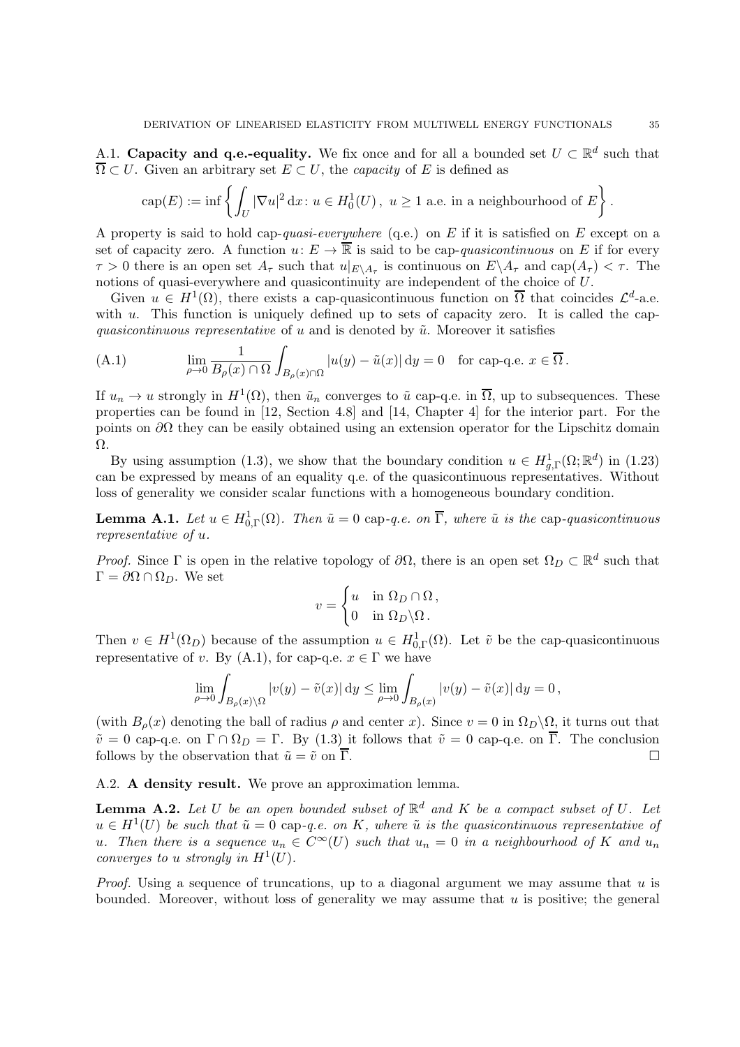A.1. **Capacity and q.e.-equality.** We fix once and for all a bounded set $U \subset \mathbb{R}^d$ such that $\overline{\Omega} \subset U$. Given an arbitrary set $E \subset U$, the *capacity* of $E$ is defined as

$$\operatorname{cap}(E) := \inf \left\{ \int_U |\nabla u|^2 \, dx \colon u \in H^1_0(U)\,,\ u \geq 1 \text{ a.e. in a neighbourhood of } E \right\}.$$

A property is said to hold cap-*quasi-everywhere* (q.e.) on $E$ if it is satisfied on $E$ except on a set of capacity zero. A function $u \colon E \to \overline{\mathbb{R}}$ is said to be cap-*quasicontinuous* on $E$ if for every $\tau > 0$ there is an open set $A_\tau$ such that $u|_{E\setminus A_\tau}$ is continuous on $E\setminus A_\tau$ and $\operatorname{cap}(A_\tau) < \tau$. The notions of quasi-everywhere and quasicontinuity are independent of the choice of $U$.

Given $u \in H^1(\Omega)$, there exists a cap-quasicontinuous function on $\overline{\Omega}$ that coincides $\mathcal{L}^d$-a.e. with $u$. This function is uniquely defined up to sets of capacity zero. It is called the cap-*quasicontinuous representative* of $u$ and is denoted by $\tilde{u}$. Moreover it satisfies

$$\lim_{\rho\to 0} \frac{1}{B_\rho(x)\cap\Omega} \int_{B_\rho(x)\cap\Omega} |u(y) - \tilde{u}(x)| \, dy = 0 \quad \text{for cap-q.e. } x \in \overline{\Omega}\,. \tag{A.1}$$

If $u_n \to u$ strongly in $H^1(\Omega)$, then $\tilde{u}_n$ converges to $\tilde{u}$ cap-q.e. in $\overline{\Omega}$, up to subsequences. These properties can be found in [12, Section 4.8] and [14, Chapter 4] for the interior part. For the points on $\partial\Omega$ they can be easily obtained using an extension operator for the Lipschitz domain $\Omega$.

By using assumption (1.3), we show that the boundary condition $u \in H^1_{g,\Gamma}(\Omega;\mathbb{R}^d)$ in (1.23) can be expressed by means of an equality q.e. of the quasicontinuous representatives. Without loss of generality we consider scalar functions with a homogeneous boundary condition.

**Lemma A.1.** *Let $u \in H^1_{0,\Gamma}(\Omega)$. Then $\tilde{u} = 0$ cap-q.e. on $\overline{\Gamma}$, where $\tilde{u}$ is the cap-quasicontinuous representative of $u$.*

*Proof.* Since $\Gamma$ is open in the relative topology of $\partial\Omega$, there is an open set $\Omega_D \subset \mathbb{R}^d$ such that $\Gamma = \partial\Omega \cap \Omega_D$. We set

$$v = \begin{cases} u & \text{in } \Omega_D \cap \Omega\,, \\ 0 & \text{in } \Omega_D \setminus \Omega\,. \end{cases}$$

Then $v \in H^1(\Omega_D)$ because of the assumption $u \in H^1_{0,\Gamma}(\Omega)$. Let $\tilde{v}$ be the cap-quasicontinuous representative of $v$. By (A.1), for cap-q.e. $x \in \Gamma$ we have

$$\lim_{\rho\to 0} \int_{B_\rho(x)\setminus\Omega} |v(y) - \tilde{v}(x)| \, dy \leq \lim_{\rho\to 0} \int_{B_\rho(x)} |v(y) - \tilde{v}(x)| \, dy = 0\,,$$

(with $B_\rho(x)$ denoting the ball of radius $\rho$ and center $x$). Since $v = 0$ in $\Omega_D\setminus\Omega$, it turns out that $\tilde{v} = 0$ cap-q.e. on $\Gamma \cap \Omega_D = \Gamma$. By (1.3) it follows that $\tilde{v} = 0$ cap-q.e. on $\overline{\Gamma}$. The conclusion follows by the observation that $\tilde{u} = \tilde{v}$ on $\overline{\Gamma}$. □

A.2. **A density result.** We prove an approximation lemma.

**Lemma A.2.** *Let $U$ be an open bounded subset of $\mathbb{R}^d$ and $K$ be a compact subset of $U$. Let $u \in H^1(U)$ be such that $\tilde{u} = 0$ cap-q.e. on $K$, where $\tilde{u}$ is the quasicontinuous representative of $u$. Then there is a sequence $u_n \in C^\infty(U)$ such that $u_n = 0$ in a neighbourhood of $K$ and $u_n$ converges to $u$ strongly in $H^1(U)$.*

*Proof.* Using a sequence of truncations, up to a diagonal argument we may assume that $u$ is bounded. Moreover, without loss of generality we may assume that $u$ is positive; the general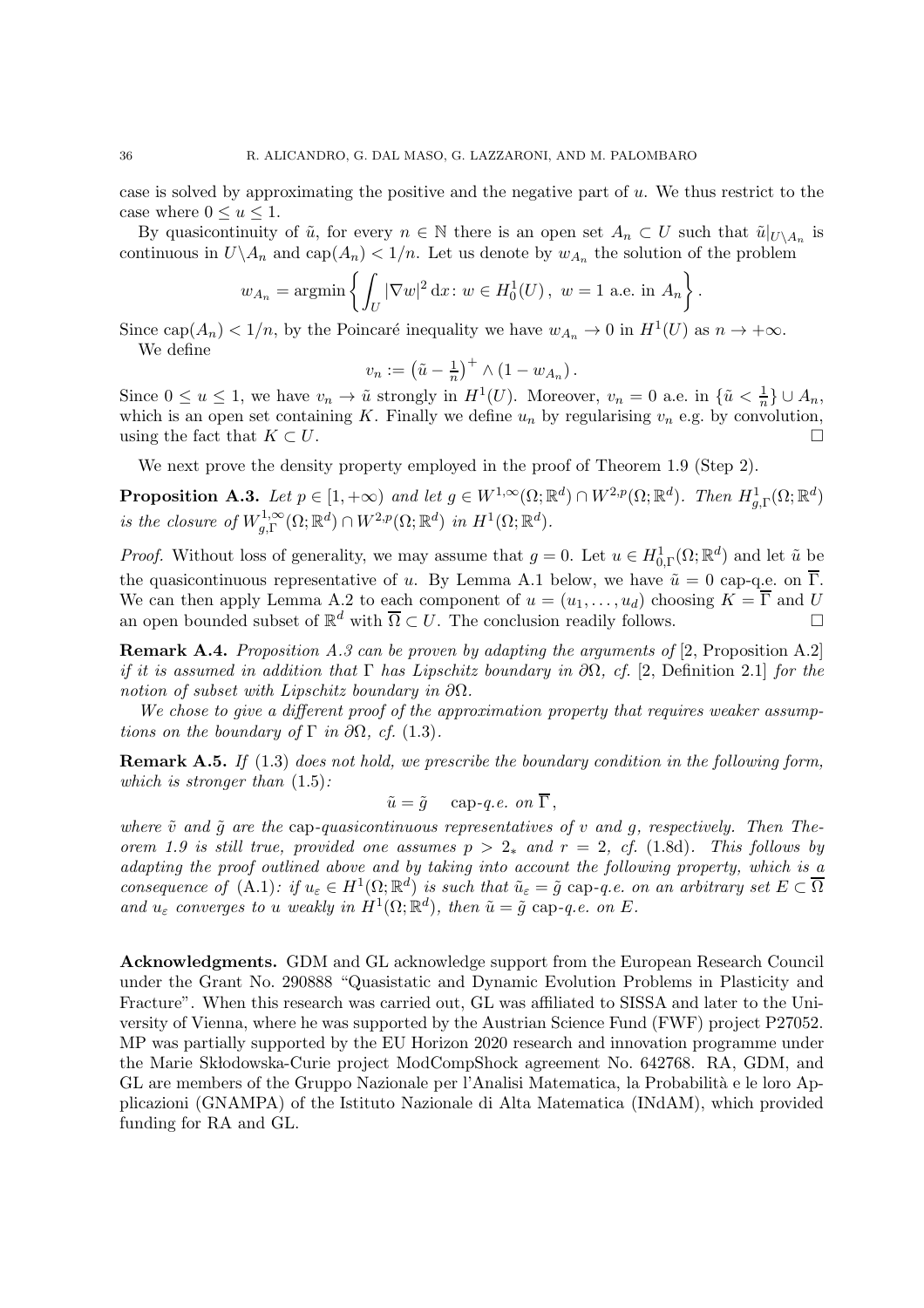case is solved by approximating the positive and the negative part of $u$. We thus restrict to the case where $0 \le u \le 1$.

By quasicontinuity of $\tilde{u}$, for every $n \in \mathbb{N}$ there is an open set $A_n \subset U$ such that $\tilde{u}|_{U \setminus A_n}$ is continuous in $U \setminus A_n$ and $\mathrm{cap}(A_n) < 1/n$. Let us denote by $w_{A_n}$ the solution of the problem

$$w_{A_n} = \operatorname{argmin} \left\{ \int_U |\nabla w|^2 \, \mathrm{d}x \colon w \in H_0^1(U)\,, \ w = 1 \text{ a.e. in } A_n \right\}.$$

Since $\mathrm{cap}(A_n) < 1/n$, by the Poincaré inequality we have $w_{A_n} \to 0$ in $H^1(U)$ as $n \to +\infty$.

We define

$$v_n := \left(\tilde{u} - \tfrac{1}{n}\right)^+ \wedge (1 - w_{A_n})\,.$$

Since $0 \le u \le 1$, we have $v_n \to \tilde{u}$ strongly in $H^1(U)$. Moreover, $v_n = 0$ a.e. in $\{\tilde{u} < \frac{1}{n}\} \cup A_n$, which is an open set containing $K$. Finally we define $u_n$ by regularising $v_n$ e.g. by convolution, using the fact that $K \subset U$. $\square$

We next prove the density property employed in the proof of Theorem 1.9 (Step 2).

**Proposition A.3.** *Let $p \in [1, +\infty)$ and let $g \in W^{1,\infty}(\Omega; \mathbb{R}^d) \cap W^{2,p}(\Omega; \mathbb{R}^d)$. Then $H^1_{g,\Gamma}(\Omega; \mathbb{R}^d)$ is the closure of $W^{1,\infty}_{g,\Gamma}(\Omega; \mathbb{R}^d) \cap W^{2,p}(\Omega; \mathbb{R}^d)$ in $H^1(\Omega; \mathbb{R}^d)$.*

*Proof.* Without loss of generality, we may assume that $g = 0$. Let $u \in H^1_{0,\Gamma}(\Omega; \mathbb{R}^d)$ and let $\tilde{u}$ be the quasicontinuous representative of $u$. By Lemma A.1 below, we have $\tilde{u} = 0$ cap-q.e. on $\overline{\Gamma}$. We can then apply Lemma A.2 to each component of $u = (u_1, \dots, u_d)$ choosing $K = \overline{\Gamma}$ and $U$ an open bounded subset of $\mathbb{R}^d$ with $\overline{\Omega} \subset U$. The conclusion readily follows. $\square$

**Remark A.4.** *Proposition A.3 can be proven by adapting the arguments of* [2, Proposition A.2] *if it is assumed in addition that $\Gamma$ has Lipschitz boundary in $\partial\Omega$, cf.* [2, Definition 2.1] *for the notion of subset with Lipschitz boundary in $\partial\Omega$.*

*We chose to give a different proof of the approximation property that requires weaker assumptions on the boundary of $\Gamma$ in $\partial\Omega$, cf.* (1.3).

**Remark A.5.** *If* (1.3) *does not hold, we prescribe the boundary condition in the following form, which is stronger than* (1.5)*:*

$$\tilde{u} = \tilde{g} \quad \text{cap-}q.e. \text{ on } \overline{\Gamma}\,,$$

*where $\tilde{v}$ and $\tilde{g}$ are the cap-quasicontinuous representatives of $v$ and $g$, respectively. Then Theorem 1.9 is still true, provided one assumes $p > 2_*$ and $r = 2$, cf.* (1.8d)*. This follows by adapting the proof outlined above and by taking into account the following property, which is a consequence of* (A.1)*: if $u_\varepsilon \in H^1(\Omega; \mathbb{R}^d)$ is such that $\tilde{u}_\varepsilon = \tilde{g}$ cap-q.e. on an arbitrary set $E \subset \overline{\Omega}$ and $u_\varepsilon$ converges to $u$ weakly in $H^1(\Omega; \mathbb{R}^d)$, then $\tilde{u} = \tilde{g}$ cap-q.e. on $E$.*

**Acknowledgments.** GDM and GL acknowledge support from the European Research Council under the Grant No. 290888 "Quasistatic and Dynamic Evolution Problems in Plasticity and Fracture". When this research was carried out, GL was affiliated to SISSA and later to the University of Vienna, where he was supported by the Austrian Science Fund (FWF) project P27052. MP was partially supported by the EU Horizon 2020 research and innovation programme under the Marie Skłodowska-Curie project ModCompShock agreement No. 642768. RA, GDM, and GL are members of the Gruppo Nazionale per l'Analisi Matematica, la Probabilità e le loro Applicazioni (GNAMPA) of the Istituto Nazionale di Alta Matematica (INdAM), which provided funding for RA and GL.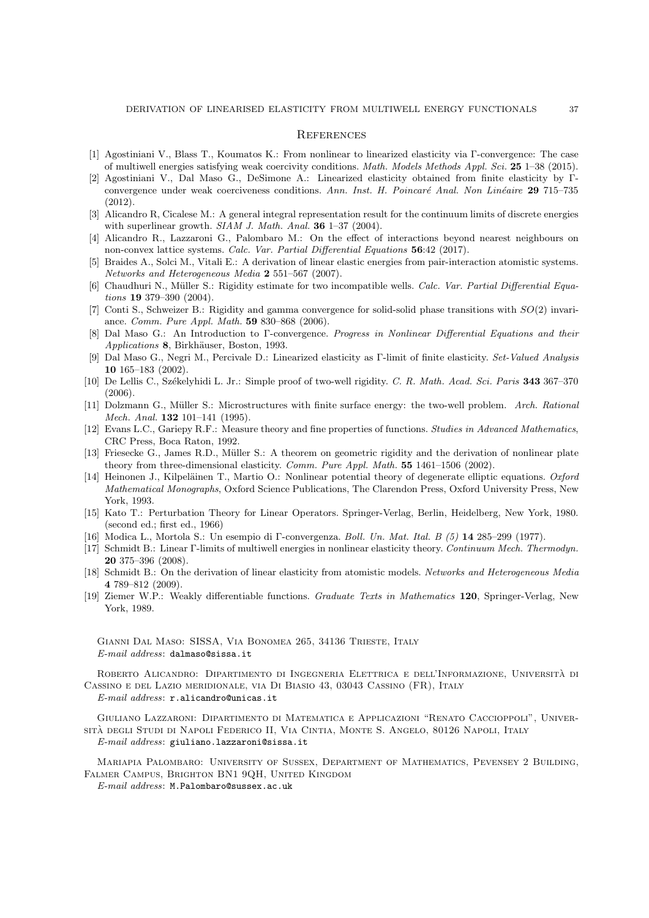## References

[1] Agostiniani V., Blass T., Koumatos K.: From nonlinear to linearized elasticity via Γ-convergence: The case of multiwell energies satisfying weak coercivity conditions. *Math. Models Methods Appl. Sci.* **25** 1–38 (2015).

[2] Agostiniani V., Dal Maso G., DeSimone A.: Linearized elasticity obtained from finite elasticity by Γ-convergence under weak coerciveness conditions. *Ann. Inst. H. Poincaré Anal. Non Linéaire* **29** 715–735 (2012).

[3] Alicandro R, Cicalese M.: A general integral representation result for the continuum limits of discrete energies with superlinear growth. *SIAM J. Math. Anal.* **36** 1–37 (2004).

[4] Alicandro R., Lazzaroni G., Palombaro M.: On the effect of interactions beyond nearest neighbours on non-convex lattice systems. *Calc. Var. Partial Differential Equations* **56**:42 (2017).

[5] Braides A., Solci M., Vitali E.: A derivation of linear elastic energies from pair-interaction atomistic systems. *Networks and Heterogeneous Media* **2** 551–567 (2007).

[6] Chaudhuri N., Müller S.: Rigidity estimate for two incompatible wells. *Calc. Var. Partial Differential Equations* **19** 379–390 (2004).

[7] Conti S., Schweizer B.: Rigidity and gamma convergence for solid-solid phase transitions with $SO(2)$ invariance. *Comm. Pure Appl. Math.* **59** 830–868 (2006).

[8] Dal Maso G.: An Introduction to Γ-convergence. *Progress in Nonlinear Differential Equations and their Applications* **8**, Birkhäuser, Boston, 1993.

[9] Dal Maso G., Negri M., Percivale D.: Linearized elasticity as Γ-limit of finite elasticity. *Set-Valued Analysis* **10** 165–183 (2002).

[10] De Lellis C., Székelyhidi L. Jr.: Simple proof of two-well rigidity. *C. R. Math. Acad. Sci. Paris* **343** 367–370 (2006).

[11] Dolzmann G., Müller S.: Microstructures with finite surface energy: the two-well problem. *Arch. Rational Mech. Anal.* **132** 101–141 (1995).

[12] Evans L.C., Gariepy R.F.: Measure theory and fine properties of functions. *Studies in Advanced Mathematics*, CRC Press, Boca Raton, 1992.

[13] Friesecke G., James R.D., Müller S.: A theorem on geometric rigidity and the derivation of nonlinear plate theory from three-dimensional elasticity. *Comm. Pure Appl. Math.* **55** 1461–1506 (2002).

[14] Heinonen J., Kilpeläinen T., Martio O.: Nonlinear potential theory of degenerate elliptic equations. *Oxford Mathematical Monographs*, Oxford Science Publications, The Clarendon Press, Oxford University Press, New York, 1993.

[15] Kato T.: Perturbation Theory for Linear Operators. Springer-Verlag, Berlin, Heidelberg, New York, 1980. (second ed.; first ed., 1966)

[16] Modica L., Mortola S.: Un esempio di Γ-convergenza. *Boll. Un. Mat. Ital. B (5)* **14** 285–299 (1977).

[17] Schmidt B.: Linear Γ-limits of multiwell energies in nonlinear elasticity theory. *Continuum Mech. Thermodyn.* **20** 375–396 (2008).

[18] Schmidt B.: On the derivation of linear elasticity from atomistic models. *Networks and Heterogeneous Media* **4** 789–812 (2009).

[19] Ziemer W.P.: Weakly differentiable functions. *Graduate Texts in Mathematics* **120**, Springer-Verlag, New York, 1989.

Gianni Dal Maso: SISSA, Via Bonomea 265, 34136 Trieste, Italy
*E-mail address*: dalmaso@sissa.it

Roberto Alicandro: Dipartimento di Ingegneria Elettrica e dell'Informazione, Università di Cassino e del Lazio meridionale, via Di Biasio 43, 03043 Cassino (FR), Italy
*E-mail address*: r.alicandro@unicas.it

Giuliano Lazzaroni: Dipartimento di Matematica e Applicazioni "Renato Caccioppoli", Università degli Studi di Napoli Federico II, Via Cintia, Monte S. Angelo, 80126 Napoli, Italy
*E-mail address*: giuliano.lazzaroni@sissa.it

Mariapia Palombaro: University of Sussex, Department of Mathematics, Pevensey 2 Building, Falmer Campus, Brighton BN1 9QH, United Kingdom
*E-mail address*: M.Palombaro@sussex.ac.uk